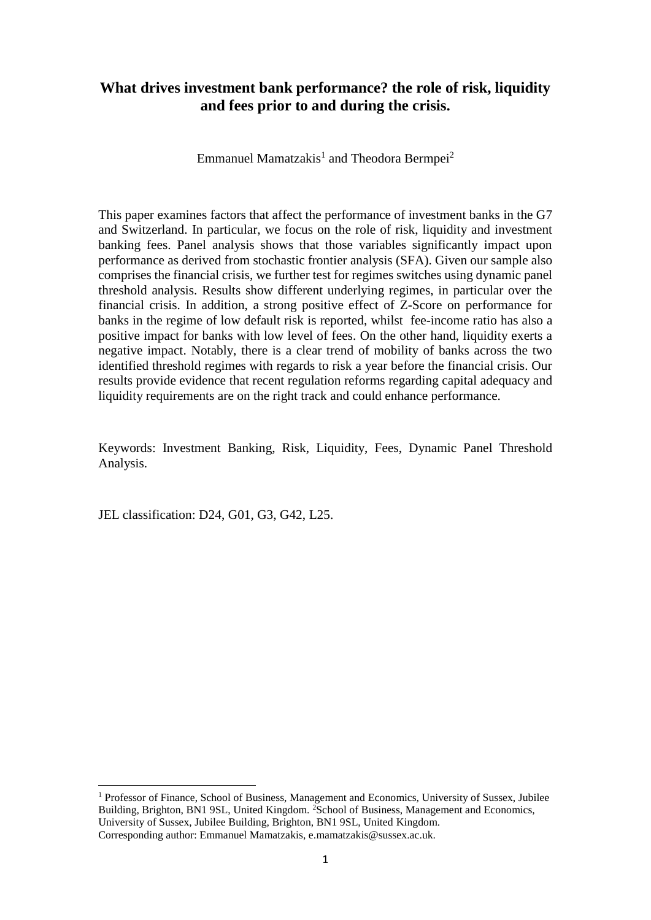# What drives investment bank performance? the role of risk, liquidity and fees prior to and during the crisis.

Emmanuel Mamatzakis[1] and Theodora Bermpei[2]

This paper examines factors that affect the performance of investment banks in the G7 and Switzerland. In particular, we focus on the role of risk, liquidity and investment banking fees. Panel analysis shows that those variables significantly impact upon performance as derived from stochastic frontier analysis (SFA). Given our sample also comprises the financial crisis, we further test for regimes switches using dynamic panel threshold analysis. Results show different underlying regimes, in particular over the financial crisis. In addition, a strong positive effect of Z-Score on performance for banks in the regime of low default risk is reported, whilst fee-income ratio has also a positive impact for banks with low level of fees. On the other hand, liquidity exerts a negative impact. Notably, there is a clear trend of mobility of banks across the two identified threshold regimes with regards to risk a year before the financial crisis. Our results provide evidence that recent regulation reforms regarding capital adequacy and liquidity requirements are on the right track and could enhance performance.

Keywords: Investment Banking, Risk, Liquidity, Fees, Dynamic Panel Threshold Analysis.

JEL classification: D24, G01, G3, G42, L25.

---

[1] Professor of Finance, School of Business, Management and Economics, University of Sussex, Jubilee Building, Brighton, BN1 9SL, United Kingdom. [2]School of Business, Management and Economics, University of Sussex, Jubilee Building, Brighton, BN1 9SL, United Kingdom.
Corresponding author: Emmanuel Mamatzakis, e.mamatzakis@sussex.ac.uk.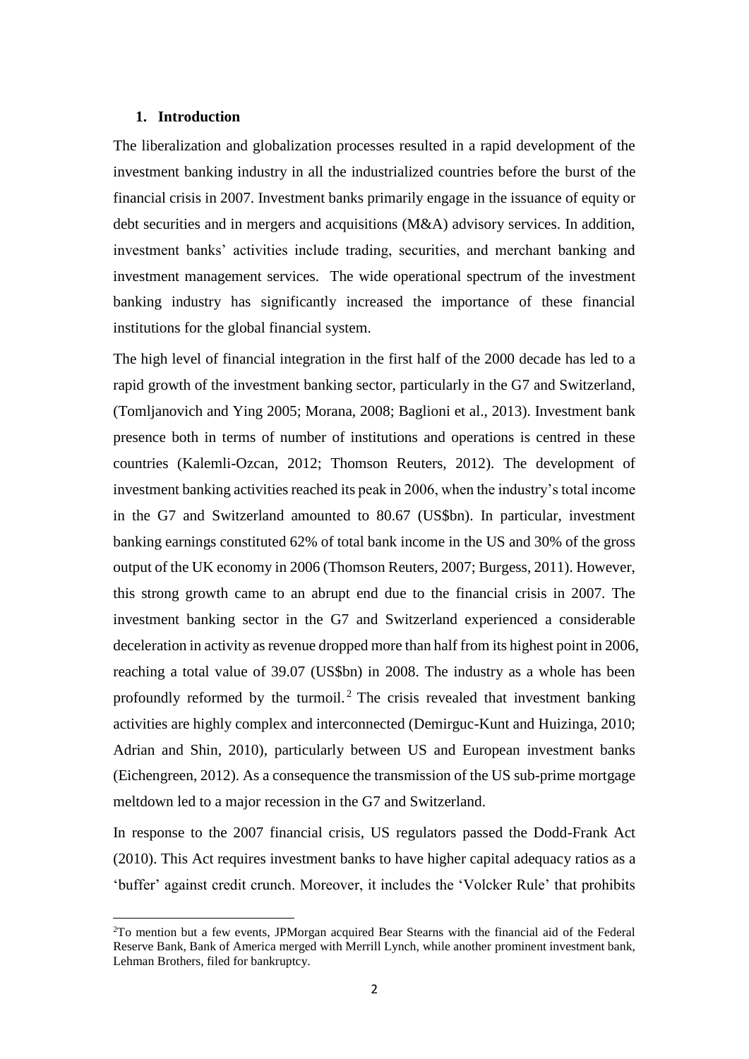## 1. Introduction

The liberalization and globalization processes resulted in a rapid development of the investment banking industry in all the industrialized countries before the burst of the financial crisis in 2007. Investment banks primarily engage in the issuance of equity or debt securities and in mergers and acquisitions (M&A) advisory services. In addition, investment banks' activities include trading, securities, and merchant banking and investment management services. The wide operational spectrum of the investment banking industry has significantly increased the importance of these financial institutions for the global financial system.

The high level of financial integration in the first half of the 2000 decade has led to a rapid growth of the investment banking sector, particularly in the G7 and Switzerland, (Tomljanovich and Ying 2005; Morana, 2008; Baglioni et al., 2013). Investment bank presence both in terms of number of institutions and operations is centred in these countries (Kalemli-Ozcan, 2012; Thomson Reuters, 2012). The development of investment banking activities reached its peak in 2006, when the industry's total income in the G7 and Switzerland amounted to 80.67 (US$bn). In particular, investment banking earnings constituted 62% of total bank income in the US and 30% of the gross output of the UK economy in 2006 (Thomson Reuters, 2007; Burgess, 2011). However, this strong growth came to an abrupt end due to the financial crisis in 2007. The investment banking sector in the G7 and Switzerland experienced a considerable deceleration in activity as revenue dropped more than half from its highest point in 2006, reaching a total value of 39.07 (US$bn) in 2008. The industry as a whole has been profoundly reformed by the turmoil.[2] The crisis revealed that investment banking activities are highly complex and interconnected (Demirguc-Kunt and Huizinga, 2010; Adrian and Shin, 2010), particularly between US and European investment banks (Eichengreen, 2012). As a consequence the transmission of the US sub-prime mortgage meltdown led to a major recession in the G7 and Switzerland.

In response to the 2007 financial crisis, US regulators passed the Dodd-Frank Act (2010). This Act requires investment banks to have higher capital adequacy ratios as a 'buffer' against credit crunch. Moreover, it includes the 'Volcker Rule' that prohibits

[2]To mention but a few events, JPMorgan acquired Bear Stearns with the financial aid of the Federal Reserve Bank, Bank of America merged with Merrill Lynch, while another prominent investment bank, Lehman Brothers, filed for bankruptcy.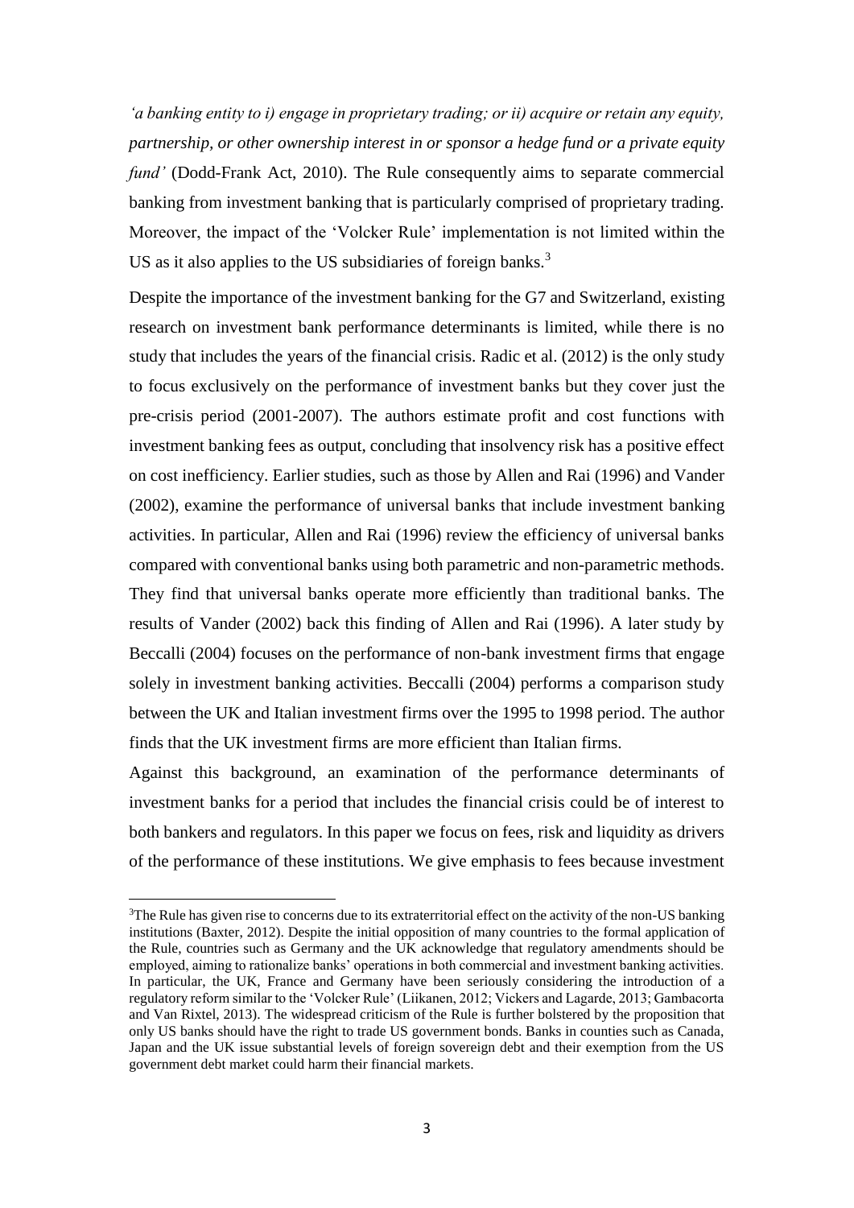*'a banking entity to i) engage in proprietary trading; or ii) acquire or retain any equity, partnership, or other ownership interest in or sponsor a hedge fund or a private equity fund'* (Dodd-Frank Act, 2010). The Rule consequently aims to separate commercial banking from investment banking that is particularly comprised of proprietary trading. Moreover, the impact of the 'Volcker Rule' implementation is not limited within the US as it also applies to the US subsidiaries of foreign banks.[3]

Despite the importance of the investment banking for the G7 and Switzerland, existing research on investment bank performance determinants is limited, while there is no study that includes the years of the financial crisis. Radic et al. (2012) is the only study to focus exclusively on the performance of investment banks but they cover just the pre-crisis period (2001-2007). The authors estimate profit and cost functions with investment banking fees as output, concluding that insolvency risk has a positive effect on cost inefficiency. Earlier studies, such as those by Allen and Rai (1996) and Vander (2002), examine the performance of universal banks that include investment banking activities. In particular, Allen and Rai (1996) review the efficiency of universal banks compared with conventional banks using both parametric and non-parametric methods. They find that universal banks operate more efficiently than traditional banks. The results of Vander (2002) back this finding of Allen and Rai (1996). A later study by Beccalli (2004) focuses on the performance of non-bank investment firms that engage solely in investment banking activities. Beccalli (2004) performs a comparison study between the UK and Italian investment firms over the 1995 to 1998 period. The author finds that the UK investment firms are more efficient than Italian firms.

Against this background, an examination of the performance determinants of investment banks for a period that includes the financial crisis could be of interest to both bankers and regulators. In this paper we focus on fees, risk and liquidity as drivers of the performance of these institutions. We give emphasis to fees because investment

[3] The Rule has given rise to concerns due to its extraterritorial effect on the activity of the non-US banking institutions (Baxter, 2012). Despite the initial opposition of many countries to the formal application of the Rule, countries such as Germany and the UK acknowledge that regulatory amendments should be employed, aiming to rationalize banks' operations in both commercial and investment banking activities. In particular, the UK, France and Germany have been seriously considering the introduction of a regulatory reform similar to the 'Volcker Rule' (Liikanen, 2012; Vickers and Lagarde, 2013; Gambacorta and Van Rixtel, 2013). The widespread criticism of the Rule is further bolstered by the proposition that only US banks should have the right to trade US government bonds. Banks in counties such as Canada, Japan and the UK issue substantial levels of foreign sovereign debt and their exemption from the US government debt market could harm their financial markets.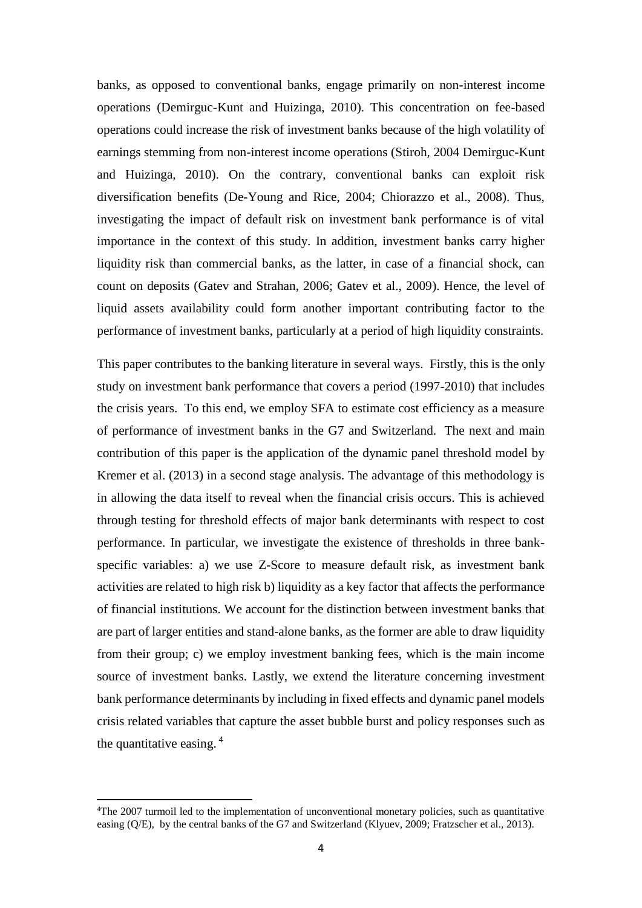banks, as opposed to conventional banks, engage primarily on non-interest income operations (Demirguc-Kunt and Huizinga, 2010). This concentration on fee-based operations could increase the risk of investment banks because of the high volatility of earnings stemming from non-interest income operations (Stiroh, 2004 Demirguc-Kunt and Huizinga, 2010). On the contrary, conventional banks can exploit risk diversification benefits (De-Young and Rice, 2004; Chiorazzo et al., 2008). Thus, investigating the impact of default risk on investment bank performance is of vital importance in the context of this study. In addition, investment banks carry higher liquidity risk than commercial banks, as the latter, in case of a financial shock, can count on deposits (Gatev and Strahan, 2006; Gatev et al., 2009). Hence, the level of liquid assets availability could form another important contributing factor to the performance of investment banks, particularly at a period of high liquidity constraints.

This paper contributes to the banking literature in several ways. Firstly, this is the only study on investment bank performance that covers a period (1997-2010) that includes the crisis years. To this end, we employ SFA to estimate cost efficiency as a measure of performance of investment banks in the G7 and Switzerland. The next and main contribution of this paper is the application of the dynamic panel threshold model by Kremer et al. (2013) in a second stage analysis. The advantage of this methodology is in allowing the data itself to reveal when the financial crisis occurs. This is achieved through testing for threshold effects of major bank determinants with respect to cost performance. In particular, we investigate the existence of thresholds in three bank-specific variables: a) we use Z-Score to measure default risk, as investment bank activities are related to high risk b) liquidity as a key factor that affects the performance of financial institutions. We account for the distinction between investment banks that are part of larger entities and stand-alone banks, as the former are able to draw liquidity from their group; c) we employ investment banking fees, which is the main income source of investment banks. Lastly, we extend the literature concerning investment bank performance determinants by including in fixed effects and dynamic panel models crisis related variables that capture the asset bubble burst and policy responses such as the quantitative easing. [4]

---

[4]The 2007 turmoil led to the implementation of unconventional monetary policies, such as quantitative easing (Q/E), by the central banks of the G7 and Switzerland (Klyuev, 2009; Fratzscher et al., 2013).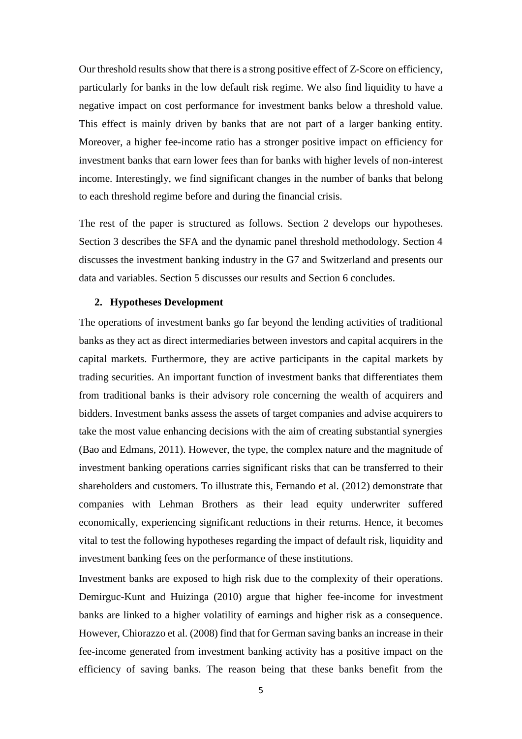Our threshold results show that there is a strong positive effect of Z-Score on efficiency, particularly for banks in the low default risk regime. We also find liquidity to have a negative impact on cost performance for investment banks below a threshold value. This effect is mainly driven by banks that are not part of a larger banking entity. Moreover, a higher fee-income ratio has a stronger positive impact on efficiency for investment banks that earn lower fees than for banks with higher levels of non-interest income. Interestingly, we find significant changes in the number of banks that belong to each threshold regime before and during the financial crisis.

The rest of the paper is structured as follows. Section 2 develops our hypotheses. Section 3 describes the SFA and the dynamic panel threshold methodology. Section 4 discusses the investment banking industry in the G7 and Switzerland and presents our data and variables. Section 5 discusses our results and Section 6 concludes.

## 2. Hypotheses Development

The operations of investment banks go far beyond the lending activities of traditional banks as they act as direct intermediaries between investors and capital acquirers in the capital markets. Furthermore, they are active participants in the capital markets by trading securities. An important function of investment banks that differentiates them from traditional banks is their advisory role concerning the wealth of acquirers and bidders. Investment banks assess the assets of target companies and advise acquirers to take the most value enhancing decisions with the aim of creating substantial synergies (Bao and Edmans, 2011). However, the type, the complex nature and the magnitude of investment banking operations carries significant risks that can be transferred to their shareholders and customers. To illustrate this, Fernando et al. (2012) demonstrate that companies with Lehman Brothers as their lead equity underwriter suffered economically, experiencing significant reductions in their returns. Hence, it becomes vital to test the following hypotheses regarding the impact of default risk, liquidity and investment banking fees on the performance of these institutions.

Investment banks are exposed to high risk due to the complexity of their operations. Demirguc-Kunt and Huizinga (2010) argue that higher fee-income for investment banks are linked to a higher volatility of earnings and higher risk as a consequence. However, Chiorazzo et al. (2008) find that for German saving banks an increase in their fee-income generated from investment banking activity has a positive impact on the efficiency of saving banks. The reason being that these banks benefit from the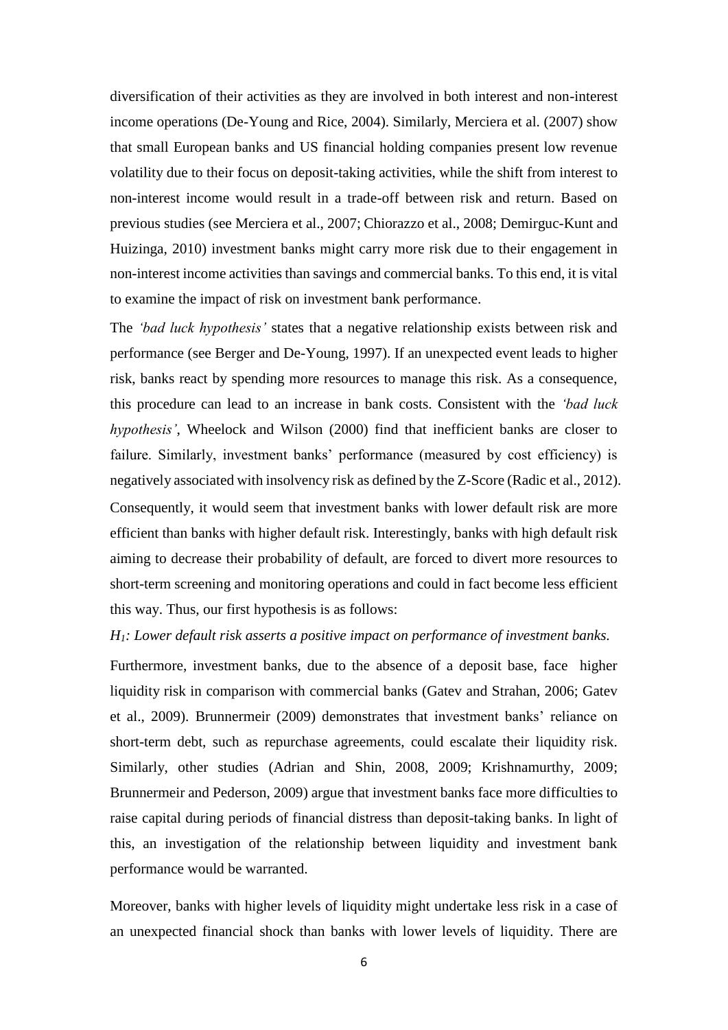diversification of their activities as they are involved in both interest and non-interest income operations (De-Young and Rice, 2004). Similarly, Merciera et al. (2007) show that small European banks and US financial holding companies present low revenue volatility due to their focus on deposit-taking activities, while the shift from interest to non-interest income would result in a trade-off between risk and return. Based on previous studies (see Merciera et al., 2007; Chiorazzo et al., 2008; Demirguc-Kunt and Huizinga, 2010) investment banks might carry more risk due to their engagement in non-interest income activities than savings and commercial banks. To this end, it is vital to examine the impact of risk on investment bank performance.

The *'bad luck hypothesis'* states that a negative relationship exists between risk and performance (see Berger and De-Young, 1997). If an unexpected event leads to higher risk, banks react by spending more resources to manage this risk. As a consequence, this procedure can lead to an increase in bank costs. Consistent with the *'bad luck hypothesis'*, Wheelock and Wilson (2000) find that inefficient banks are closer to failure. Similarly, investment banks' performance (measured by cost efficiency) is negatively associated with insolvency risk as defined by the Z-Score (Radic et al., 2012). Consequently, it would seem that investment banks with lower default risk are more efficient than banks with higher default risk. Interestingly, banks with high default risk aiming to decrease their probability of default, are forced to divert more resources to short-term screening and monitoring operations and could in fact become less efficient this way. Thus, our first hypothesis is as follows:

*$H_1$: Lower default risk asserts a positive impact on performance of investment banks.*

Furthermore, investment banks, due to the absence of a deposit base, face higher liquidity risk in comparison with commercial banks (Gatev and Strahan, 2006; Gatev et al., 2009). Brunnermeir (2009) demonstrates that investment banks' reliance on short-term debt, such as repurchase agreements, could escalate their liquidity risk. Similarly, other studies (Adrian and Shin, 2008, 2009; Krishnamurthy, 2009; Brunnermeir and Pederson, 2009) argue that investment banks face more difficulties to raise capital during periods of financial distress than deposit-taking banks. In light of this, an investigation of the relationship between liquidity and investment bank performance would be warranted.

Moreover, banks with higher levels of liquidity might undertake less risk in a case of an unexpected financial shock than banks with lower levels of liquidity. There are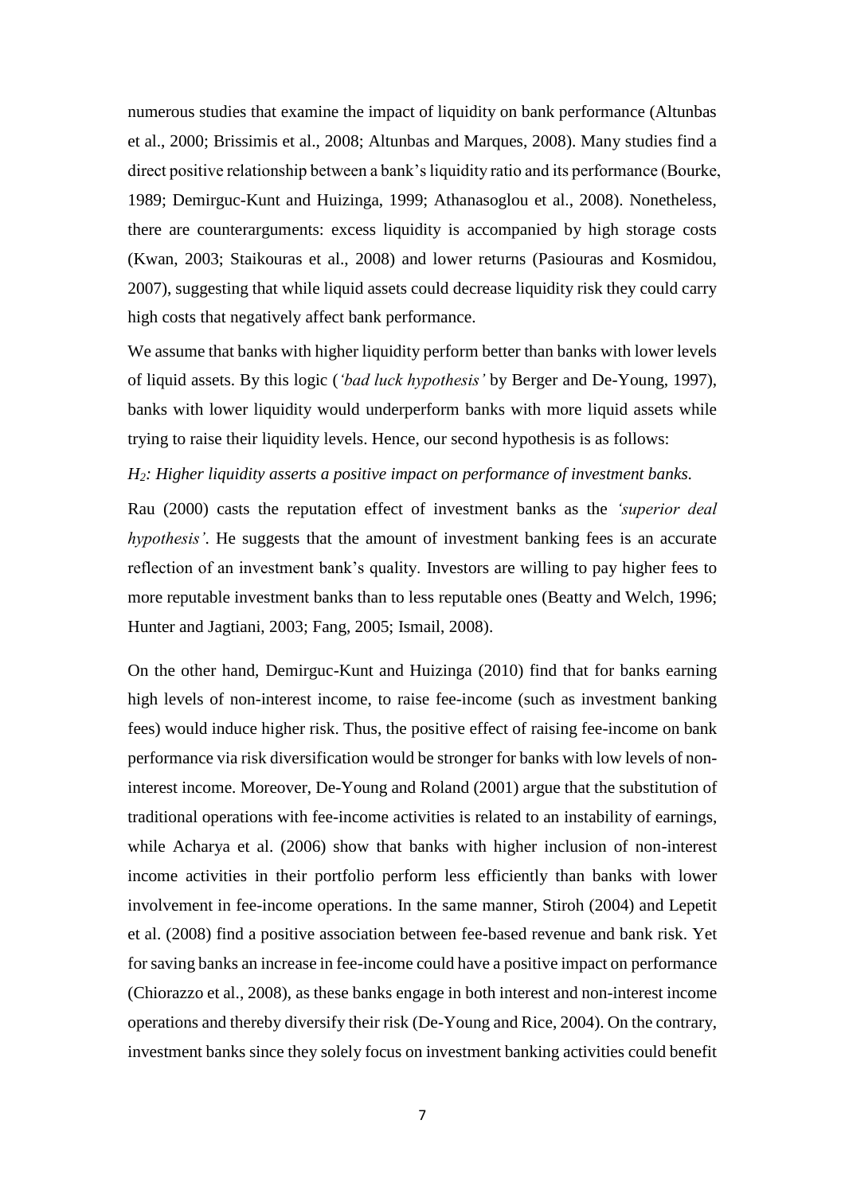numerous studies that examine the impact of liquidity on bank performance (Altunbas et al., 2000; Brissimis et al., 2008; Altunbas and Marques, 2008). Many studies find a direct positive relationship between a bank's liquidity ratio and its performance (Bourke, 1989; Demirguc-Kunt and Huizinga, 1999; Athanasoglou et al., 2008). Nonetheless, there are counterarguments: excess liquidity is accompanied by high storage costs (Kwan, 2003; Staikouras et al., 2008) and lower returns (Pasiouras and Kosmidou, 2007), suggesting that while liquid assets could decrease liquidity risk they could carry high costs that negatively affect bank performance.

We assume that banks with higher liquidity perform better than banks with lower levels of liquid assets. By this logic (*'bad luck hypothesis'* by Berger and De-Young, 1997), banks with lower liquidity would underperform banks with more liquid assets while trying to raise their liquidity levels. Hence, our second hypothesis is as follows:

*$H_2$: Higher liquidity asserts a positive impact on performance of investment banks.*

Rau (2000) casts the reputation effect of investment banks as the *'superior deal hypothesis'*. He suggests that the amount of investment banking fees is an accurate reflection of an investment bank's quality. Investors are willing to pay higher fees to more reputable investment banks than to less reputable ones (Beatty and Welch, 1996; Hunter and Jagtiani, 2003; Fang, 2005; Ismail, 2008).

On the other hand, Demirguc-Kunt and Huizinga (2010) find that for banks earning high levels of non-interest income, to raise fee-income (such as investment banking fees) would induce higher risk. Thus, the positive effect of raising fee-income on bank performance via risk diversification would be stronger for banks with low levels of non-interest income. Moreover, De-Young and Roland (2001) argue that the substitution of traditional operations with fee-income activities is related to an instability of earnings, while Acharya et al. (2006) show that banks with higher inclusion of non-interest income activities in their portfolio perform less efficiently than banks with lower involvement in fee-income operations. In the same manner, Stiroh (2004) and Lepetit et al. (2008) find a positive association between fee-based revenue and bank risk. Yet for saving banks an increase in fee-income could have a positive impact on performance (Chiorazzo et al., 2008), as these banks engage in both interest and non-interest income operations and thereby diversify their risk (De-Young and Rice, 2004). On the contrary, investment banks since they solely focus on investment banking activities could benefit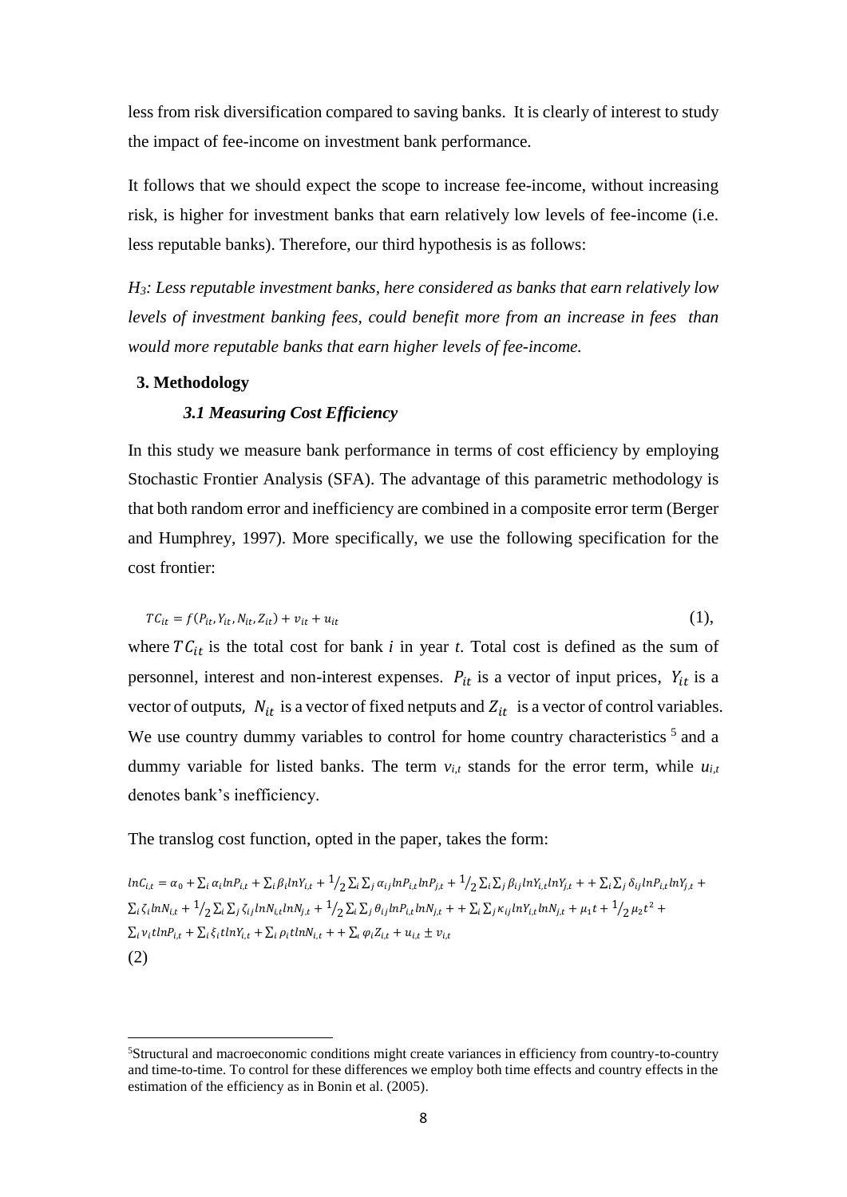less from risk diversification compared to saving banks. It is clearly of interest to study the impact of fee-income on investment bank performance.

It follows that we should expect the scope to increase fee-income, without increasing risk, is higher for investment banks that earn relatively low levels of fee-income (i.e. less reputable banks). Therefore, our third hypothesis is as follows:

*$H_3$: Less reputable investment banks, here considered as banks that earn relatively low levels of investment banking fees, could benefit more from an increase in fees than would more reputable banks that earn higher levels of fee-income.*

## 3. Methodology

### *3.1 Measuring Cost Efficiency*

In this study we measure bank performance in terms of cost efficiency by employing Stochastic Frontier Analysis (SFA). The advantage of this parametric methodology is that both random error and inefficiency are combined in a composite error term (Berger and Humphrey, 1997). More specifically, we use the following specification for the cost frontier:

$$TC_{it} = f(P_{it}, Y_{it}, N_{it}, Z_{it}) + v_{it} + u_{it} \quad (1),$$

where $TC_{it}$ is the total cost for bank *i* in year *t*. Total cost is defined as the sum of personnel, interest and non-interest expenses. $P_{it}$ is a vector of input prices, $Y_{it}$ is a vector of outputs, $N_{it}$ is a vector of fixed netputs and $Z_{it}$ is a vector of control variables. We use country dummy variables to control for home country characteristics [5] and a dummy variable for listed banks. The term $v_{i,t}$ stands for the error term, while $u_{i,t}$ denotes bank's inefficiency.

The translog cost function, opted in the paper, takes the form:

$$lnC_{i,t} = \alpha_0 + \sum_i \alpha_i lnP_{i,t} + \sum_i \beta_i lnY_{i,t} + {}^1\!/_2 \sum_i \sum_j \alpha_{ij} lnP_{i,t} lnP_{j,t} + {}^1\!/_2 \sum_i \sum_j \beta_{ij} lnY_{i,t} lnY_{j,t} + + \sum_i \sum_j \delta_{ij} lnP_{i,t} lnY_{j,t} + \sum_i \zeta_i lnN_{i,t} + {}^1\!/_2 \sum_i \sum_j \zeta_{ij} lnN_{i,t} lnN_{j,t} + {}^1\!/_2 \sum_i \sum_j \theta_{ij} lnP_{i,t} lnN_{j,t} + + \sum_i \sum_j \kappa_{ij} lnY_{i,t} lnN_{j,t} + \mu_1 t + {}^1\!/_2 \mu_2 t^2 + \sum_i \nu_i t lnP_{i,t} + \sum_i \xi_i t lnY_{i,t} + \sum_i \rho_i t lnN_{i,t} + + \sum_\iota \varphi_i Z_{i,t} + u_{i,t} \pm v_{i,t}$$

(2)

[5] Structural and macroeconomic conditions might create variances in efficiency from country-to-country and time-to-time. To control for these differences we employ both time effects and country effects in the estimation of the efficiency as in Bonin et al. (2005).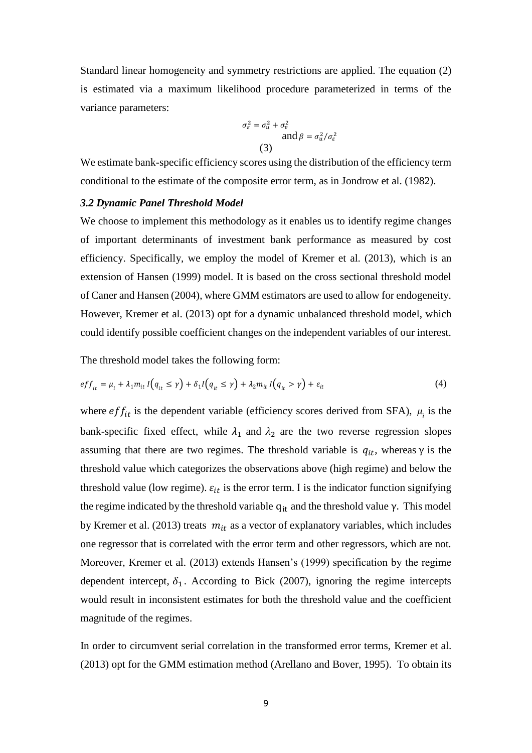Standard linear homogeneity and symmetry restrictions are applied. The equation (2) is estimated via a maximum likelihood procedure parameterized in terms of the variance parameters:

$$\sigma_\varepsilon^2 = \sigma_u^2 + \sigma_v^2 \quad \text{and} \; \beta = \sigma_u^2/\sigma_\varepsilon^2 \tag{3}$$

We estimate bank-specific efficiency scores using the distribution of the efficiency term conditional to the estimate of the composite error term, as in Jondrow et al. (1982).

### *3.2 Dynamic Panel Threshold Model*

We choose to implement this methodology as it enables us to identify regime changes of important determinants of investment bank performance as measured by cost efficiency. Specifically, we employ the model of Kremer et al. (2013), which is an extension of Hansen (1999) model. It is based on the cross sectional threshold model of Caner and Hansen (2004), where GMM estimators are used to allow for endogeneity. However, Kremer et al. (2013) opt for a dynamic unbalanced threshold model, which could identify possible coefficient changes on the independent variables of our interest.

The threshold model takes the following form:

$$eff_{it} = \mu_i + \lambda_1 m_{it}\, I\left(q_{it} \leq \gamma\right) + \delta_1 I\left(q_{it} \leq \gamma\right) + \lambda_2 m_{it}\, I\left(q_{it} > \gamma\right) + \varepsilon_{it} \tag{4}$$

where $eff_{it}$ is the dependent variable (efficiency scores derived from SFA), $\mu_i$ is the bank-specific fixed effect, while $\lambda_1$ and $\lambda_2$ are the two reverse regression slopes assuming that there are two regimes. The threshold variable is $q_{it}$, whereas $\gamma$ is the threshold value which categorizes the observations above (high regime) and below the threshold value (low regime). $\varepsilon_{it}$ is the error term. I is the indicator function signifying the regime indicated by the threshold variable $q_{it}$ and the threshold value $\gamma$. This model by Kremer et al. (2013) treats $m_{it}$ as a vector of explanatory variables, which includes one regressor that is correlated with the error term and other regressors, which are not. Moreover, Kremer et al. (2013) extends Hansen's (1999) specification by the regime dependent intercept, $\delta_1$. According to Bick (2007), ignoring the regime intercepts would result in inconsistent estimates for both the threshold value and the coefficient magnitude of the regimes.

In order to circumvent serial correlation in the transformed error terms, Kremer et al. (2013) opt for the GMM estimation method (Arellano and Bover, 1995). To obtain its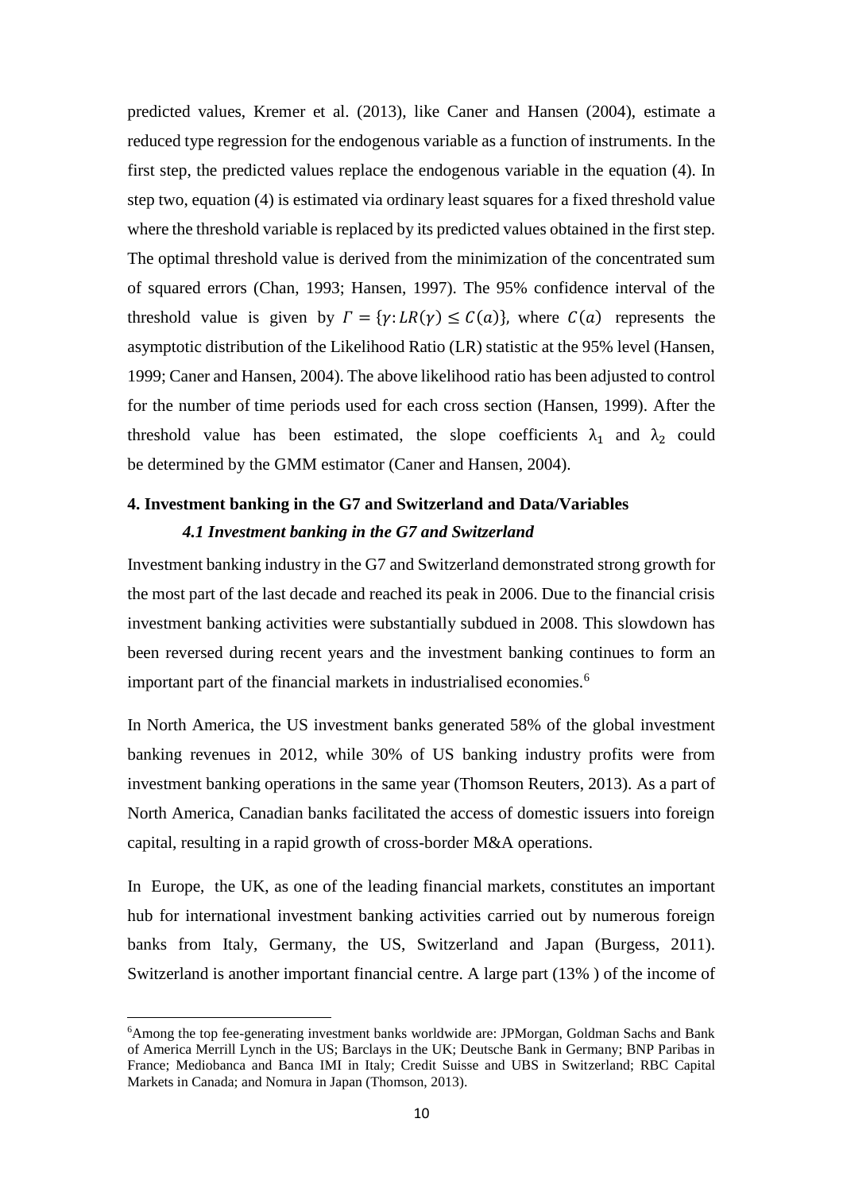predicted values, Kremer et al. (2013), like Caner and Hansen (2004), estimate a reduced type regression for the endogenous variable as a function of instruments. In the first step, the predicted values replace the endogenous variable in the equation (4). In step two, equation (4) is estimated via ordinary least squares for a fixed threshold value where the threshold variable is replaced by its predicted values obtained in the first step. The optimal threshold value is derived from the minimization of the concentrated sum of squared errors (Chan, 1993; Hansen, 1997). The 95% confidence interval of the threshold value is given by $\Gamma = \{\gamma: LR(\gamma) \leq C(a)\}$, where $C(a)$ represents the asymptotic distribution of the Likelihood Ratio (LR) statistic at the 95% level (Hansen, 1999; Caner and Hansen, 2004). The above likelihood ratio has been adjusted to control for the number of time periods used for each cross section (Hansen, 1999). After the threshold value has been estimated, the slope coefficients $\lambda_1$ and $\lambda_2$ could be determined by the GMM estimator (Caner and Hansen, 2004).

## 4. Investment banking in the G7 and Switzerland and Data/Variables

### *4.1 Investment banking in the G7 and Switzerland*

Investment banking industry in the G7 and Switzerland demonstrated strong growth for the most part of the last decade and reached its peak in 2006. Due to the financial crisis investment banking activities were substantially subdued in 2008. This slowdown has been reversed during recent years and the investment banking continues to form an important part of the financial markets in industrialised economies.[6]

In North America, the US investment banks generated 58% of the global investment banking revenues in 2012, while 30% of US banking industry profits were from investment banking operations in the same year (Thomson Reuters, 2013). As a part of North America, Canadian banks facilitated the access of domestic issuers into foreign capital, resulting in a rapid growth of cross-border M&A operations.

In Europe, the UK, as one of the leading financial markets, constitutes an important hub for international investment banking activities carried out by numerous foreign banks from Italy, Germany, the US, Switzerland and Japan (Burgess, 2011). Switzerland is another important financial centre. A large part (13% ) of the income of

---

[6]Among the top fee-generating investment banks worldwide are: JPMorgan, Goldman Sachs and Bank of America Merrill Lynch in the US; Barclays in the UK; Deutsche Bank in Germany; BNP Paribas in France; Mediobanca and Banca IMI in Italy; Credit Suisse and UBS in Switzerland; RBC Capital Markets in Canada; and Nomura in Japan (Thomson, 2013).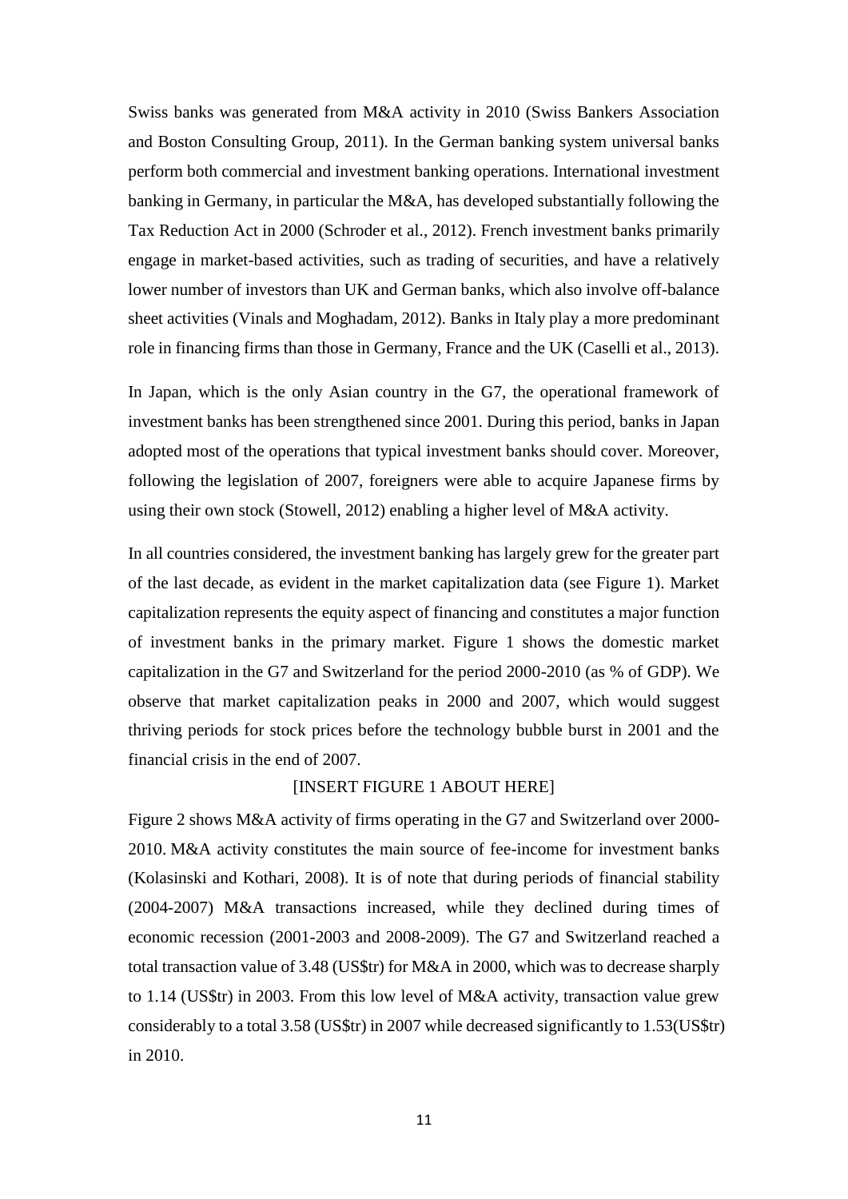Swiss banks was generated from M&A activity in 2010 (Swiss Bankers Association and Boston Consulting Group, 2011). In the German banking system universal banks perform both commercial and investment banking operations. International investment banking in Germany, in particular the M&A, has developed substantially following the Tax Reduction Act in 2000 (Schroder et al., 2012). French investment banks primarily engage in market-based activities, such as trading of securities, and have a relatively lower number of investors than UK and German banks, which also involve off-balance sheet activities (Vinals and Moghadam, 2012). Banks in Italy play a more predominant role in financing firms than those in Germany, France and the UK (Caselli et al., 2013).

In Japan, which is the only Asian country in the G7, the operational framework of investment banks has been strengthened since 2001. During this period, banks in Japan adopted most of the operations that typical investment banks should cover. Moreover, following the legislation of 2007, foreigners were able to acquire Japanese firms by using their own stock (Stowell, 2012) enabling a higher level of M&A activity.

In all countries considered, the investment banking has largely grew for the greater part of the last decade, as evident in the market capitalization data (see Figure 1). Market capitalization represents the equity aspect of financing and constitutes a major function of investment banks in the primary market. Figure 1 shows the domestic market capitalization in the G7 and Switzerland for the period 2000-2010 (as % of GDP). We observe that market capitalization peaks in 2000 and 2007, which would suggest thriving periods for stock prices before the technology bubble burst in 2001 and the financial crisis in the end of 2007.

[INSERT FIGURE 1 ABOUT HERE]

Figure 2 shows M&A activity of firms operating in the G7 and Switzerland over 2000-2010. M&A activity constitutes the main source of fee-income for investment banks (Kolasinski and Kothari, 2008). It is of note that during periods of financial stability (2004-2007) M&A transactions increased, while they declined during times of economic recession (2001-2003 and 2008-2009). The G7 and Switzerland reached a total transaction value of 3.48 (US$tr) for M&A in 2000, which was to decrease sharply to 1.14 (US$tr) in 2003. From this low level of M&A activity, transaction value grew considerably to a total 3.58 (US$tr) in 2007 while decreased significantly to 1.53(US$tr) in 2010.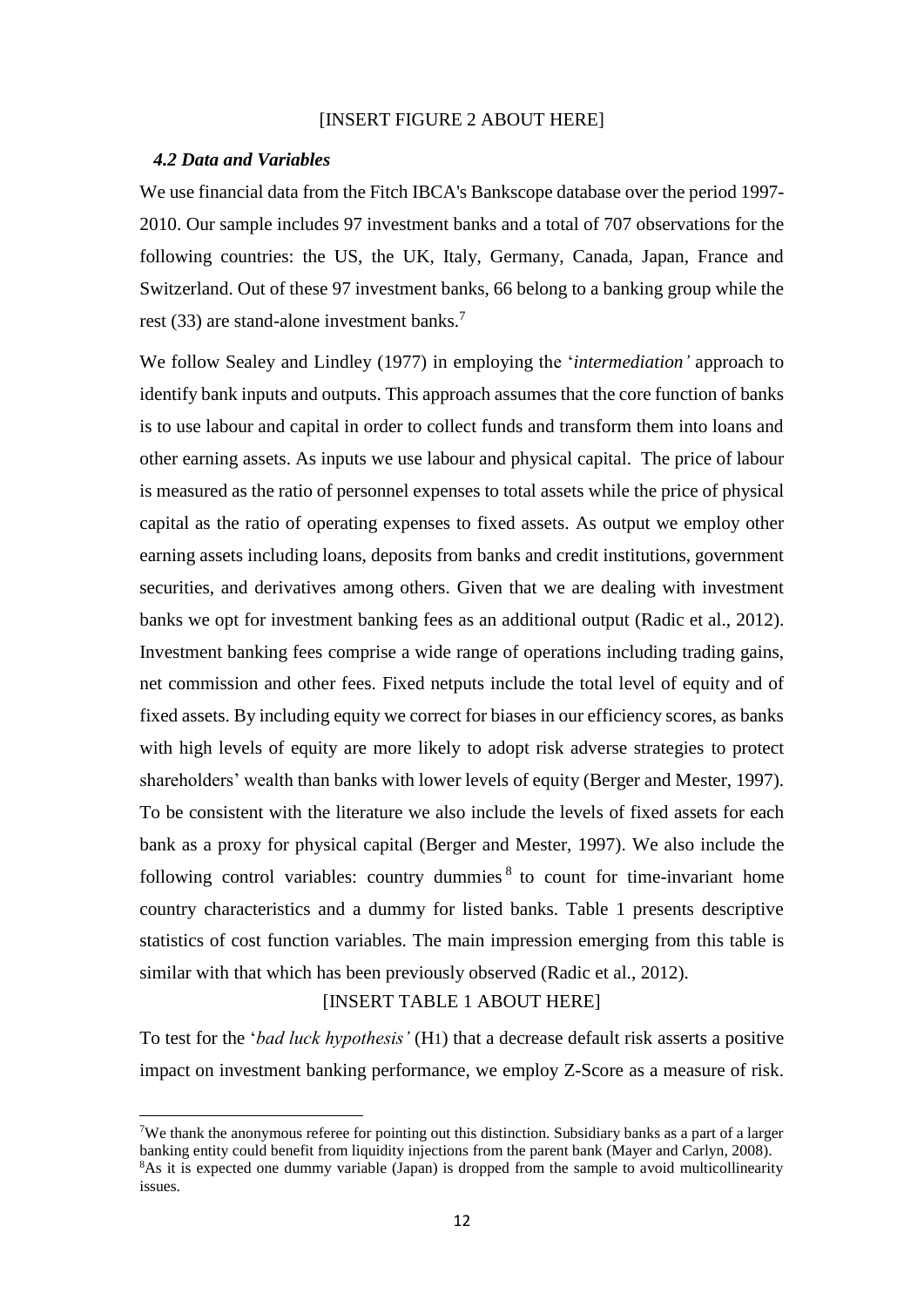[INSERT FIGURE 2 ABOUT HERE]

### *4.2 Data and Variables*

We use financial data from the Fitch IBCA's Bankscope database over the period 1997-2010. Our sample includes 97 investment banks and a total of 707 observations for the following countries: the US, the UK, Italy, Germany, Canada, Japan, France and Switzerland. Out of these 97 investment banks, 66 belong to a banking group while the rest (33) are stand-alone investment banks.[7]

We follow Sealey and Lindley (1977) in employing the '*intermediation'* approach to identify bank inputs and outputs. This approach assumes that the core function of banks is to use labour and capital in order to collect funds and transform them into loans and other earning assets. As inputs we use labour and physical capital. The price of labour is measured as the ratio of personnel expenses to total assets while the price of physical capital as the ratio of operating expenses to fixed assets. As output we employ other earning assets including loans, deposits from banks and credit institutions, government securities, and derivatives among others. Given that we are dealing with investment banks we opt for investment banking fees as an additional output (Radic et al., 2012). Investment banking fees comprise a wide range of operations including trading gains, net commission and other fees. Fixed netputs include the total level of equity and of fixed assets. By including equity we correct for biases in our efficiency scores, as banks with high levels of equity are more likely to adopt risk adverse strategies to protect shareholders' wealth than banks with lower levels of equity (Berger and Mester, 1997). To be consistent with the literature we also include the levels of fixed assets for each bank as a proxy for physical capital (Berger and Mester, 1997). We also include the following control variables: country dummies[8] to count for time-invariant home country characteristics and a dummy for listed banks. Table 1 presents descriptive statistics of cost function variables. The main impression emerging from this table is similar with that which has been previously observed (Radic et al., 2012).

[INSERT TABLE 1 ABOUT HERE]

To test for the '*bad luck hypothesis'* (H1) that a decrease default risk asserts a positive impact on investment banking performance, we employ Z-Score as a measure of risk.

---

[7]We thank the anonymous referee for pointing out this distinction. Subsidiary banks as a part of a larger banking entity could benefit from liquidity injections from the parent bank (Mayer and Carlyn, 2008).

[8]As it is expected one dummy variable (Japan) is dropped from the sample to avoid multicollinearity issues.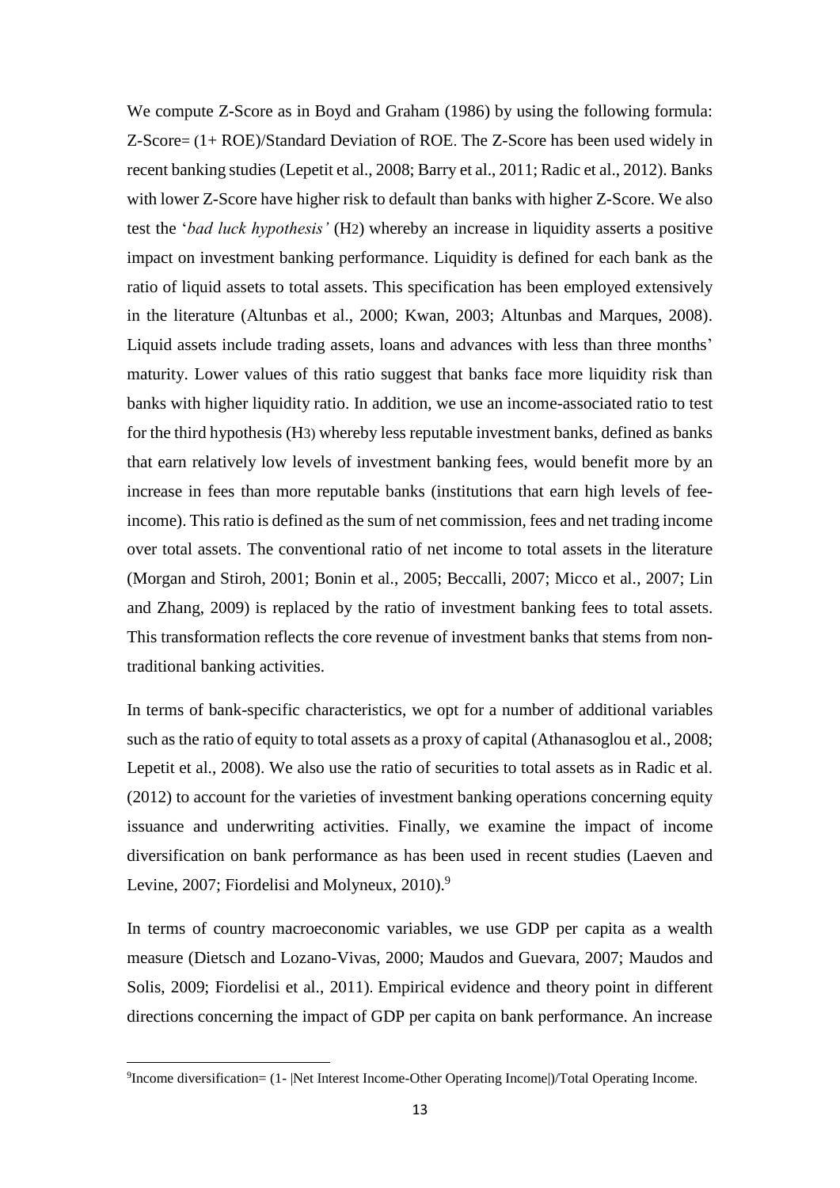We compute Z-Score as in Boyd and Graham (1986) by using the following formula: Z-Score= (1+ ROE)/Standard Deviation of ROE. The Z-Score has been used widely in recent banking studies (Lepetit et al., 2008; Barry et al., 2011; Radic et al., 2012). Banks with lower Z-Score have higher risk to default than banks with higher Z-Score. We also test the '*bad luck hypothesis'* (H2) whereby an increase in liquidity asserts a positive impact on investment banking performance. Liquidity is defined for each bank as the ratio of liquid assets to total assets. This specification has been employed extensively in the literature (Altunbas et al., 2000; Kwan, 2003; Altunbas and Marques, 2008). Liquid assets include trading assets, loans and advances with less than three months' maturity. Lower values of this ratio suggest that banks face more liquidity risk than banks with higher liquidity ratio. In addition, we use an income-associated ratio to test for the third hypothesis (H3) whereby less reputable investment banks, defined as banks that earn relatively low levels of investment banking fees, would benefit more by an increase in fees than more reputable banks (institutions that earn high levels of fee-income). This ratio is defined as the sum of net commission, fees and net trading income over total assets. The conventional ratio of net income to total assets in the literature (Morgan and Stiroh, 2001; Bonin et al., 2005; Beccalli, 2007; Micco et al., 2007; Lin and Zhang, 2009) is replaced by the ratio of investment banking fees to total assets. This transformation reflects the core revenue of investment banks that stems from non-traditional banking activities.

In terms of bank-specific characteristics, we opt for a number of additional variables such as the ratio of equity to total assets as a proxy of capital (Athanasoglou et al., 2008; Lepetit et al., 2008). We also use the ratio of securities to total assets as in Radic et al. (2012) to account for the varieties of investment banking operations concerning equity issuance and underwriting activities. Finally, we examine the impact of income diversification on bank performance as has been used in recent studies (Laeven and Levine, 2007; Fiordelisi and Molyneux, 2010).[9]

In terms of country macroeconomic variables, we use GDP per capita as a wealth measure (Dietsch and Lozano-Vivas, 2000; Maudos and Guevara, 2007; Maudos and Solis, 2009; Fiordelisi et al., 2011). Empirical evidence and theory point in different directions concerning the impact of GDP per capita on bank performance. An increase

[9] Income diversification= (1- |Net Interest Income-Other Operating Income|)/Total Operating Income.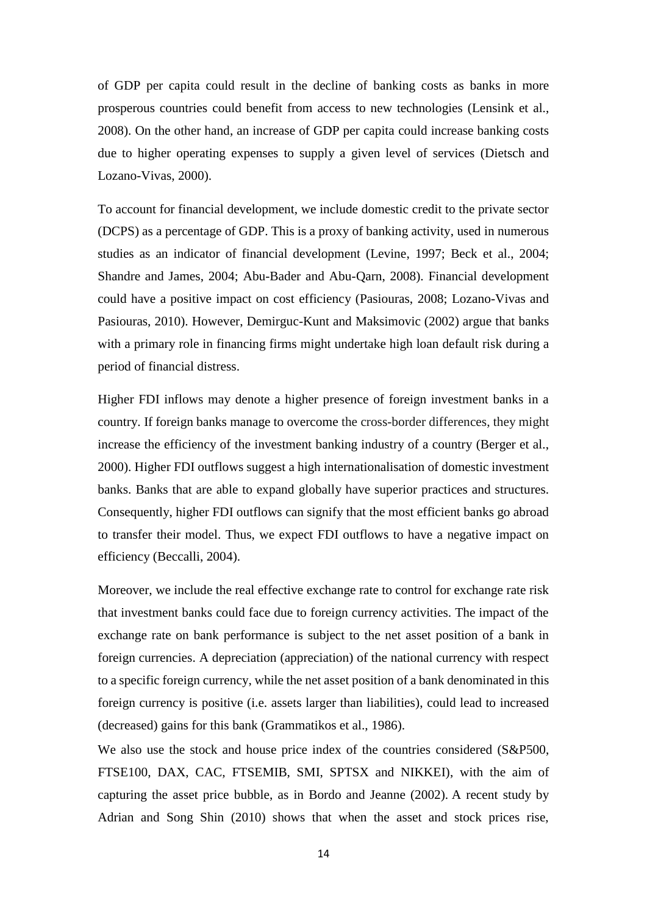of GDP per capita could result in the decline of banking costs as banks in more prosperous countries could benefit from access to new technologies (Lensink et al., 2008). On the other hand, an increase of GDP per capita could increase banking costs due to higher operating expenses to supply a given level of services (Dietsch and Lozano-Vivas, 2000).

To account for financial development, we include domestic credit to the private sector (DCPS) as a percentage of GDP. This is a proxy of banking activity, used in numerous studies as an indicator of financial development (Levine, 1997; Beck et al., 2004; Shandre and James, 2004; Abu-Bader and Abu-Qarn, 2008). Financial development could have a positive impact on cost efficiency (Pasiouras, 2008; Lozano-Vivas and Pasiouras, 2010). However, Demirguc-Kunt and Maksimovic (2002) argue that banks with a primary role in financing firms might undertake high loan default risk during a period of financial distress.

Higher FDI inflows may denote a higher presence of foreign investment banks in a country. If foreign banks manage to overcome the cross-border differences, they might increase the efficiency of the investment banking industry of a country (Berger et al., 2000). Higher FDI outflows suggest a high internationalisation of domestic investment banks. Banks that are able to expand globally have superior practices and structures. Consequently, higher FDI outflows can signify that the most efficient banks go abroad to transfer their model. Thus, we expect FDI outflows to have a negative impact on efficiency (Beccalli, 2004).

Moreover, we include the real effective exchange rate to control for exchange rate risk that investment banks could face due to foreign currency activities. The impact of the exchange rate on bank performance is subject to the net asset position of a bank in foreign currencies. A depreciation (appreciation) of the national currency with respect to a specific foreign currency, while the net asset position of a bank denominated in this foreign currency is positive (i.e. assets larger than liabilities), could lead to increased (decreased) gains for this bank (Grammatikos et al., 1986).

We also use the stock and house price index of the countries considered (S&P500, FTSE100, DAX, CAC, FTSEMIB, SMI, SPTSX and NIKKEI), with the aim of capturing the asset price bubble, as in Bordo and Jeanne (2002). A recent study by Adrian and Song Shin (2010) shows that when the asset and stock prices rise,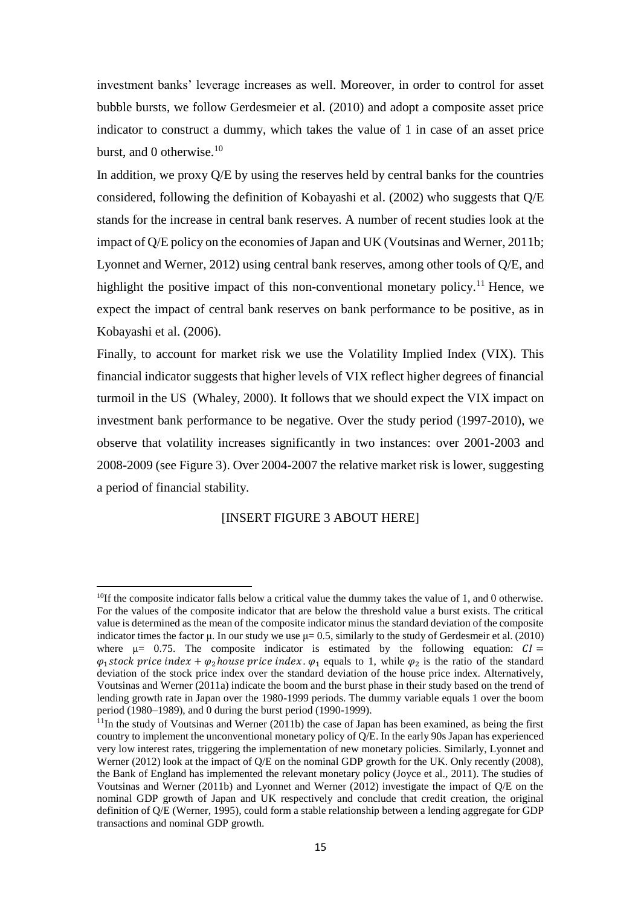investment banks' leverage increases as well. Moreover, in order to control for asset bubble bursts, we follow Gerdesmeier et al. (2010) and adopt a composite asset price indicator to construct a dummy, which takes the value of 1 in case of an asset price burst, and 0 otherwise.[10]

In addition, we proxy Q/E by using the reserves held by central banks for the countries considered, following the definition of Kobayashi et al. (2002) who suggests that Q/E stands for the increase in central bank reserves. A number of recent studies look at the impact of Q/E policy on the economies of Japan and UK (Voutsinas and Werner, 2011b; Lyonnet and Werner, 2012) using central bank reserves, among other tools of Q/E, and highlight the positive impact of this non-conventional monetary policy.[11] Hence, we expect the impact of central bank reserves on bank performance to be positive, as in Kobayashi et al. (2006).

Finally, to account for market risk we use the Volatility Implied Index (VIX). This financial indicator suggests that higher levels of VIX reflect higher degrees of financial turmoil in the US (Whaley, 2000). It follows that we should expect the VIX impact on investment bank performance to be negative. Over the study period (1997-2010), we observe that volatility increases significantly in two instances: over 2001-2003 and 2008-2009 (see Figure 3). Over 2004-2007 the relative market risk is lower, suggesting a period of financial stability.

[INSERT FIGURE 3 ABOUT HERE]

---

[10] If the composite indicator falls below a critical value the dummy takes the value of 1, and 0 otherwise. For the values of the composite indicator that are below the threshold value a burst exists. The critical value is determined as the mean of the composite indicator minus the standard deviation of the composite indicator times the factor μ. In our study we use μ= 0.5, similarly to the study of Gerdesmeir et al. (2010) where μ= 0.75. The composite indicator is estimated by the following equation: $CI = \varphi_1 \, stock\ price\ index + \varphi_2 \, house\ price\ index$. $\varphi_1$ equals to 1, while $\varphi_2$ is the ratio of the standard deviation of the stock price index over the standard deviation of the house price index. Alternatively, Voutsinas and Werner (2011a) indicate the boom and the burst phase in their study based on the trend of lending growth rate in Japan over the 1980-1999 periods. The dummy variable equals 1 over the boom period (1980–1989), and 0 during the burst period (1990-1999).

[11] In the study of Voutsinas and Werner (2011b) the case of Japan has been examined, as being the first country to implement the unconventional monetary policy of Q/E. In the early 90s Japan has experienced very low interest rates, triggering the implementation of new monetary policies. Similarly, Lyonnet and Werner (2012) look at the impact of Q/E on the nominal GDP growth for the UK. Only recently (2008), the Bank of England has implemented the relevant monetary policy (Joyce et al., 2011). The studies of Voutsinas and Werner (2011b) and Lyonnet and Werner (2012) investigate the impact of Q/E on the nominal GDP growth of Japan and UK respectively and conclude that credit creation, the original definition of Q/E (Werner, 1995), could form a stable relationship between a lending aggregate for GDP transactions and nominal GDP growth.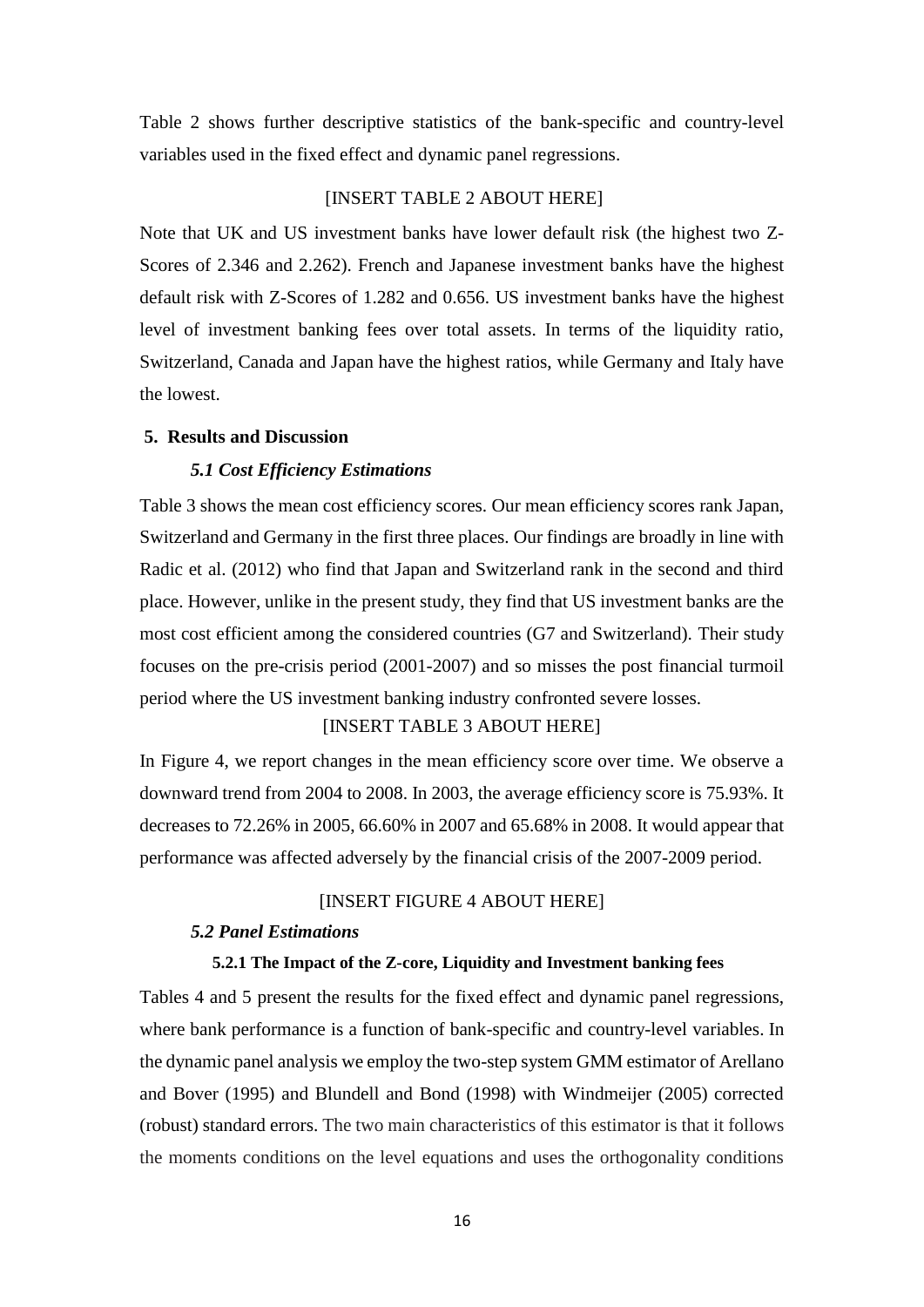Table 2 shows further descriptive statistics of the bank-specific and country-level variables used in the fixed effect and dynamic panel regressions.

[INSERT TABLE 2 ABOUT HERE]

Note that UK and US investment banks have lower default risk (the highest two Z-Scores of 2.346 and 2.262). French and Japanese investment banks have the highest default risk with Z-Scores of 1.282 and 0.656. US investment banks have the highest level of investment banking fees over total assets. In terms of the liquidity ratio, Switzerland, Canada and Japan have the highest ratios, while Germany and Italy have the lowest.

## 5. Results and Discussion

### *5.1 Cost Efficiency Estimations*

Table 3 shows the mean cost efficiency scores. Our mean efficiency scores rank Japan, Switzerland and Germany in the first three places. Our findings are broadly in line with Radic et al. (2012) who find that Japan and Switzerland rank in the second and third place. However, unlike in the present study, they find that US investment banks are the most cost efficient among the considered countries (G7 and Switzerland). Their study focuses on the pre-crisis period (2001-2007) and so misses the post financial turmoil period where the US investment banking industry confronted severe losses.

[INSERT TABLE 3 ABOUT HERE]

In Figure 4, we report changes in the mean efficiency score over time. We observe a downward trend from 2004 to 2008. In 2003, the average efficiency score is 75.93%. It decreases to 72.26% in 2005, 66.60% in 2007 and 65.68% in 2008. It would appear that performance was affected adversely by the financial crisis of the 2007-2009 period.

[INSERT FIGURE 4 ABOUT HERE]

### *5.2 Panel Estimations*

#### 5.2.1 The Impact of the Z-core, Liquidity and Investment banking fees

Tables 4 and 5 present the results for the fixed effect and dynamic panel regressions, where bank performance is a function of bank-specific and country-level variables. In the dynamic panel analysis we employ the two-step system GMM estimator of Arellano and Bover (1995) and Blundell and Bond (1998) with Windmeijer (2005) corrected (robust) standard errors. The two main characteristics of this estimator is that it follows the moments conditions on the level equations and uses the orthogonality conditions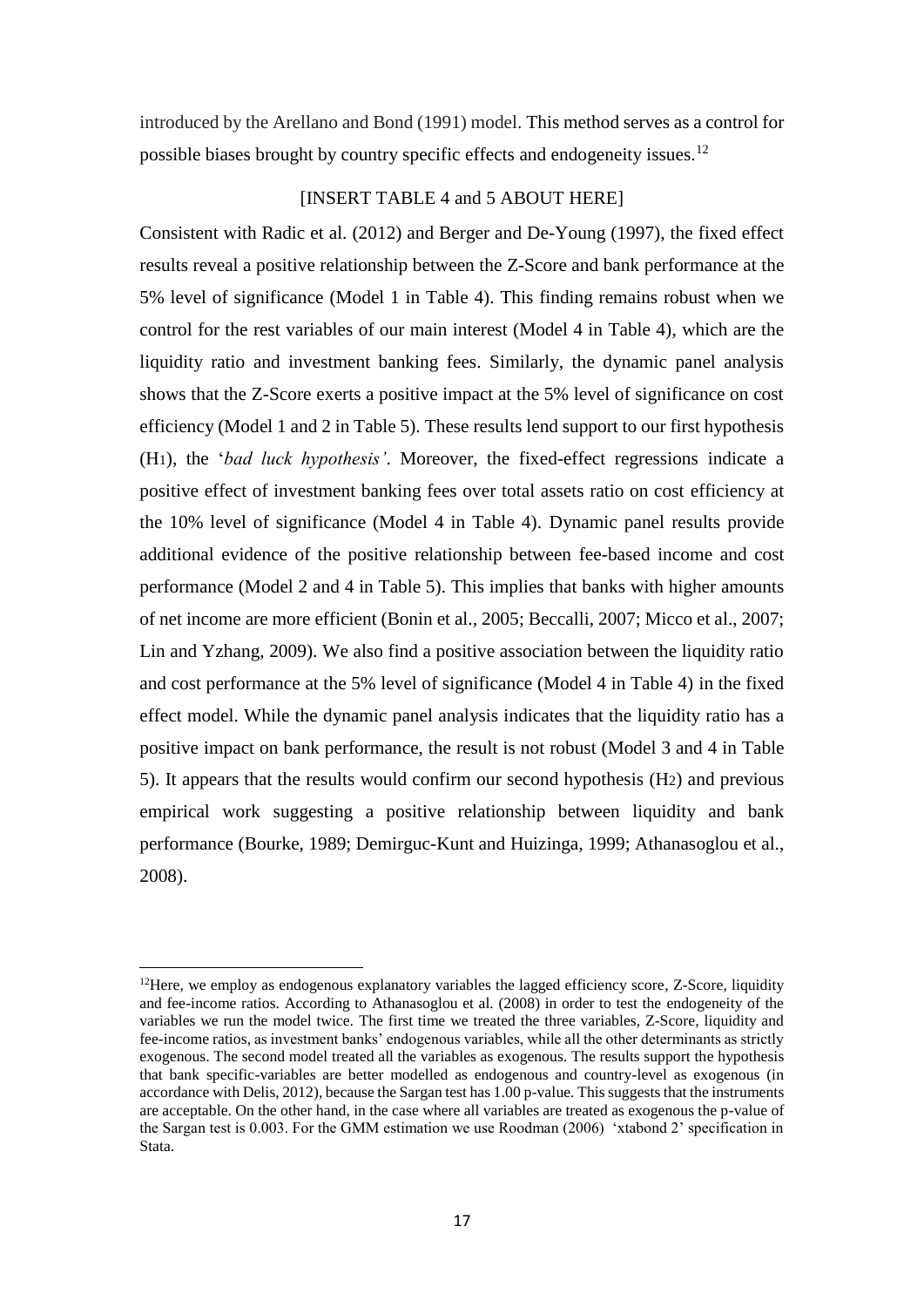introduced by the Arellano and Bond (1991) model. This method serves as a control for possible biases brought by country specific effects and endogeneity issues.[12]

[INSERT TABLE 4 and 5 ABOUT HERE]

Consistent with Radic et al. (2012) and Berger and De-Young (1997), the fixed effect results reveal a positive relationship between the Z-Score and bank performance at the 5% level of significance (Model 1 in Table 4). This finding remains robust when we control for the rest variables of our main interest (Model 4 in Table 4), which are the liquidity ratio and investment banking fees. Similarly, the dynamic panel analysis shows that the Z-Score exerts a positive impact at the 5% level of significance on cost efficiency (Model 1 and 2 in Table 5). These results lend support to our first hypothesis ($H_1$), the '*bad luck hypothesis'*. Moreover, the fixed-effect regressions indicate a positive effect of investment banking fees over total assets ratio on cost efficiency at the 10% level of significance (Model 4 in Table 4). Dynamic panel results provide additional evidence of the positive relationship between fee-based income and cost performance (Model 2 and 4 in Table 5). This implies that banks with higher amounts of net income are more efficient (Bonin et al., 2005; Beccalli, 2007; Micco et al., 2007; Lin and Yzhang, 2009). We also find a positive association between the liquidity ratio and cost performance at the 5% level of significance (Model 4 in Table 4) in the fixed effect model. While the dynamic panel analysis indicates that the liquidity ratio has a positive impact on bank performance, the result is not robust (Model 3 and 4 in Table 5). It appears that the results would confirm our second hypothesis ($H_2$) and previous empirical work suggesting a positive relationship between liquidity and bank performance (Bourke, 1989; Demirguc-Kunt and Huizinga, 1999; Athanasoglou et al., 2008).

---

[12] Here, we employ as endogenous explanatory variables the lagged efficiency score, Z-Score, liquidity and fee-income ratios. According to Athanasoglou et al. (2008) in order to test the endogeneity of the variables we run the model twice. The first time we treated the three variables, Z-Score, liquidity and fee-income ratios, as investment banks' endogenous variables, while all the other determinants as strictly exogenous. The second model treated all the variables as exogenous. The results support the hypothesis that bank specific-variables are better modelled as endogenous and country-level as exogenous (in accordance with Delis, 2012), because the Sargan test has 1.00 p-value. This suggests that the instruments are acceptable. On the other hand, in the case where all variables are treated as exogenous the p-value of the Sargan test is 0.003. For the GMM estimation we use Roodman (2006) 'xtabond 2' specification in Stata.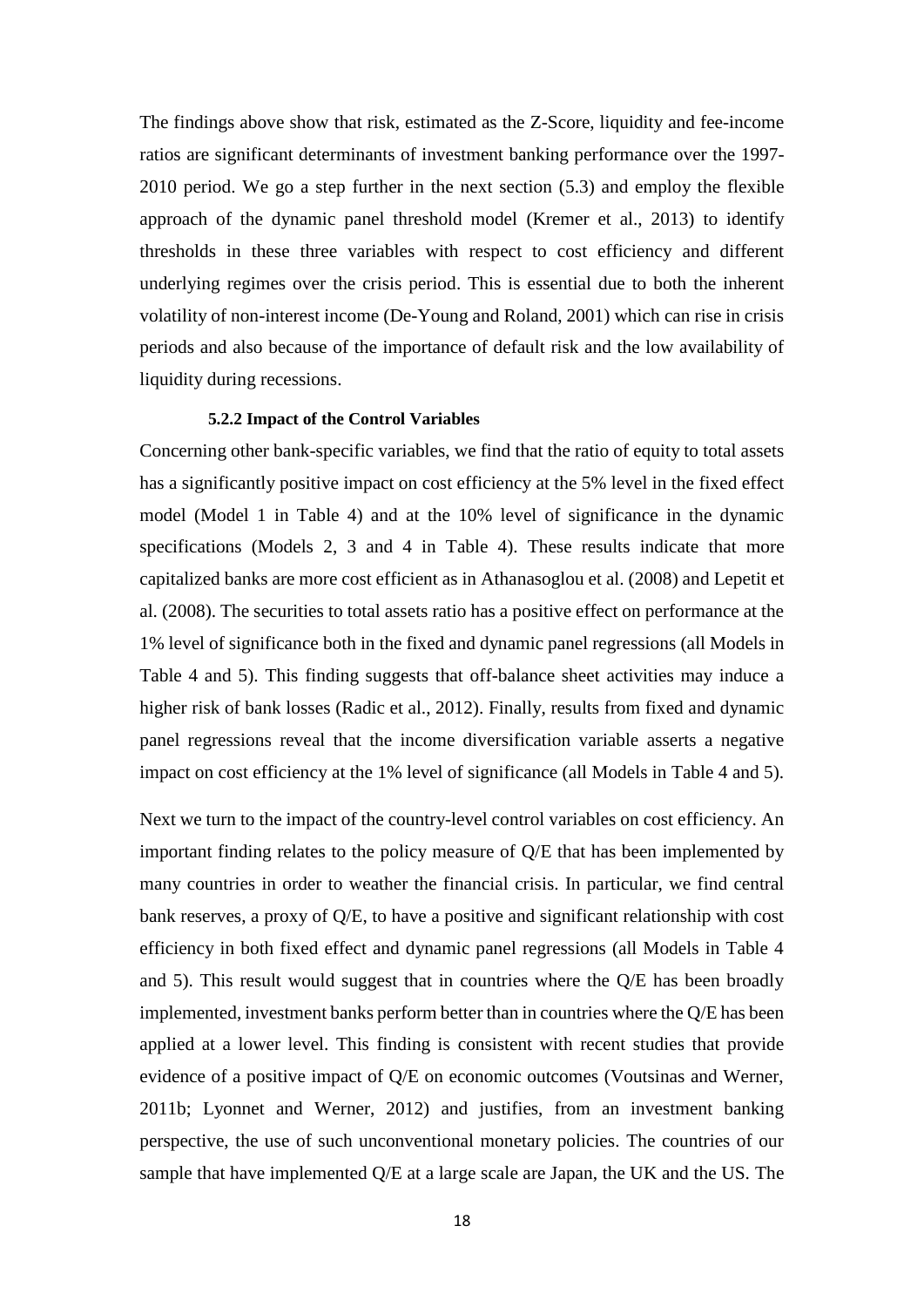The findings above show that risk, estimated as the Z-Score, liquidity and fee-income ratios are significant determinants of investment banking performance over the 1997-2010 period. We go a step further in the next section (5.3) and employ the flexible approach of the dynamic panel threshold model (Kremer et al., 2013) to identify thresholds in these three variables with respect to cost efficiency and different underlying regimes over the crisis period. This is essential due to both the inherent volatility of non-interest income (De-Young and Roland, 2001) which can rise in crisis periods and also because of the importance of default risk and the low availability of liquidity during recessions.

### 5.2.2 Impact of the Control Variables

Concerning other bank-specific variables, we find that the ratio of equity to total assets has a significantly positive impact on cost efficiency at the 5% level in the fixed effect model (Model 1 in Table 4) and at the 10% level of significance in the dynamic specifications (Models 2, 3 and 4 in Table 4). These results indicate that more capitalized banks are more cost efficient as in Athanasoglou et al. (2008) and Lepetit et al. (2008). The securities to total assets ratio has a positive effect on performance at the 1% level of significance both in the fixed and dynamic panel regressions (all Models in Table 4 and 5). This finding suggests that off-balance sheet activities may induce a higher risk of bank losses (Radic et al., 2012). Finally, results from fixed and dynamic panel regressions reveal that the income diversification variable asserts a negative impact on cost efficiency at the 1% level of significance (all Models in Table 4 and 5).

Next we turn to the impact of the country-level control variables on cost efficiency. An important finding relates to the policy measure of Q/E that has been implemented by many countries in order to weather the financial crisis. In particular, we find central bank reserves, a proxy of Q/E, to have a positive and significant relationship with cost efficiency in both fixed effect and dynamic panel regressions (all Models in Table 4 and 5). This result would suggest that in countries where the Q/E has been broadly implemented, investment banks perform better than in countries where the Q/E has been applied at a lower level. This finding is consistent with recent studies that provide evidence of a positive impact of Q/E on economic outcomes (Voutsinas and Werner, 2011b; Lyonnet and Werner, 2012) and justifies, from an investment banking perspective, the use of such unconventional monetary policies. The countries of our sample that have implemented Q/E at a large scale are Japan, the UK and the US. The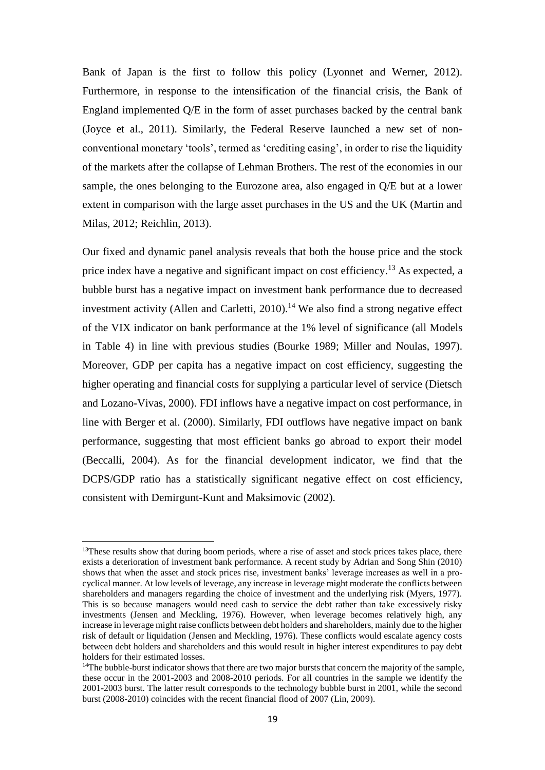Bank of Japan is the first to follow this policy (Lyonnet and Werner, 2012). Furthermore, in response to the intensification of the financial crisis, the Bank of England implemented Q/E in the form of asset purchases backed by the central bank (Joyce et al., 2011). Similarly, the Federal Reserve launched a new set of non-conventional monetary 'tools', termed as 'crediting easing', in order to rise the liquidity of the markets after the collapse of Lehman Brothers. The rest of the economies in our sample, the ones belonging to the Eurozone area, also engaged in Q/E but at a lower extent in comparison with the large asset purchases in the US and the UK (Martin and Milas, 2012; Reichlin, 2013).

Our fixed and dynamic panel analysis reveals that both the house price and the stock price index have a negative and significant impact on cost efficiency.[13] As expected, a bubble burst has a negative impact on investment bank performance due to decreased investment activity (Allen and Carletti, 2010).[14] We also find a strong negative effect of the VIX indicator on bank performance at the 1% level of significance (all Models in Table 4) in line with previous studies (Bourke 1989; Miller and Noulas, 1997). Moreover, GDP per capita has a negative impact on cost efficiency, suggesting the higher operating and financial costs for supplying a particular level of service (Dietsch and Lozano-Vivas, 2000). FDI inflows have a negative impact on cost performance, in line with Berger et al. (2000). Similarly, FDI outflows have negative impact on bank performance, suggesting that most efficient banks go abroad to export their model (Beccalli, 2004). As for the financial development indicator, we find that the DCPS/GDP ratio has a statistically significant negative effect on cost efficiency, consistent with Demirgunt-Kunt and Maksimovic (2002).

---

[13]These results show that during boom periods, where a rise of asset and stock prices takes place, there exists a deterioration of investment bank performance. A recent study by Adrian and Song Shin (2010) shows that when the asset and stock prices rise, investment banks' leverage increases as well in a pro-cyclical manner. At low levels of leverage, any increase in leverage might moderate the conflicts between shareholders and managers regarding the choice of investment and the underlying risk (Myers, 1977). This is so because managers would need cash to service the debt rather than take excessively risky investments (Jensen and Meckling, 1976). However, when leverage becomes relatively high, any increase in leverage might raise conflicts between debt holders and shareholders, mainly due to the higher risk of default or liquidation (Jensen and Meckling, 1976). These conflicts would escalate agency costs between debt holders and shareholders and this would result in higher interest expenditures to pay debt holders for their estimated losses.

[14]The bubble-burst indicator shows that there are two major bursts that concern the majority of the sample, these occur in the 2001-2003 and 2008-2010 periods. For all countries in the sample we identify the 2001-2003 burst. The latter result corresponds to the technology bubble burst in 2001, while the second burst (2008-2010) coincides with the recent financial flood of 2007 (Lin, 2009).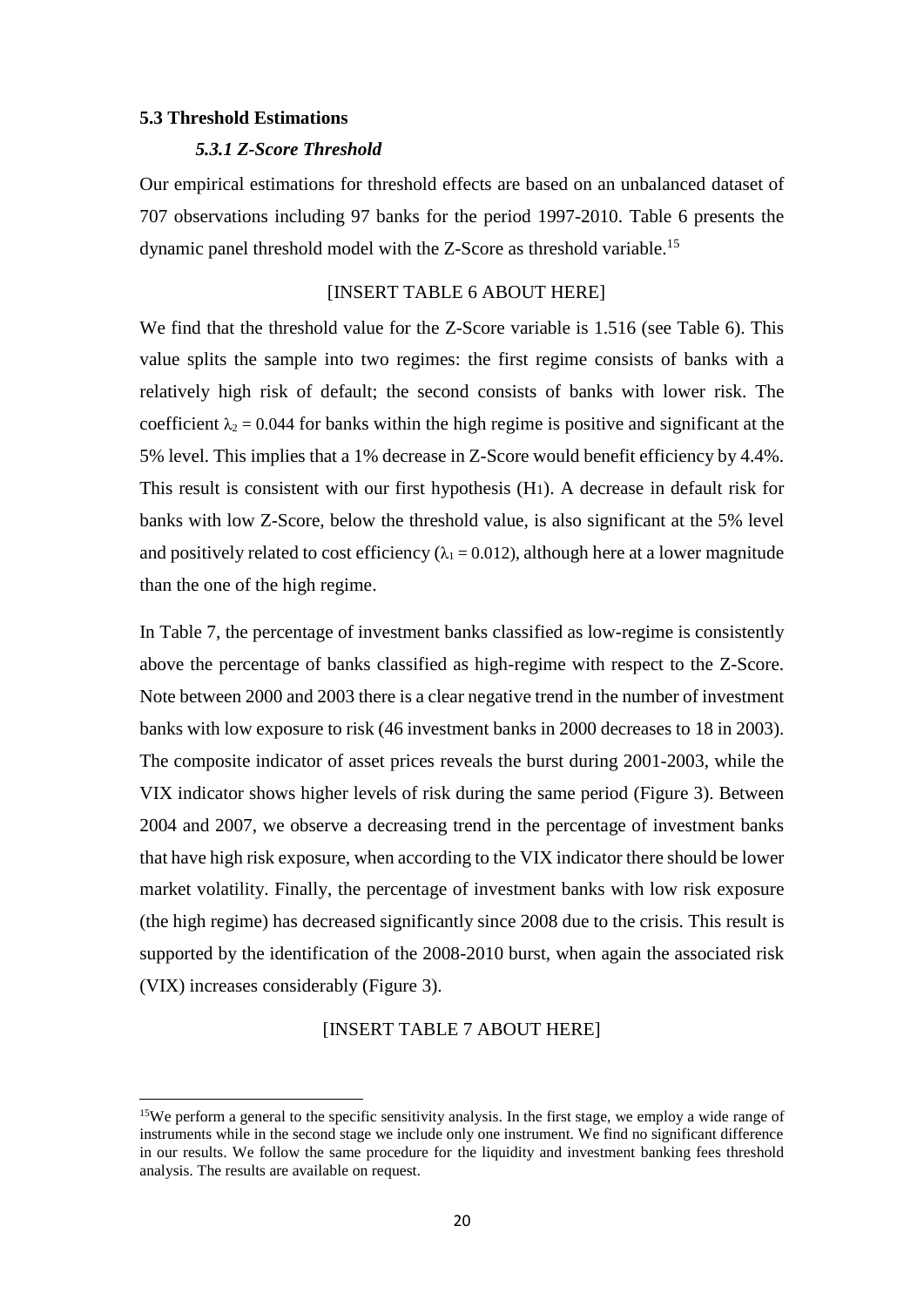### 5.3 Threshold Estimations

#### *5.3.1 Z-Score Threshold*

Our empirical estimations for threshold effects are based on an unbalanced dataset of 707 observations including 97 banks for the period 1997-2010. Table 6 presents the dynamic panel threshold model with the Z-Score as threshold variable.[15]

[INSERT TABLE 6 ABOUT HERE]

We find that the threshold value for the Z-Score variable is 1.516 (see Table 6). This value splits the sample into two regimes: the first regime consists of banks with a relatively high risk of default; the second consists of banks with lower risk. The coefficient $\lambda_2 = 0.044$ for banks within the high regime is positive and significant at the 5% level. This implies that a 1% decrease in Z-Score would benefit efficiency by 4.4%. This result is consistent with our first hypothesis ($H_1$). A decrease in default risk for banks with low Z-Score, below the threshold value, is also significant at the 5% level and positively related to cost efficiency ($\lambda_1 = 0.012$), although here at a lower magnitude than the one of the high regime.

In Table 7, the percentage of investment banks classified as low-regime is consistently above the percentage of banks classified as high-regime with respect to the Z-Score. Note between 2000 and 2003 there is a clear negative trend in the number of investment banks with low exposure to risk (46 investment banks in 2000 decreases to 18 in 2003). The composite indicator of asset prices reveals the burst during 2001-2003, while the VIX indicator shows higher levels of risk during the same period (Figure 3). Between 2004 and 2007, we observe a decreasing trend in the percentage of investment banks that have high risk exposure, when according to the VIX indicator there should be lower market volatility. Finally, the percentage of investment banks with low risk exposure (the high regime) has decreased significantly since 2008 due to the crisis. This result is supported by the identification of the 2008-2010 burst, when again the associated risk (VIX) increases considerably (Figure 3).

[INSERT TABLE 7 ABOUT HERE]

[15] We perform a general to the specific sensitivity analysis. In the first stage, we employ a wide range of instruments while in the second stage we include only one instrument. We find no significant difference in our results. We follow the same procedure for the liquidity and investment banking fees threshold analysis. The results are available on request.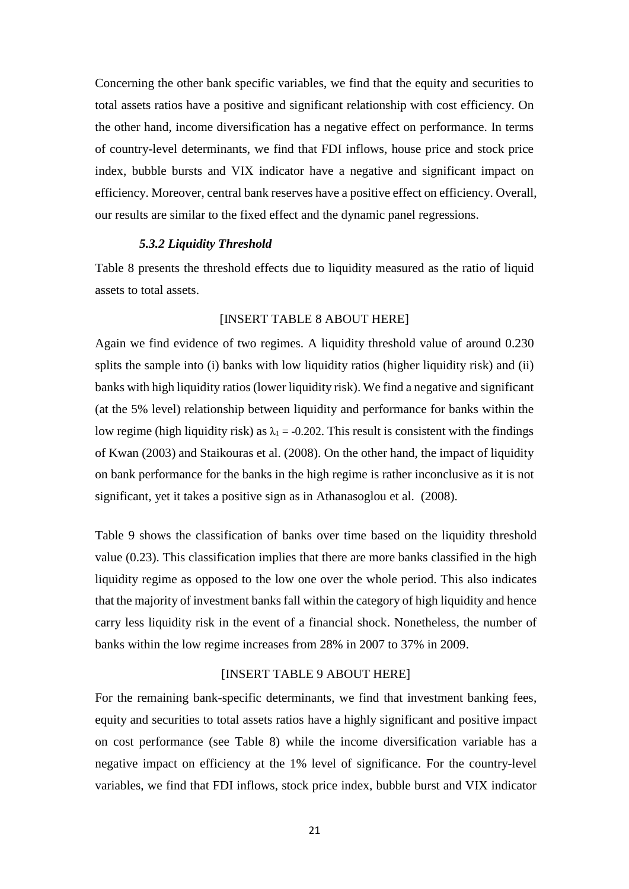Concerning the other bank specific variables, we find that the equity and securities to total assets ratios have a positive and significant relationship with cost efficiency. On the other hand, income diversification has a negative effect on performance. In terms of country-level determinants, we find that FDI inflows, house price and stock price index, bubble bursts and VIX indicator have a negative and significant impact on efficiency. Moreover, central bank reserves have a positive effect on efficiency. Overall, our results are similar to the fixed effect and the dynamic panel regressions.

#### *5.3.2 Liquidity Threshold*

Table 8 presents the threshold effects due to liquidity measured as the ratio of liquid assets to total assets.

[INSERT TABLE 8 ABOUT HERE]

Again we find evidence of two regimes. A liquidity threshold value of around 0.230 splits the sample into (i) banks with low liquidity ratios (higher liquidity risk) and (ii) banks with high liquidity ratios (lower liquidity risk). We find a negative and significant (at the 5% level) relationship between liquidity and performance for banks within the low regime (high liquidity risk) as $\lambda_1 = -0.202$. This result is consistent with the findings of Kwan (2003) and Staikouras et al. (2008). On the other hand, the impact of liquidity on bank performance for the banks in the high regime is rather inconclusive as it is not significant, yet it takes a positive sign as in Athanasoglou et al. (2008).

Table 9 shows the classification of banks over time based on the liquidity threshold value (0.23). This classification implies that there are more banks classified in the high liquidity regime as opposed to the low one over the whole period. This also indicates that the majority of investment banks fall within the category of high liquidity and hence carry less liquidity risk in the event of a financial shock. Nonetheless, the number of banks within the low regime increases from 28% in 2007 to 37% in 2009.

[INSERT TABLE 9 ABOUT HERE]

For the remaining bank-specific determinants, we find that investment banking fees, equity and securities to total assets ratios have a highly significant and positive impact on cost performance (see Table 8) while the income diversification variable has a negative impact on efficiency at the 1% level of significance. For the country-level variables, we find that FDI inflows, stock price index, bubble burst and VIX indicator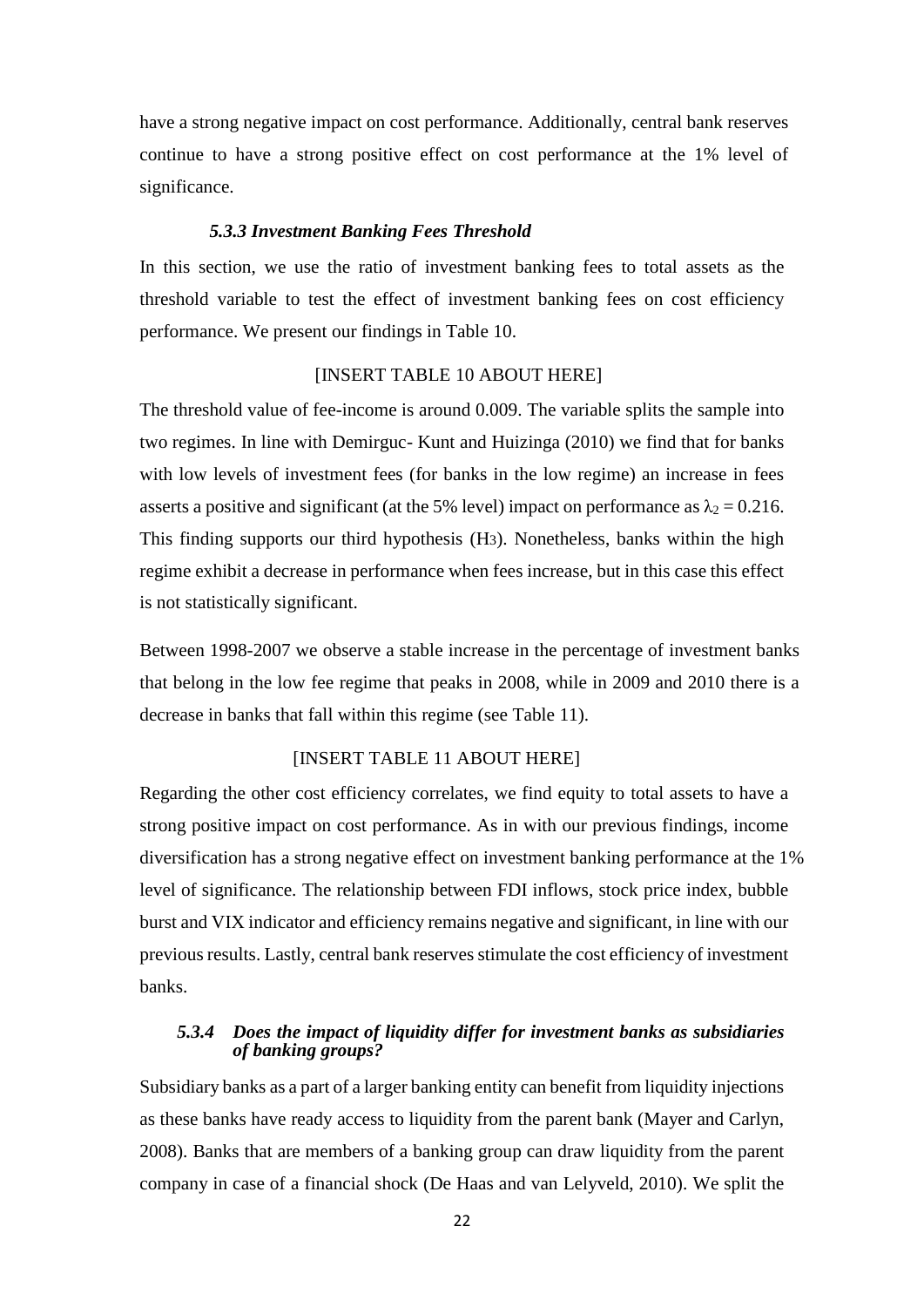have a strong negative impact on cost performance. Additionally, central bank reserves continue to have a strong positive effect on cost performance at the 1% level of significance.

### *5.3.3 Investment Banking Fees Threshold*

In this section, we use the ratio of investment banking fees to total assets as the threshold variable to test the effect of investment banking fees on cost efficiency performance. We present our findings in Table 10.

[INSERT TABLE 10 ABOUT HERE]

The threshold value of fee-income is around 0.009. The variable splits the sample into two regimes. In line with Demirguc- Kunt and Huizinga (2010) we find that for banks with low levels of investment fees (for banks in the low regime) an increase in fees asserts a positive and significant (at the 5% level) impact on performance as $\lambda_2 = 0.216$. This finding supports our third hypothesis ($H_3$). Nonetheless, banks within the high regime exhibit a decrease in performance when fees increase, but in this case this effect is not statistically significant.

Between 1998-2007 we observe a stable increase in the percentage of investment banks that belong in the low fee regime that peaks in 2008, while in 2009 and 2010 there is a decrease in banks that fall within this regime (see Table 11).

[INSERT TABLE 11 ABOUT HERE]

Regarding the other cost efficiency correlates, we find equity to total assets to have a strong positive impact on cost performance. As in with our previous findings, income diversification has a strong negative effect on investment banking performance at the 1% level of significance. The relationship between FDI inflows, stock price index, bubble burst and VIX indicator and efficiency remains negative and significant, in line with our previous results. Lastly, central bank reserves stimulate the cost efficiency of investment banks.

### *5.3.4 Does the impact of liquidity differ for investment banks as subsidiaries of banking groups?*

Subsidiary banks as a part of a larger banking entity can benefit from liquidity injections as these banks have ready access to liquidity from the parent bank (Mayer and Carlyn, 2008). Banks that are members of a banking group can draw liquidity from the parent company in case of a financial shock (De Haas and van Lelyveld, 2010). We split the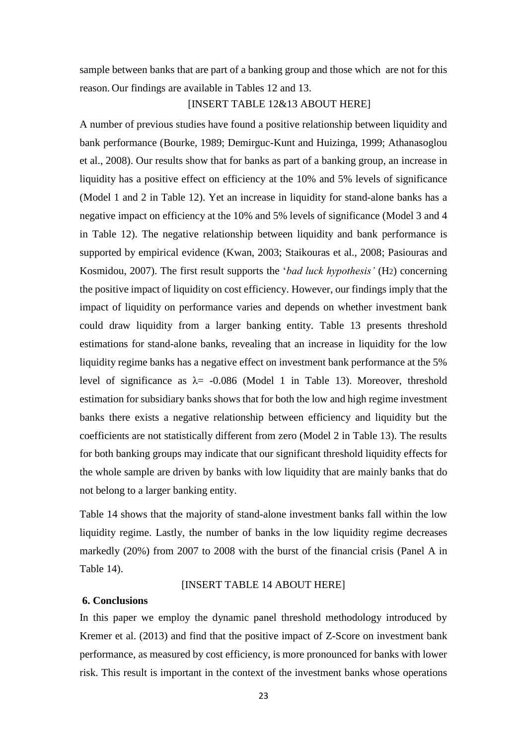sample between banks that are part of a banking group and those which are not for this reason. Our findings are available in Tables 12 and 13.

[INSERT TABLE 12&13 ABOUT HERE]

A number of previous studies have found a positive relationship between liquidity and bank performance (Bourke, 1989; Demirguc-Kunt and Huizinga, 1999; Athanasoglou et al., 2008). Our results show that for banks as part of a banking group, an increase in liquidity has a positive effect on efficiency at the 10% and 5% levels of significance (Model 1 and 2 in Table 12). Yet an increase in liquidity for stand-alone banks has a negative impact on efficiency at the 10% and 5% levels of significance (Model 3 and 4 in Table 12). The negative relationship between liquidity and bank performance is supported by empirical evidence (Kwan, 2003; Staikouras et al., 2008; Pasiouras and Kosmidou, 2007). The first result supports the '*bad luck hypothesis'* ($H_2$) concerning the positive impact of liquidity on cost efficiency. However, our findings imply that the impact of liquidity on performance varies and depends on whether investment bank could draw liquidity from a larger banking entity. Table 13 presents threshold estimations for stand-alone banks, revealing that an increase in liquidity for the low liquidity regime banks has a negative effect on investment bank performance at the 5% level of significance as $\lambda = -0.086$ (Model 1 in Table 13). Moreover, threshold estimation for subsidiary banks shows that for both the low and high regime investment banks there exists a negative relationship between efficiency and liquidity but the coefficients are not statistically different from zero (Model 2 in Table 13). The results for both banking groups may indicate that our significant threshold liquidity effects for the whole sample are driven by banks with low liquidity that are mainly banks that do not belong to a larger banking entity.

Table 14 shows that the majority of stand-alone investment banks fall within the low liquidity regime. Lastly, the number of banks in the low liquidity regime decreases markedly (20%) from 2007 to 2008 with the burst of the financial crisis (Panel A in Table 14).

[INSERT TABLE 14 ABOUT HERE]

## 6. Conclusions

In this paper we employ the dynamic panel threshold methodology introduced by Kremer et al. (2013) and find that the positive impact of Z-Score on investment bank performance, as measured by cost efficiency, is more pronounced for banks with lower risk. This result is important in the context of the investment banks whose operations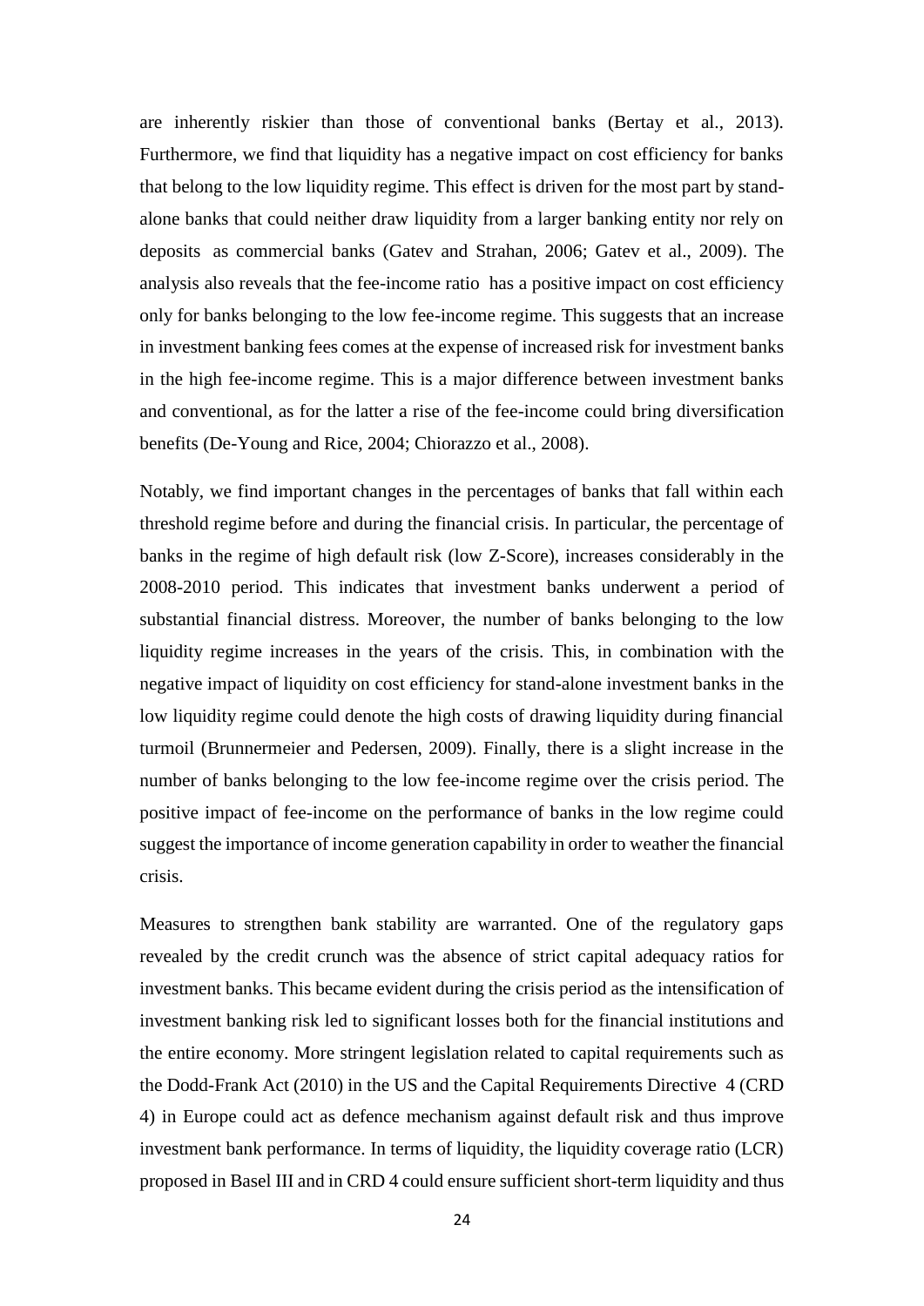are inherently riskier than those of conventional banks (Bertay et al., 2013). Furthermore, we find that liquidity has a negative impact on cost efficiency for banks that belong to the low liquidity regime. This effect is driven for the most part by stand-alone banks that could neither draw liquidity from a larger banking entity nor rely on deposits as commercial banks (Gatev and Strahan, 2006; Gatev et al., 2009). The analysis also reveals that the fee-income ratio has a positive impact on cost efficiency only for banks belonging to the low fee-income regime. This suggests that an increase in investment banking fees comes at the expense of increased risk for investment banks in the high fee-income regime. This is a major difference between investment banks and conventional, as for the latter a rise of the fee-income could bring diversification benefits (De-Young and Rice, 2004; Chiorazzo et al., 2008).

Notably, we find important changes in the percentages of banks that fall within each threshold regime before and during the financial crisis. In particular, the percentage of banks in the regime of high default risk (low Z-Score), increases considerably in the 2008-2010 period. This indicates that investment banks underwent a period of substantial financial distress. Moreover, the number of banks belonging to the low liquidity regime increases in the years of the crisis. This, in combination with the negative impact of liquidity on cost efficiency for stand-alone investment banks in the low liquidity regime could denote the high costs of drawing liquidity during financial turmoil (Brunnermeier and Pedersen, 2009). Finally, there is a slight increase in the number of banks belonging to the low fee-income regime over the crisis period. The positive impact of fee-income on the performance of banks in the low regime could suggest the importance of income generation capability in order to weather the financial crisis.

Measures to strengthen bank stability are warranted. One of the regulatory gaps revealed by the credit crunch was the absence of strict capital adequacy ratios for investment banks. This became evident during the crisis period as the intensification of investment banking risk led to significant losses both for the financial institutions and the entire economy. More stringent legislation related to capital requirements such as the Dodd-Frank Act (2010) in the US and the Capital Requirements Directive 4 (CRD 4) in Europe could act as defence mechanism against default risk and thus improve investment bank performance. In terms of liquidity, the liquidity coverage ratio (LCR) proposed in Basel III and in CRD 4 could ensure sufficient short-term liquidity and thus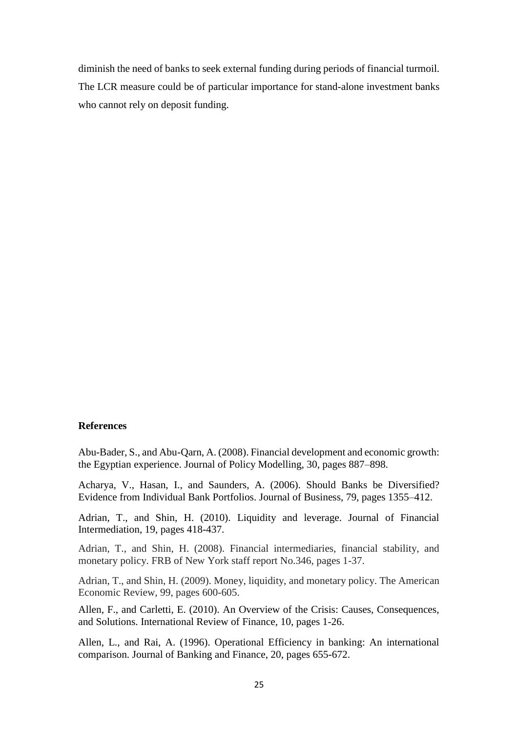diminish the need of banks to seek external funding during periods of financial turmoil. The LCR measure could be of particular importance for stand-alone investment banks who cannot rely on deposit funding.

**References**

Abu-Bader, S., and Abu-Qarn, A. (2008). Financial development and economic growth: the Egyptian experience. Journal of Policy Modelling, 30, pages 887–898.

Acharya, V., Hasan, I., and Saunders, A. (2006). Should Banks be Diversified? Evidence from Individual Bank Portfolios. Journal of Business, 79, pages 1355–412.

Adrian, T., and Shin, H. (2010). Liquidity and leverage. Journal of Financial Intermediation, 19, pages 418-437.

Adrian, T., and Shin, H. (2008). Financial intermediaries, financial stability, and monetary policy. FRB of New York staff report No.346, pages 1-37.

Adrian, T., and Shin, H. (2009). Money, liquidity, and monetary policy. The American Economic Review, 99, pages 600-605.

Allen, F., and Carletti, E. (2010). An Overview of the Crisis: Causes, Consequences, and Solutions. International Review of Finance, 10, pages 1-26.

Allen, L., and Rai, A. (1996). Operational Efficiency in banking: An international comparison. Journal of Banking and Finance, 20, pages 655-672.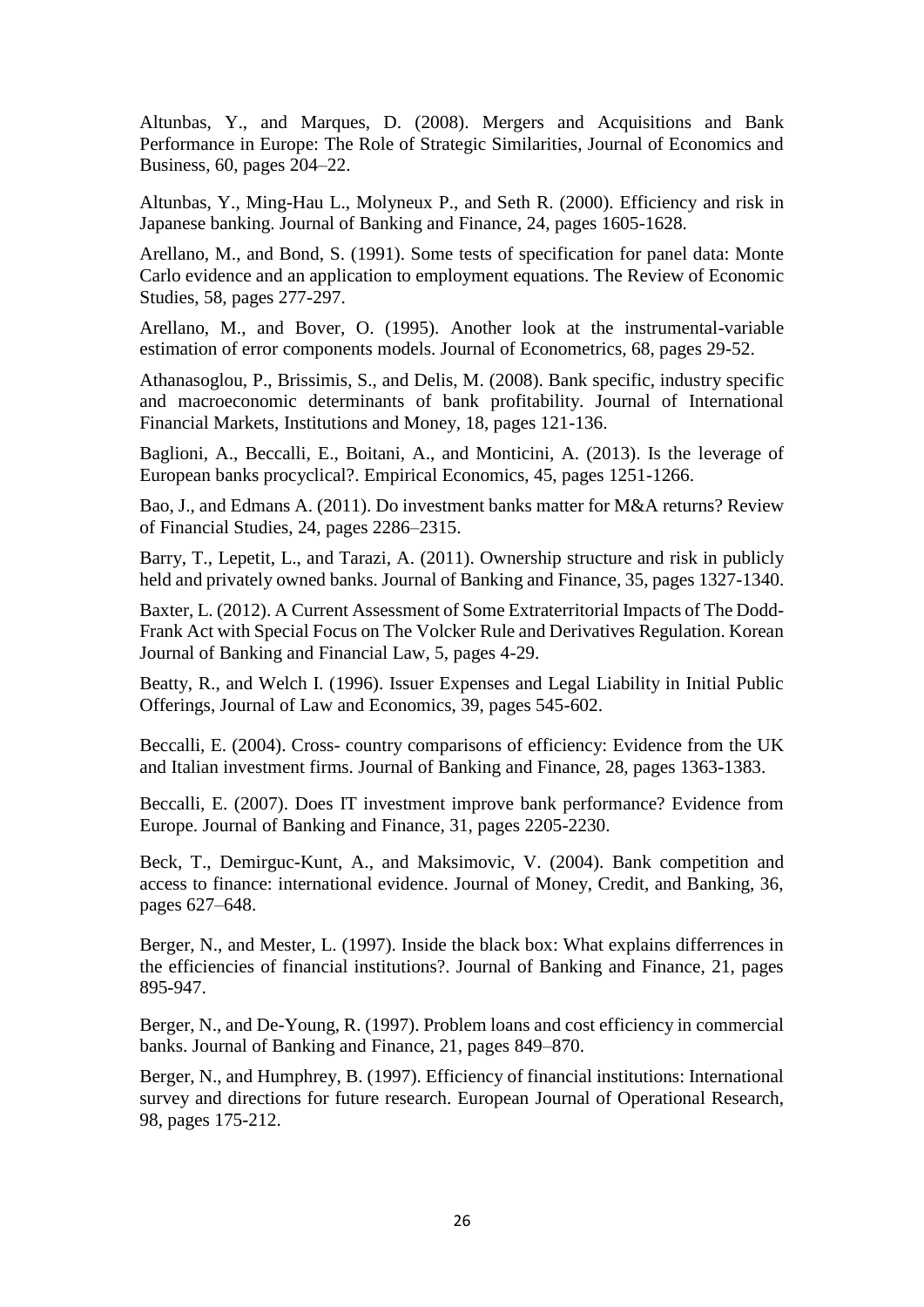Altunbas, Y., and Marques, D. (2008). Mergers and Acquisitions and Bank Performance in Europe: The Role of Strategic Similarities, Journal of Economics and Business, 60, pages 204–22.

Altunbas, Y., Ming-Hau L., Molyneux P., and Seth R. (2000). Efficiency and risk in Japanese banking. Journal of Banking and Finance, 24, pages 1605-1628.

Arellano, M., and Bond, S. (1991). Some tests of specification for panel data: Monte Carlo evidence and an application to employment equations. The Review of Economic Studies, 58, pages 277-297.

Arellano, M., and Bover, O. (1995). Another look at the instrumental-variable estimation of error components models. Journal of Econometrics, 68, pages 29-52.

Athanasoglou, P., Brissimis, S., and Delis, M. (2008). Bank specific, industry specific and macroeconomic determinants of bank profitability. Journal of International Financial Markets, Institutions and Money, 18, pages 121-136.

Baglioni, A., Beccalli, E., Boitani, A., and Monticini, A. (2013). Is the leverage of European banks procyclical?. Empirical Economics, 45, pages 1251-1266.

Bao, J., and Edmans A. (2011). Do investment banks matter for M&A returns? Review of Financial Studies, 24, pages 2286–2315.

Barry, T., Lepetit, L., and Tarazi, A. (2011). Ownership structure and risk in publicly held and privately owned banks. Journal of Banking and Finance, 35, pages 1327-1340.

Baxter, L. (2012). A Current Assessment of Some Extraterritorial Impacts of The Dodd-Frank Act with Special Focus on The Volcker Rule and Derivatives Regulation. Korean Journal of Banking and Financial Law, 5, pages 4-29.

Beatty, R., and Welch I. (1996). Issuer Expenses and Legal Liability in Initial Public Offerings, Journal of Law and Economics, 39, pages 545-602.

Beccalli, E. (2004). Cross- country comparisons of efficiency: Evidence from the UK and Italian investment firms. Journal of Banking and Finance, 28, pages 1363-1383.

Beccalli, E. (2007). Does IT investment improve bank performance? Evidence from Europe. Journal of Banking and Finance, 31, pages 2205-2230.

Beck, T., Demirguc-Kunt, A., and Maksimovic, V. (2004). Bank competition and access to finance: international evidence. Journal of Money, Credit, and Banking, 36, pages 627–648.

Berger, N., and Mester, L. (1997). Inside the black box: What explains differrences in the efficiencies of financial institutions?. Journal of Banking and Finance, 21, pages 895-947.

Berger, N., and De-Young, R. (1997). Problem loans and cost efficiency in commercial banks. Journal of Banking and Finance, 21, pages 849–870.

Berger, N., and Humphrey, B. (1997). Efficiency of financial institutions: International survey and directions for future research. European Journal of Operational Research, 98, pages 175-212.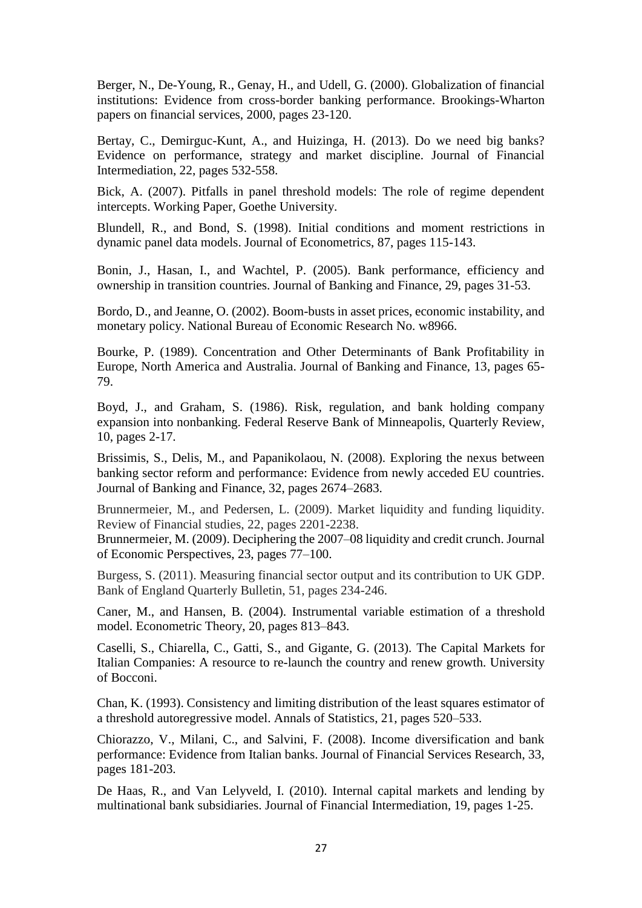Berger, N., De-Young, R., Genay, H., and Udell, G. (2000). Globalization of financial institutions: Evidence from cross-border banking performance. Brookings-Wharton papers on financial services, 2000, pages 23-120.

Bertay, C., Demirguc-Kunt, A., and Huizinga, H. (2013). Do we need big banks? Evidence on performance, strategy and market discipline. Journal of Financial Intermediation, 22, pages 532-558.

Bick, A. (2007). Pitfalls in panel threshold models: The role of regime dependent intercepts. Working Paper, Goethe University.

Blundell, R., and Bond, S. (1998). Initial conditions and moment restrictions in dynamic panel data models. Journal of Econometrics, 87, pages 115-143.

Bonin, J., Hasan, I., and Wachtel, P. (2005). Bank performance, efficiency and ownership in transition countries. Journal of Banking and Finance, 29, pages 31-53.

Bordo, D., and Jeanne, O. (2002). Boom-busts in asset prices, economic instability, and monetary policy. National Bureau of Economic Research No. w8966.

Bourke, P. (1989). Concentration and Other Determinants of Bank Profitability in Europe, North America and Australia. Journal of Banking and Finance, 13, pages 65-79.

Boyd, J., and Graham, S. (1986). Risk, regulation, and bank holding company expansion into nonbanking. Federal Reserve Bank of Minneapolis, Quarterly Review, 10, pages 2-17.

Brissimis, S., Delis, M., and Papanikolaou, N. (2008). Exploring the nexus between banking sector reform and performance: Evidence from newly acceded EU countries. Journal of Banking and Finance, 32, pages 2674–2683.

Brunnermeier, M., and Pedersen, L. (2009). Market liquidity and funding liquidity. Review of Financial studies, 22, pages 2201-2238.

Brunnermeier, M. (2009). Deciphering the 2007–08 liquidity and credit crunch. Journal of Economic Perspectives, 23, pages 77–100.

Burgess, S. (2011). Measuring financial sector output and its contribution to UK GDP. Bank of England Quarterly Bulletin, 51, pages 234-246.

Caner, M., and Hansen, B. (2004). Instrumental variable estimation of a threshold model. Econometric Theory, 20, pages 813–843.

Caselli, S., Chiarella, C., Gatti, S., and Gigante, G. (2013). The Capital Markets for Italian Companies: A resource to re-launch the country and renew growth. University of Bocconi.

Chan, K. (1993). Consistency and limiting distribution of the least squares estimator of a threshold autoregressive model. Annals of Statistics, 21, pages 520–533.

Chiorazzo, V., Milani, C., and Salvini, F. (2008). Income diversification and bank performance: Evidence from Italian banks. Journal of Financial Services Research, 33, pages 181-203.

De Haas, R., and Van Lelyveld, I. (2010). Internal capital markets and lending by multinational bank subsidiaries. Journal of Financial Intermediation, 19, pages 1-25.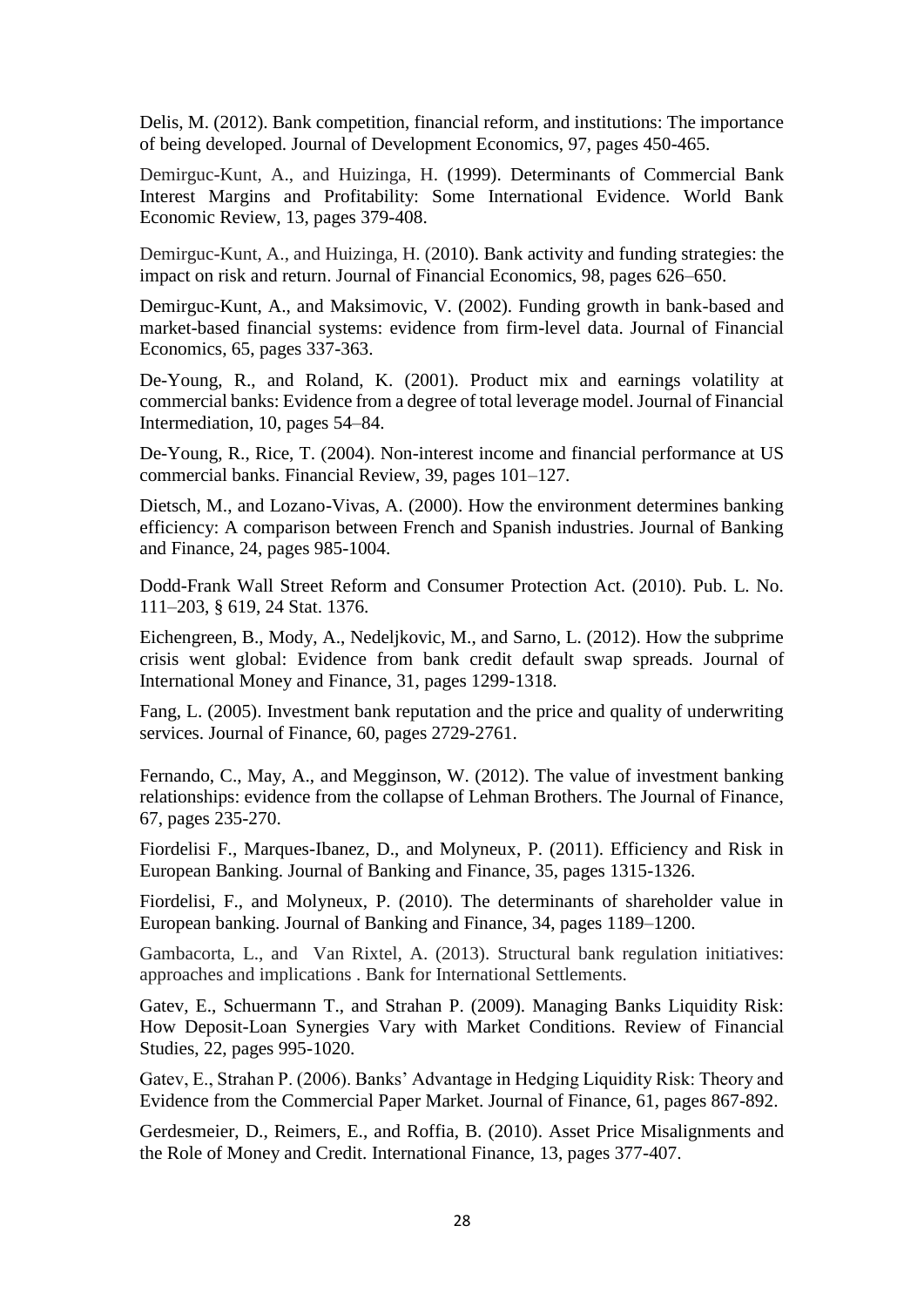Delis, M. (2012). Bank competition, financial reform, and institutions: The importance of being developed. Journal of Development Economics, 97, pages 450-465.

Demirguc-Kunt, A., and Huizinga, H. (1999). Determinants of Commercial Bank Interest Margins and Profitability: Some International Evidence. World Bank Economic Review, 13, pages 379-408.

Demirguc-Kunt, A., and Huizinga, H. (2010). Bank activity and funding strategies: the impact on risk and return. Journal of Financial Economics, 98, pages 626–650.

Demirguc-Kunt, A., and Maksimovic, V. (2002). Funding growth in bank-based and market-based financial systems: evidence from firm-level data. Journal of Financial Economics, 65, pages 337-363.

De-Young, R., and Roland, K. (2001). Product mix and earnings volatility at commercial banks: Evidence from a degree of total leverage model. Journal of Financial Intermediation, 10, pages 54–84.

De-Young, R., Rice, T. (2004). Non-interest income and financial performance at US commercial banks. Financial Review, 39, pages 101–127.

Dietsch, M., and Lozano-Vivas, A. (2000). How the environment determines banking efficiency: A comparison between French and Spanish industries. Journal of Banking and Finance, 24, pages 985-1004.

Dodd-Frank Wall Street Reform and Consumer Protection Act. (2010). Pub. L. No. 111–203, § 619, 24 Stat. 1376.

Eichengreen, B., Mody, A., Nedeljkovic, M., and Sarno, L. (2012). How the subprime crisis went global: Evidence from bank credit default swap spreads. Journal of International Money and Finance, 31, pages 1299-1318.

Fang, L. (2005). Investment bank reputation and the price and quality of underwriting services. Journal of Finance, 60, pages 2729-2761.

Fernando, C., May, A., and Megginson, W. (2012). The value of investment banking relationships: evidence from the collapse of Lehman Brothers. The Journal of Finance, 67, pages 235-270.

Fiordelisi F., Marques-Ibanez, D., and Molyneux, P. (2011). Efficiency and Risk in European Banking. Journal of Banking and Finance, 35, pages 1315-1326.

Fiordelisi, F., and Molyneux, P. (2010). The determinants of shareholder value in European banking. Journal of Banking and Finance, 34, pages 1189–1200.

Gambacorta, L., and Van Rixtel, A. (2013). Structural bank regulation initiatives: approaches and implications . Bank for International Settlements.

Gatev, E., Schuermann T., and Strahan P. (2009). Managing Banks Liquidity Risk: How Deposit-Loan Synergies Vary with Market Conditions. Review of Financial Studies, 22, pages 995-1020.

Gatev, E., Strahan P. (2006). Banks' Advantage in Hedging Liquidity Risk: Theory and Evidence from the Commercial Paper Market. Journal of Finance, 61, pages 867-892.

Gerdesmeier, D., Reimers, E., and Roffia, B. (2010). Asset Price Misalignments and the Role of Money and Credit. International Finance, 13, pages 377-407.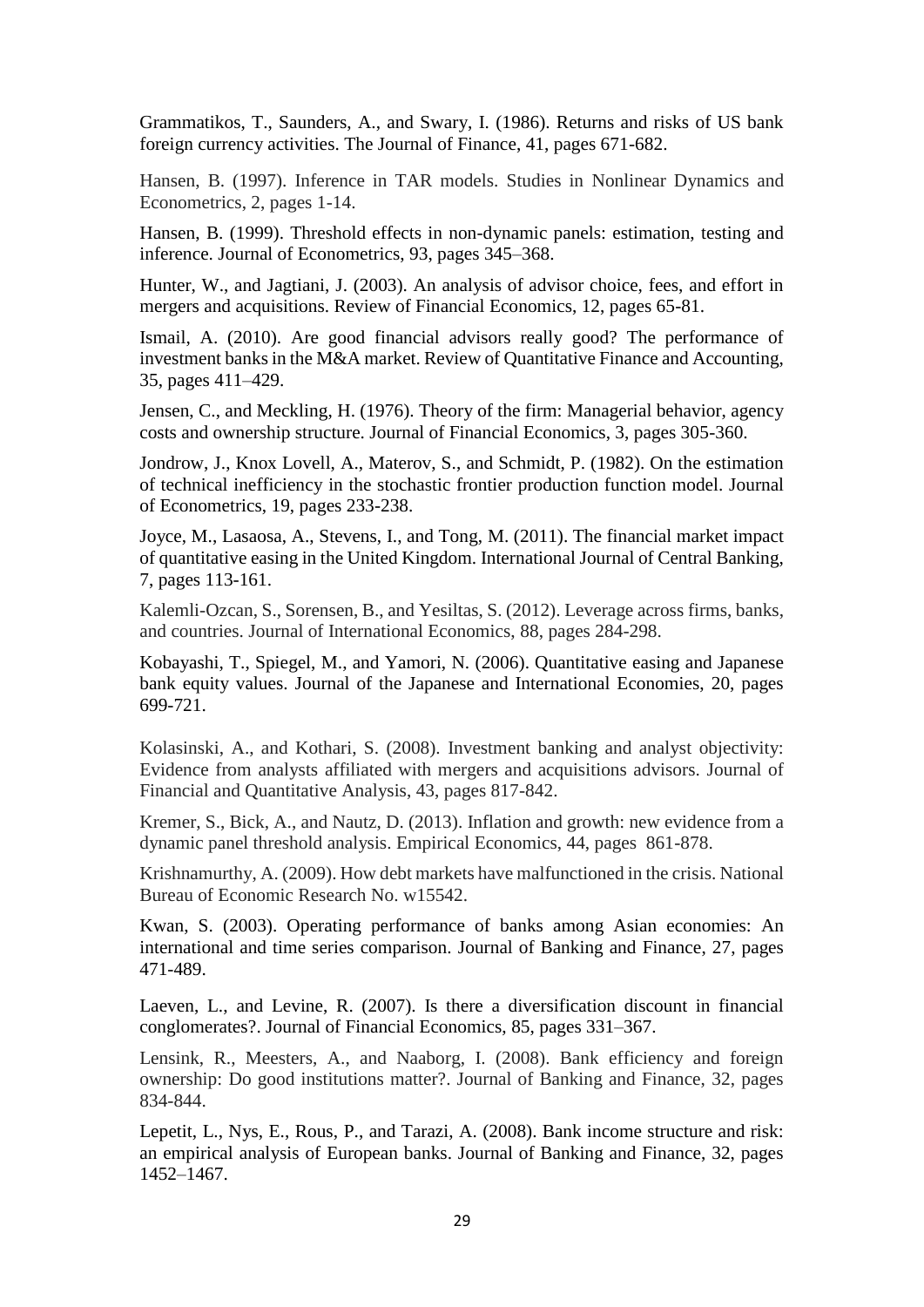Grammatikos, T., Saunders, A., and Swary, I. (1986). Returns and risks of US bank foreign currency activities. The Journal of Finance, 41, pages 671-682.

Hansen, B. (1997). Inference in TAR models. Studies in Nonlinear Dynamics and Econometrics, 2, pages 1-14.

Hansen, B. (1999). Threshold effects in non-dynamic panels: estimation, testing and inference. Journal of Econometrics, 93, pages 345–368.

Hunter, W., and Jagtiani, J. (2003). An analysis of advisor choice, fees, and effort in mergers and acquisitions. Review of Financial Economics, 12, pages 65-81.

Ismail, A. (2010). Are good financial advisors really good? The performance of investment banks in the M&A market. Review of Quantitative Finance and Accounting, 35, pages 411–429.

Jensen, C., and Meckling, H. (1976). Theory of the firm: Managerial behavior, agency costs and ownership structure. Journal of Financial Economics, 3, pages 305-360.

Jondrow, J., Knox Lovell, A., Materov, S., and Schmidt, P. (1982). On the estimation of technical inefficiency in the stochastic frontier production function model. Journal of Econometrics, 19, pages 233-238.

Joyce, M., Lasaosa, A., Stevens, I., and Tong, M. (2011). The financial market impact of quantitative easing in the United Kingdom. International Journal of Central Banking, 7, pages 113-161.

Kalemli-Ozcan, S., Sorensen, B., and Yesiltas, S. (2012). Leverage across firms, banks, and countries. Journal of International Economics, 88, pages 284-298.

Kobayashi, T., Spiegel, M., and Yamori, N. (2006). Quantitative easing and Japanese bank equity values. Journal of the Japanese and International Economies, 20, pages 699-721.

Kolasinski, A., and Kothari, S. (2008). Investment banking and analyst objectivity: Evidence from analysts affiliated with mergers and acquisitions advisors. Journal of Financial and Quantitative Analysis, 43, pages 817-842.

Kremer, S., Bick, A., and Nautz, D. (2013). Inflation and growth: new evidence from a dynamic panel threshold analysis. Empirical Economics, 44, pages 861-878.

Krishnamurthy, A. (2009). How debt markets have malfunctioned in the crisis. National Bureau of Economic Research No. w15542.

Kwan, S. (2003). Operating performance of banks among Asian economies: An international and time series comparison. Journal of Banking and Finance, 27, pages 471-489.

Laeven, L., and Levine, R. (2007). Is there a diversification discount in financial conglomerates?. Journal of Financial Economics, 85, pages 331–367.

Lensink, R., Meesters, A., and Naaborg, I. (2008). Bank efficiency and foreign ownership: Do good institutions matter?. Journal of Banking and Finance, 32, pages 834-844.

Lepetit, L., Nys, E., Rous, P., and Tarazi, A. (2008). Bank income structure and risk: an empirical analysis of European banks. Journal of Banking and Finance, 32, pages 1452–1467.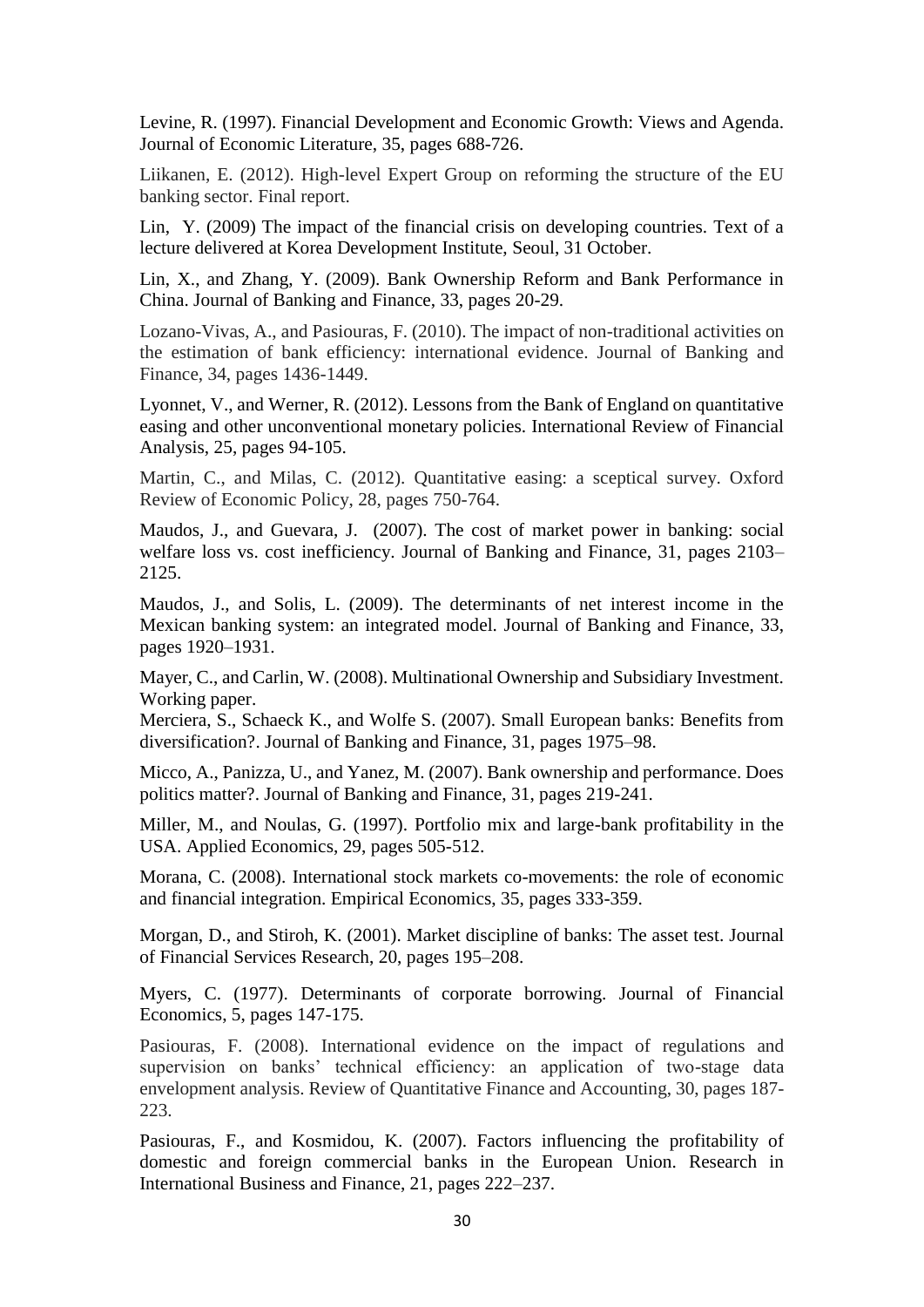Levine, R. (1997). Financial Development and Economic Growth: Views and Agenda. Journal of Economic Literature, 35, pages 688-726.

Liikanen, E. (2012). High-level Expert Group on reforming the structure of the EU banking sector. Final report.

Lin, Y. (2009) The impact of the financial crisis on developing countries. Text of a lecture delivered at Korea Development Institute, Seoul, 31 October.

Lin, X., and Zhang, Y. (2009). Bank Ownership Reform and Bank Performance in China. Journal of Banking and Finance, 33, pages 20-29.

Lozano-Vivas, A., and Pasiouras, F. (2010). The impact of non-traditional activities on the estimation of bank efficiency: international evidence. Journal of Banking and Finance, 34, pages 1436-1449.

Lyonnet, V., and Werner, R. (2012). Lessons from the Bank of England on quantitative easing and other unconventional monetary policies. International Review of Financial Analysis, 25, pages 94-105.

Martin, C., and Milas, C. (2012). Quantitative easing: a sceptical survey. Oxford Review of Economic Policy, 28, pages 750-764.

Maudos, J., and Guevara, J. (2007). The cost of market power in banking: social welfare loss vs. cost inefficiency. Journal of Banking and Finance, 31, pages 2103–2125.

Maudos, J., and Solis, L. (2009). The determinants of net interest income in the Mexican banking system: an integrated model. Journal of Banking and Finance, 33, pages 1920–1931.

Mayer, C., and Carlin, W. (2008). Multinational Ownership and Subsidiary Investment. Working paper.

Merciera, S., Schaeck K., and Wolfe S. (2007). Small European banks: Benefits from diversification?. Journal of Banking and Finance, 31, pages 1975–98.

Micco, A., Panizza, U., and Yanez, M. (2007). Bank ownership and performance. Does politics matter?. Journal of Banking and Finance, 31, pages 219-241.

Miller, M., and Noulas, G. (1997). Portfolio mix and large-bank profitability in the USA. Applied Economics, 29, pages 505-512.

Morana, C. (2008). International stock markets co-movements: the role of economic and financial integration. Empirical Economics, 35, pages 333-359.

Morgan, D., and Stiroh, K. (2001). Market discipline of banks: The asset test. Journal of Financial Services Research, 20, pages 195–208.

Myers, C. (1977). Determinants of corporate borrowing. Journal of Financial Economics, 5, pages 147-175.

Pasiouras, F. (2008). International evidence on the impact of regulations and supervision on banks' technical efficiency: an application of two-stage data envelopment analysis. Review of Quantitative Finance and Accounting, 30, pages 187-223.

Pasiouras, F., and Kosmidou, K. (2007). Factors influencing the profitability of domestic and foreign commercial banks in the European Union. Research in International Business and Finance, 21, pages 222–237.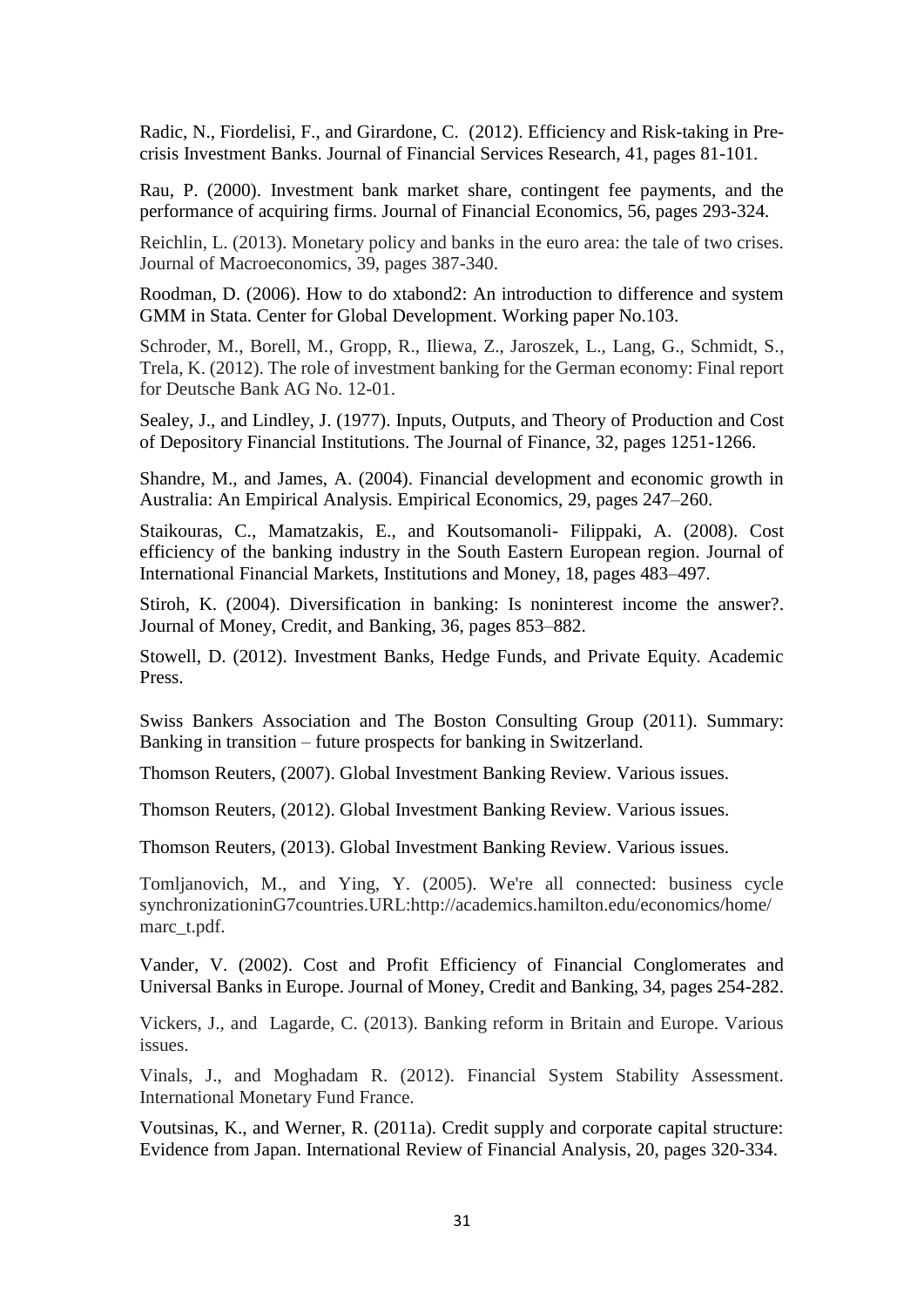Radic, N., Fiordelisi, F., and Girardone, C. (2012). Efficiency and Risk-taking in Pre-crisis Investment Banks. Journal of Financial Services Research, 41, pages 81-101.

Rau, P. (2000). Investment bank market share, contingent fee payments, and the performance of acquiring firms. Journal of Financial Economics, 56, pages 293-324.

Reichlin, L. (2013). Monetary policy and banks in the euro area: the tale of two crises. Journal of Macroeconomics, 39, pages 387-340.

Roodman, D. (2006). How to do xtabond2: An introduction to difference and system GMM in Stata. Center for Global Development. Working paper No.103.

Schroder, M., Borell, M., Gropp, R., Iliewa, Z., Jaroszek, L., Lang, G., Schmidt, S., Trela, K. (2012). The role of investment banking for the German economy: Final report for Deutsche Bank AG No. 12-01.

Sealey, J., and Lindley, J. (1977). Inputs, Outputs, and Theory of Production and Cost of Depository Financial Institutions. The Journal of Finance, 32, pages 1251-1266.

Shandre, M., and James, A. (2004). Financial development and economic growth in Australia: An Empirical Analysis. Empirical Economics, 29, pages 247–260.

Staikouras, C., Mamatzakis, E., and Koutsomanoli- Filippaki, A. (2008). Cost efficiency of the banking industry in the South Eastern European region. Journal of International Financial Markets, Institutions and Money, 18, pages 483–497.

Stiroh, K. (2004). Diversification in banking: Is noninterest income the answer?. Journal of Money, Credit, and Banking, 36, pages 853–882.

Stowell, D. (2012). Investment Banks, Hedge Funds, and Private Equity. Academic Press.

Swiss Bankers Association and The Boston Consulting Group (2011). Summary: Banking in transition – future prospects for banking in Switzerland.

Thomson Reuters, (2007). Global Investment Banking Review. Various issues.

Thomson Reuters, (2012). Global Investment Banking Review. Various issues.

Thomson Reuters, (2013). Global Investment Banking Review. Various issues.

Tomljanovich, M., and Ying, Y. (2005). We're all connected: business cycle synchronizationinG7countries.URL:http://academics.hamilton.edu/economics/home/marc_t.pdf.

Vander, V. (2002). Cost and Profit Efficiency of Financial Conglomerates and Universal Banks in Europe. Journal of Money, Credit and Banking, 34, pages 254-282.

Vickers, J., and Lagarde, C. (2013). Banking reform in Britain and Europe. Various issues.

Vinals, J., and Moghadam R. (2012). Financial System Stability Assessment. International Monetary Fund France.

Voutsinas, K., and Werner, R. (2011a). Credit supply and corporate capital structure: Evidence from Japan. International Review of Financial Analysis, 20, pages 320-334.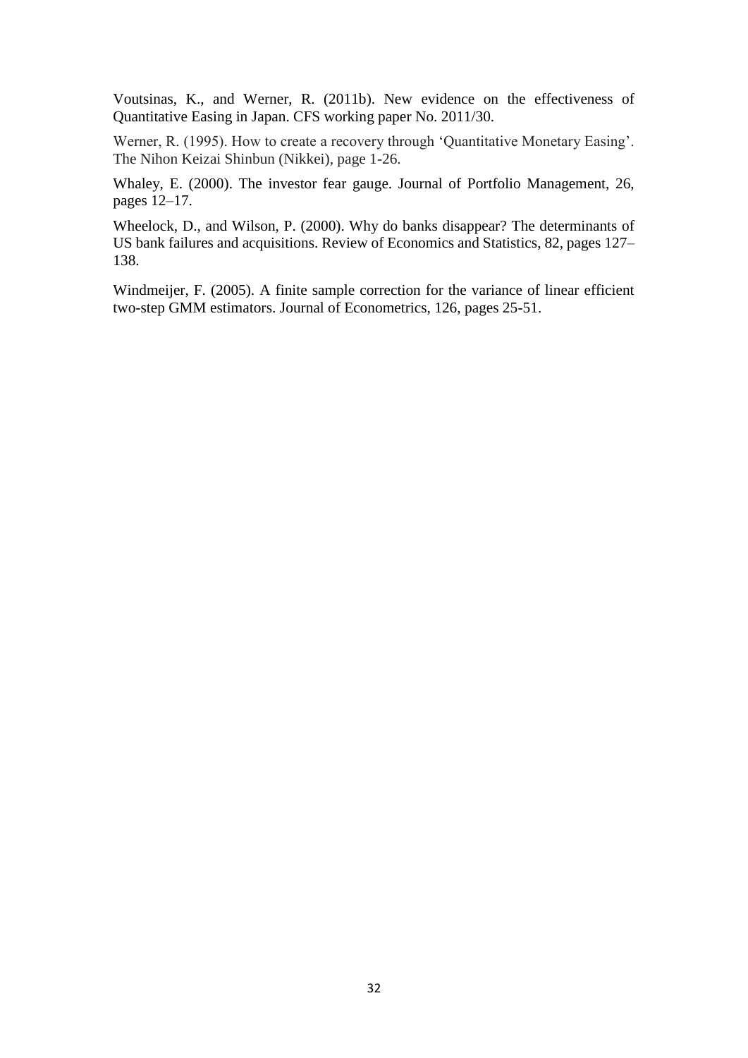Voutsinas, K., and Werner, R. (2011b). New evidence on the effectiveness of Quantitative Easing in Japan. CFS working paper No. 2011/30.

Werner, R. (1995). How to create a recovery through 'Quantitative Monetary Easing'. The Nihon Keizai Shinbun (Nikkei), page 1-26.

Whaley, E. (2000). The investor fear gauge. Journal of Portfolio Management, 26, pages 12–17.

Wheelock, D., and Wilson, P. (2000). Why do banks disappear? The determinants of US bank failures and acquisitions. Review of Economics and Statistics, 82, pages 127–138.

Windmeijer, F. (2005). A finite sample correction for the variance of linear efficient two-step GMM estimators. Journal of Econometrics, 126, pages 25-51.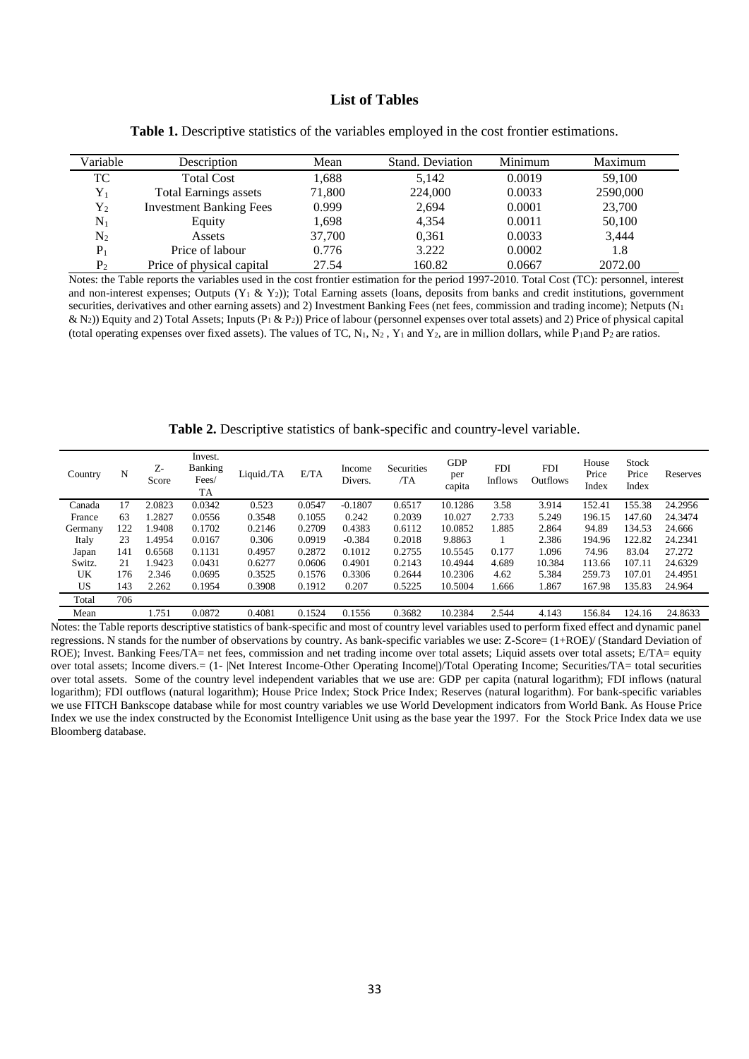# List of Tables

**Table 1.** Descriptive statistics of the variables employed in the cost frontier estimations.

| Variable | Description | Mean | Stand. Deviation | Minimum | Maximum |
|---|---|---|---|---|---|
| TC | Total Cost | 1,688 | 5,142 | 0.0019 | 59,100 |
| $Y_1$ | Total Earnings assets | 71,800 | 224,000 | 0.0033 | 2590,000 |
| $Y_2$ | Investment Banking Fees | 0.999 | 2,694 | 0.0001 | 23,700 |
| $N_1$ | Equity | 1,698 | 4,354 | 0.0011 | 50,100 |
| $N_2$ | Assets | 37,700 | 0,361 | 0.0033 | 3,444 |
| $P_1$ | Price of labour | 0.776 | 3.222 | 0.0002 | 1.8 |
| $P_2$ | Price of physical capital | 27.54 | 160.82 | 0.0667 | 2072.00 |

Notes: the Table reports the variables used in the cost frontier estimation for the period 1997-2010. Total Cost (TC): personnel, interest and non-interest expenses; Outputs ($Y_1$ & $Y_2$)); Total Earning assets (loans, deposits from banks and credit institutions, government securities, derivatives and other earning assets) and 2) Investment Banking Fees (net fees, commission and trading income); Netputs ($N_1$ & $N_2$)) Equity and 2) Total Assets; Inputs ($P_1$ & $P_2$)) Price of labour (personnel expenses over total assets) and 2) Price of physical capital (total operating expenses over fixed assets). The values of TC, $N_1$, $N_2$ , $Y_1$ and $Y_2$, are in million dollars, while $P_1$and $P_2$ are ratios.

**Table 2.** Descriptive statistics of bank-specific and country-level variable.

| Country | N | Z-Score | Invest. Banking Fees/ TA | Liquid./TA | E/TA | Income Divers. | Securities /TA | GDP per capita | FDI Inflows | FDI Outflows | House Price Index | Stock Price Index | Reserves |
|---|---|---|---|---|---|---|---|---|---|---|---|---|---|
| Canada | 17 | 2.0823 | 0.0342 | 0.523 | 0.0547 | -0.1807 | 0.6517 | 10.1286 | 3.58 | 3.914 | 152.41 | 155.38 | 24.2956 |
| France | 63 | 1.2827 | 0.0556 | 0.3548 | 0.1055 | 0.242 | 0.2039 | 10.027 | 2.733 | 5.249 | 196.15 | 147.60 | 24.3474 |
| Germany | 122 | 1.9408 | 0.1702 | 0.2146 | 0.2709 | 0.4383 | 0.6112 | 10.0852 | 1.885 | 2.864 | 94.89 | 134.53 | 24.666 |
| Italy | 23 | 1.4954 | 0.0167 | 0.306 | 0.0919 | -0.384 | 0.2018 | 9.8863 | 1 | 2.386 | 194.96 | 122.82 | 24.2341 |
| Japan | 141 | 0.6568 | 0.1131 | 0.4957 | 0.2872 | 0.1012 | 0.2755 | 10.5545 | 0.177 | 1.096 | 74.96 | 83.04 | 27.272 |
| Switz. | 21 | 1.9423 | 0.0431 | 0.6277 | 0.0606 | 0.4901 | 0.2143 | 10.4944 | 4.689 | 10.384 | 113.66 | 107.11 | 24.6329 |
| UK | 176 | 2.346 | 0.0695 | 0.3525 | 0.1576 | 0.3306 | 0.2644 | 10.2306 | 4.62 | 5.384 | 259.73 | 107.01 | 24.4951 |
| US | 143 | 2.262 | 0.1954 | 0.3908 | 0.1912 | 0.207 | 0.5225 | 10.5004 | 1.666 | 1.867 | 167.98 | 135.83 | 24.964 |
| Total | 706 | | | | | | | | | | | | |
| Mean | | 1.751 | 0.0872 | 0.4081 | 0.1524 | 0.1556 | 0.3682 | 10.2384 | 2.544 | 4.143 | 156.84 | 124.16 | 24.8633 |

Notes: the Table reports descriptive statistics of bank-specific and most of country level variables used to perform fixed effect and dynamic panel regressions. N stands for the number of observations by country. As bank-specific variables we use: Z-Score= (1+ROE)/ (Standard Deviation of ROE); Invest. Banking Fees/TA= net fees, commission and net trading income over total assets; Liquid assets over total assets; E/TA= equity over total assets; Income divers.= (1- |Net Interest Income-Other Operating Income|)/Total Operating Income; Securities/TA= total securities over total assets. Some of the country level independent variables that we use are: GDP per capita (natural logarithm); FDI inflows (natural logarithm); FDI outflows (natural logarithm); House Price Index; Stock Price Index; Reserves (natural logarithm). For bank-specific variables we use FITCH Bankscope database while for most country variables we use World Development indicators from World Bank. As House Price Index we use the index constructed by the Economist Intelligence Unit using as the base year the 1997. For the Stock Price Index data we use Bloomberg database.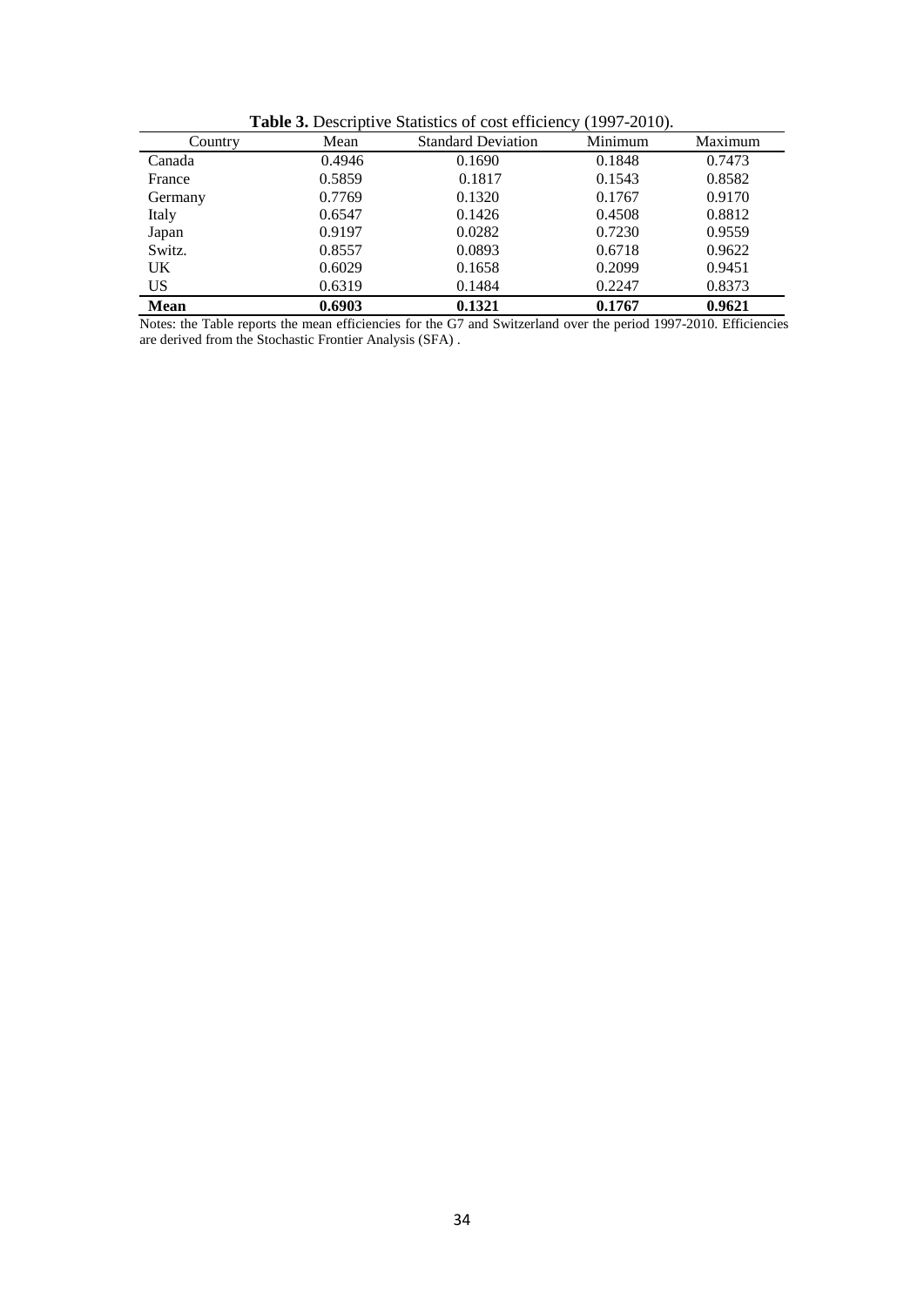**Table 3.** Descriptive Statistics of cost efficiency (1997-2010).

| Country | Mean | Standard Deviation | Minimum | Maximum |
|---|---|---|---|---|
| Canada | 0.4946 | 0.1690 | 0.1848 | 0.7473 |
| France | 0.5859 | 0.1817 | 0.1543 | 0.8582 |
| Germany | 0.7769 | 0.1320 | 0.1767 | 0.9170 |
| Italy | 0.6547 | 0.1426 | 0.4508 | 0.8812 |
| Japan | 0.9197 | 0.0282 | 0.7230 | 0.9559 |
| Switz. | 0.8557 | 0.0893 | 0.6718 | 0.9622 |
| UK | 0.6029 | 0.1658 | 0.2099 | 0.9451 |
| US | 0.6319 | 0.1484 | 0.2247 | 0.8373 |
| **Mean** | **0.6903** | **0.1321** | **0.1767** | **0.9621** |

Notes: the Table reports the mean efficiencies for the G7 and Switzerland over the period 1997-2010. Efficiencies are derived from the Stochastic Frontier Analysis (SFA) .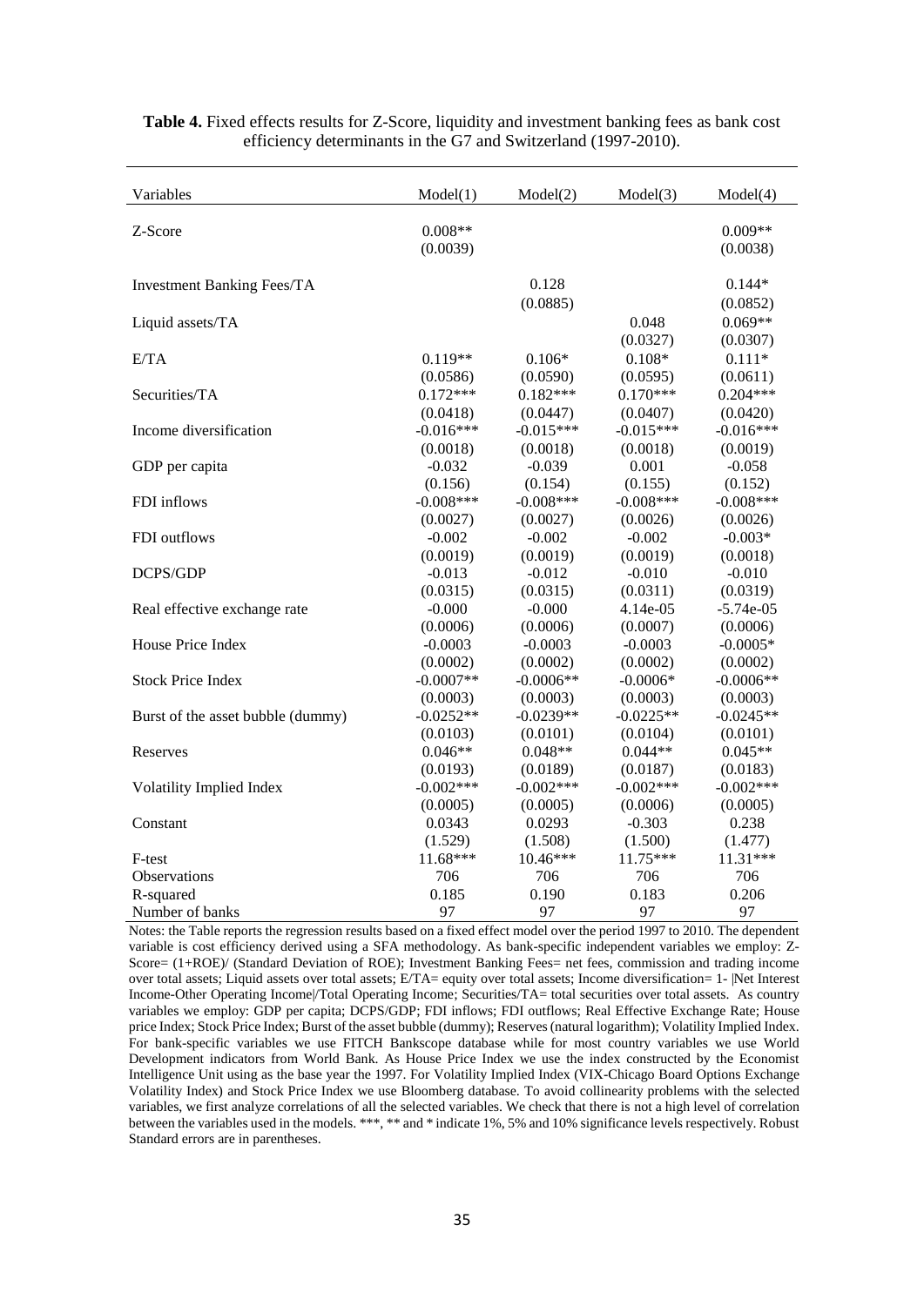**Table 4.** Fixed effects results for Z-Score, liquidity and investment banking fees as bank cost efficiency determinants in the G7 and Switzerland (1997-2010).

| Variables | Model(1) | Model(2) | Model(3) | Model(4) |
|---|---|---|---|---|
| Z-Score | 0.008** | | | 0.009** |
| | (0.0039) | | | (0.0038) |
| Investment Banking Fees/TA | | 0.128 | | 0.144* |
| | | (0.0885) | | (0.0852) |
| Liquid assets/TA | | | 0.048 | 0.069** |
| | | | (0.0327) | (0.0307) |
| E/TA | 0.119** | 0.106* | 0.108* | 0.111* |
| | (0.0586) | (0.0590) | (0.0595) | (0.0611) |
| Securities/TA | 0.172*** | 0.182*** | 0.170*** | 0.204*** |
| | (0.0418) | (0.0447) | (0.0407) | (0.0420) |
| Income diversification | -0.016*** | -0.015*** | -0.015*** | -0.016*** |
| | (0.0018) | (0.0018) | (0.0018) | (0.0019) |
| GDP per capita | -0.032 | -0.039 | 0.001 | -0.058 |
| | (0.156) | (0.154) | (0.155) | (0.152) |
| FDI inflows | -0.008*** | -0.008*** | -0.008*** | -0.008*** |
| | (0.0027) | (0.0027) | (0.0026) | (0.0026) |
| FDI outflows | -0.002 | -0.002 | -0.002 | -0.003* |
| | (0.0019) | (0.0019) | (0.0019) | (0.0018) |
| DCPS/GDP | -0.013 | -0.012 | -0.010 | -0.010 |
| | (0.0315) | (0.0315) | (0.0311) | (0.0319) |
| Real effective exchange rate | -0.000 | -0.000 | 4.14e-05 | -5.74e-05 |
| | (0.0006) | (0.0006) | (0.0007) | (0.0006) |
| House Price Index | -0.0003 | -0.0003 | -0.0003 | -0.0005* |
| | (0.0002) | (0.0002) | (0.0002) | (0.0002) |
| Stock Price Index | -0.0007** | -0.0006** | -0.0006* | -0.0006** |
| | (0.0003) | (0.0003) | (0.0003) | (0.0003) |
| Burst of the asset bubble (dummy) | -0.0252** | -0.0239** | -0.0225** | -0.0245** |
| | (0.0103) | (0.0101) | (0.0104) | (0.0101) |
| Reserves | 0.046** | 0.048** | 0.044** | 0.045** |
| | (0.0193) | (0.0189) | (0.0187) | (0.0183) |
| Volatility Implied Index | -0.002*** | -0.002*** | -0.002*** | -0.002*** |
| | (0.0005) | (0.0005) | (0.0006) | (0.0005) |
| Constant | 0.0343 | 0.0293 | -0.303 | 0.238 |
| | (1.529) | (1.508) | (1.500) | (1.477) |
| F-test | 11.68*** | 10.46*** | 11.75*** | 11.31*** |
| Observations | 706 | 706 | 706 | 706 |
| R-squared | 0.185 | 0.190 | 0.183 | 0.206 |
| Number of banks | 97 | 97 | 97 | 97 |

Notes: the Table reports the regression results based on a fixed effect model over the period 1997 to 2010. The dependent variable is cost efficiency derived using a SFA methodology. As bank-specific independent variables we employ: Z-Score= (1+ROE)/ (Standard Deviation of ROE); Investment Banking Fees= net fees, commission and trading income over total assets; Liquid assets over total assets; E/TA= equity over total assets; Income diversification= 1- |Net Interest Income-Other Operating Income|/Total Operating Income; Securities/TA= total securities over total assets. As country variables we employ: GDP per capita; DCPS/GDP; FDI inflows; FDI outflows; Real Effective Exchange Rate; House price Index; Stock Price Index; Burst of the asset bubble (dummy); Reserves (natural logarithm); Volatility Implied Index. For bank-specific variables we use FITCH Bankscope database while for most country variables we use World Development indicators from World Bank. As House Price Index we use the index constructed by the Economist Intelligence Unit using as the base year the 1997. For Volatility Implied Index (VIX-Chicago Board Options Exchange Volatility Index) and Stock Price Index we use Bloomberg database. To avoid collinearity problems with the selected variables, we first analyze correlations of all the selected variables. We check that there is not a high level of correlation between the variables used in the models. ***, ** and * indicate 1%, 5% and 10% significance levels respectively. Robust Standard errors are in parentheses.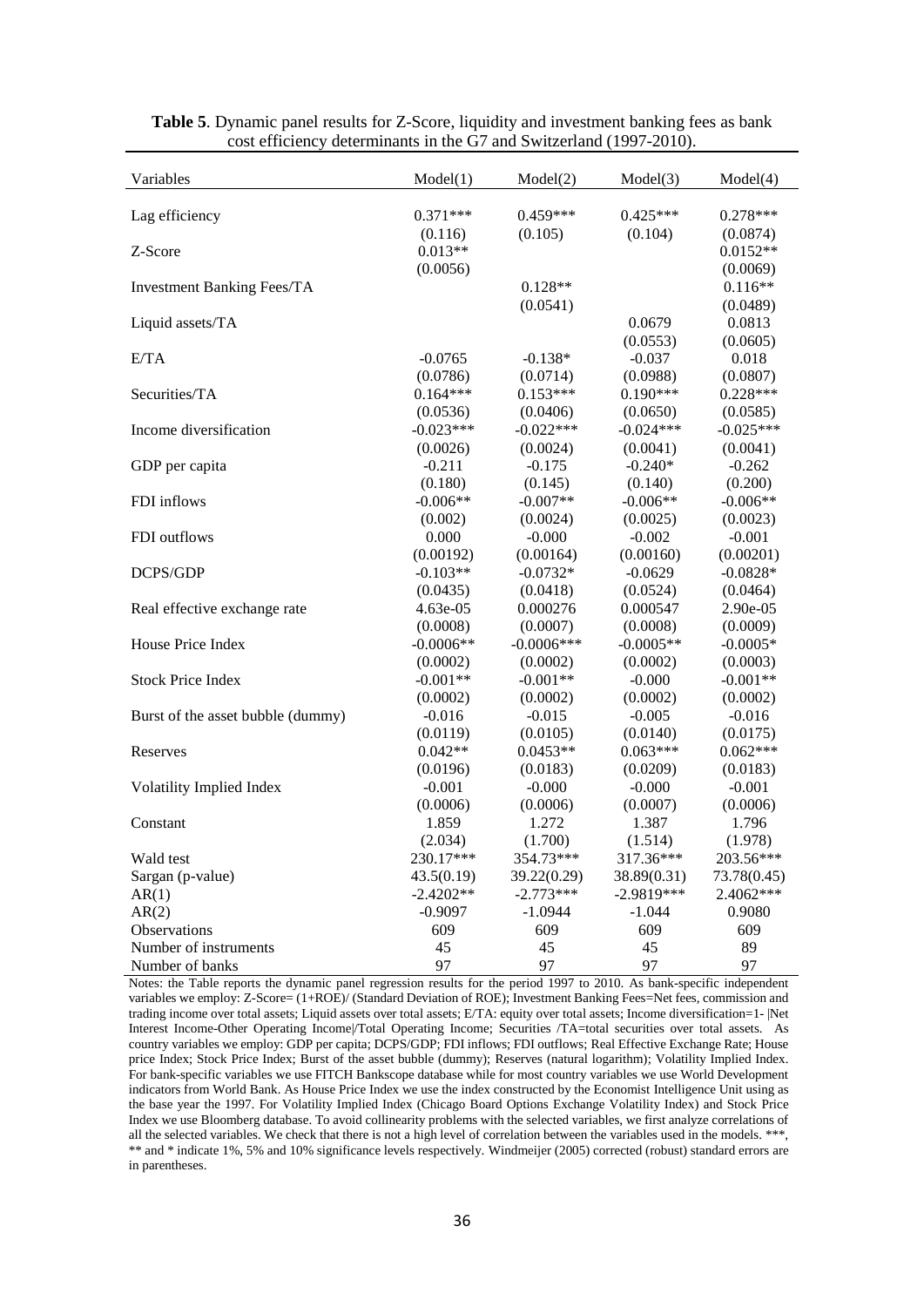**Table 5**. Dynamic panel results for Z-Score, liquidity and investment banking fees as bank cost efficiency determinants in the G7 and Switzerland (1997-2010).

| Variables | Model(1) | Model(2) | Model(3) | Model(4) |
|---|---|---|---|---|
| Lag efficiency | 0.371*** | 0.459*** | 0.425*** | 0.278*** |
| | (0.116) | (0.105) | (0.104) | (0.0874) |
| Z-Score | 0.013** | | | 0.0152** |
| | (0.0056) | | | (0.0069) |
| Investment Banking Fees/TA | | 0.128** | | 0.116** |
| | | (0.0541) | | (0.0489) |
| Liquid assets/TA | | | 0.0679 | 0.0813 |
| | | | (0.0553) | (0.0605) |
| E/TA | -0.0765 | -0.138* | -0.037 | 0.018 |
| | (0.0786) | (0.0714) | (0.0988) | (0.0807) |
| Securities/TA | 0.164*** | 0.153*** | 0.190*** | 0.228*** |
| | (0.0536) | (0.0406) | (0.0650) | (0.0585) |
| Income diversification | -0.023*** | -0.022*** | -0.024*** | -0.025*** |
| | (0.0026) | (0.0024) | (0.0041) | (0.0041) |
| GDP per capita | -0.211 | -0.175 | -0.240* | -0.262 |
| | (0.180) | (0.145) | (0.140) | (0.200) |
| FDI inflows | -0.006** | -0.007** | -0.006** | -0.006** |
| | (0.002) | (0.0024) | (0.0025) | (0.0023) |
| FDI outflows | 0.000 | -0.000 | -0.002 | -0.001 |
| | (0.00192) | (0.00164) | (0.00160) | (0.00201) |
| DCPS/GDP | -0.103** | -0.0732* | -0.0629 | -0.0828* |
| | (0.0435) | (0.0418) | (0.0524) | (0.0464) |
| Real effective exchange rate | 4.63e-05 | 0.000276 | 0.000547 | 2.90e-05 |
| | (0.0008) | (0.0007) | (0.0008) | (0.0009) |
| House Price Index | -0.0006** | -0.0006*** | -0.0005** | -0.0005* |
| | (0.0002) | (0.0002) | (0.0002) | (0.0003) |
| Stock Price Index | -0.001** | -0.001** | -0.000 | -0.001** |
| | (0.0002) | (0.0002) | (0.0002) | (0.0002) |
| Burst of the asset bubble (dummy) | -0.016 | -0.015 | -0.005 | -0.016 |
| | (0.0119) | (0.0105) | (0.0140) | (0.0175) |
| Reserves | 0.042** | 0.0453** | 0.063*** | 0.062*** |
| | (0.0196) | (0.0183) | (0.0209) | (0.0183) |
| Volatility Implied Index | -0.001 | -0.000 | -0.000 | -0.001 |
| | (0.0006) | (0.0006) | (0.0007) | (0.0006) |
| Constant | 1.859 | 1.272 | 1.387 | 1.796 |
| | (2.034) | (1.700) | (1.514) | (1.978) |
| Wald test | 230.17*** | 354.73*** | 317.36*** | 203.56*** |
| Sargan (p-value) | 43.5(0.19) | 39.22(0.29) | 38.89(0.31) | 73.78(0.45) |
| AR(1) | -2.4202** | -2.773*** | -2.9819*** | 2.4062*** |
| AR(2) | -0.9097 | -1.0944 | -1.044 | 0.9080 |
| Observations | 609 | 609 | 609 | 609 |
| Number of instruments | 45 | 45 | 45 | 89 |
| Number of banks | 97 | 97 | 97 | 97 |

Notes: the Table reports the dynamic panel regression results for the period 1997 to 2010. As bank-specific independent variables we employ: Z-Score= (1+ROE)/ (Standard Deviation of ROE); Investment Banking Fees=Net fees, commission and trading income over total assets; Liquid assets over total assets; E/TA: equity over total assets; Income diversification=1- |Net Interest Income-Other Operating Income|/Total Operating Income; Securities /TA=total securities over total assets. As country variables we employ: GDP per capita; DCPS/GDP; FDI inflows; FDI outflows; Real Effective Exchange Rate; House price Index; Stock Price Index; Burst of the asset bubble (dummy); Reserves (natural logarithm); Volatility Implied Index. For bank-specific variables we use FITCH Bankscope database while for most country variables we use World Development indicators from World Bank. As House Price Index we use the index constructed by the Economist Intelligence Unit using as the base year the 1997. For Volatility Implied Index (Chicago Board Options Exchange Volatility Index) and Stock Price Index we use Bloomberg database. To avoid collinearity problems with the selected variables, we first analyze correlations of all the selected variables. We check that there is not a high level of correlation between the variables used in the models. ***, ** and * indicate 1%, 5% and 10% significance levels respectively. Windmeijer (2005) corrected (robust) standard errors are in parentheses.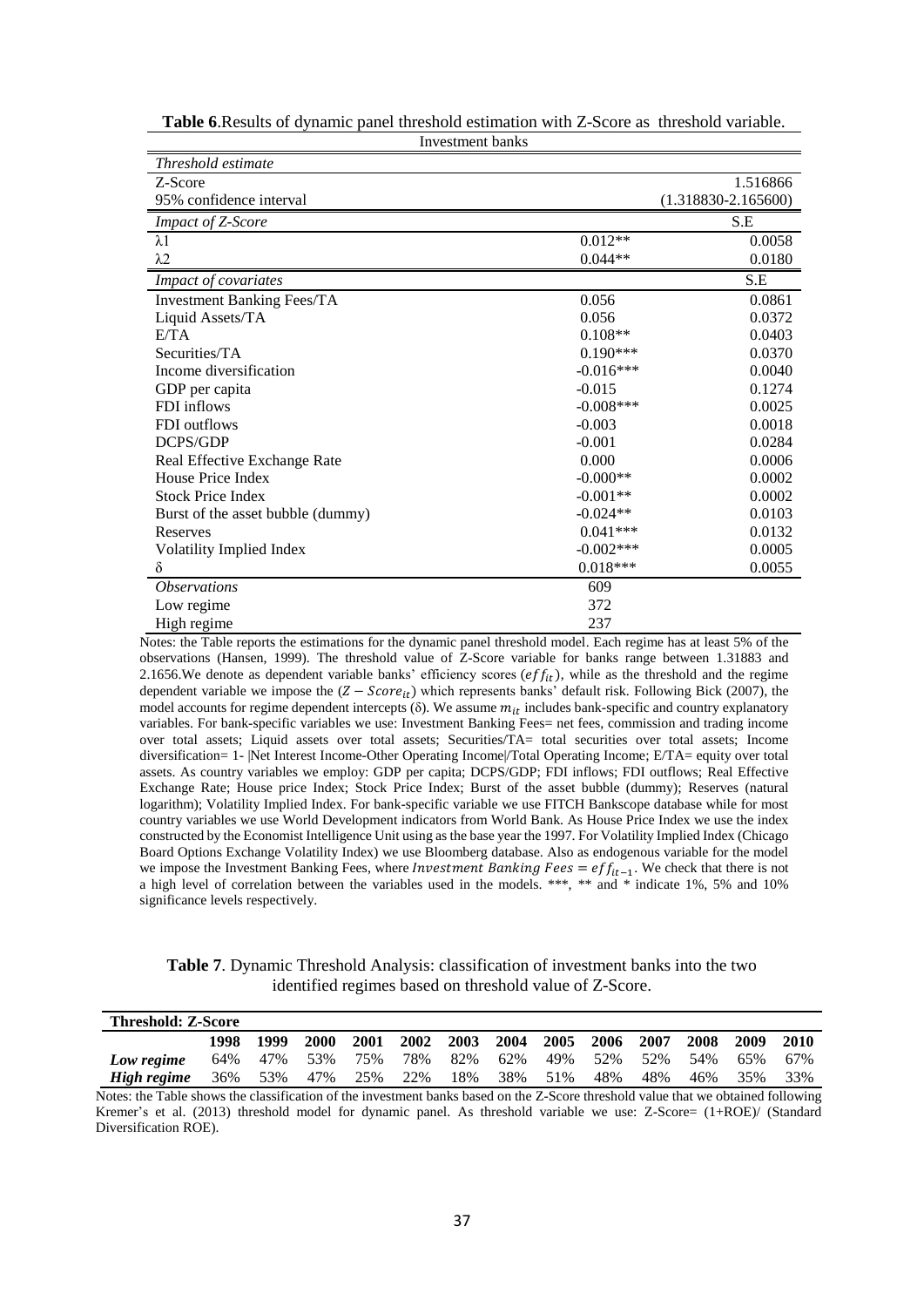**Table 6**.Results of dynamic panel threshold estimation with Z-Score as threshold variable.

| Investment banks | | |
|---|---|---|
| *Threshold estimate* | | |
| Z-Score | | 1.516866 |
| 95% confidence interval | | (1.318830-2.165600) |
| *Impact of Z-Score* | | S.E |
| λ1 | 0.012** | 0.0058 |
| λ2 | 0.044** | 0.0180 |
| *Impact of covariates* | | S.E |
| Investment Banking Fees/TA | 0.056 | 0.0861 |
| Liquid Assets/TA | 0.056 | 0.0372 |
| E/TA | 0.108** | 0.0403 |
| Securities/TA | 0.190*** | 0.0370 |
| Income diversification | -0.016*** | 0.0040 |
| GDP per capita | -0.015 | 0.1274 |
| FDI inflows | -0.008*** | 0.0025 |
| FDI outflows | -0.003 | 0.0018 |
| DCPS/GDP | -0.001 | 0.0284 |
| Real Effective Exchange Rate | 0.000 | 0.0006 |
| House Price Index | -0.000** | 0.0002 |
| Stock Price Index | -0.001** | 0.0002 |
| Burst of the asset bubble (dummy) | -0.024** | 0.0103 |
| Reserves | 0.041*** | 0.0132 |
| Volatility Implied Index | -0.002*** | 0.0005 |
| δ | 0.018*** | 0.0055 |
| *Observations* | 609 | |
| Low regime | 372 | |
| High regime | 237 | |

Notes: the Table reports the estimations for the dynamic panel threshold model. Each regime has at least 5% of the observations (Hansen, 1999). The threshold value of Z-Score variable for banks range between 1.31883 and 2.1656.We denote as dependent variable banks' efficiency scores ($eff_{it}$), while as the threshold and the regime dependent variable we impose the ($Z - Score_{it}$) which represents banks' default risk. Following Bick (2007), the model accounts for regime dependent intercepts (δ). We assume $m_{it}$ includes bank-specific and country explanatory variables. For bank-specific variables we use: Investment Banking Fees= net fees, commission and trading income over total assets; Liquid assets over total assets; Securities/TA= total securities over total assets; Income diversification= 1- |Net Interest Income-Other Operating Income|/Total Operating Income; E/TA= equity over total assets. As country variables we employ: GDP per capita; DCPS/GDP; FDI inflows; FDI outflows; Real Effective Exchange Rate; House price Index; Stock Price Index; Burst of the asset bubble (dummy); Reserves (natural logarithm); Volatility Implied Index. For bank-specific variable we use FITCH Bankscope database while for most country variables we use World Development indicators from World Bank. As House Price Index we use the index constructed by the Economist Intelligence Unit using as the base year the 1997. For Volatility Implied Index (Chicago Board Options Exchange Volatility Index) we use Bloomberg database. Also as endogenous variable for the model we impose the Investment Banking Fees, where $Investment\ Banking\ Fees = eff_{it-1}$. We check that there is not a high level of correlation between the variables used in the models. ***, ** and * indicate 1%, 5% and 10% significance levels respectively.

**Table 7**. Dynamic Threshold Analysis: classification of investment banks into the two identified regimes based on threshold value of Z-Score.

| **Threshold: Z-Score** | | | | | | | | | | | | | |
|---|---|---|---|---|---|---|---|---|---|---|---|---|---|
| | **1998** | **1999** | **2000** | **2001** | **2002** | **2003** | **2004** | **2005** | **2006** | **2007** | **2008** | **2009** | **2010** |
| ***Low regime*** | 64% | 47% | 53% | 75% | 78% | 82% | 62% | 49% | 52% | 52% | 54% | 65% | 67% |
| ***High regime*** | 36% | 53% | 47% | 25% | 22% | 18% | 38% | 51% | 48% | 48% | 46% | 35% | 33% |

Notes: the Table shows the classification of the investment banks based on the Z-Score threshold value that we obtained following Kremer's et al. (2013) threshold model for dynamic panel. As threshold variable we use: Z-Score= (1+ROE)/ (Standard Diversification ROE).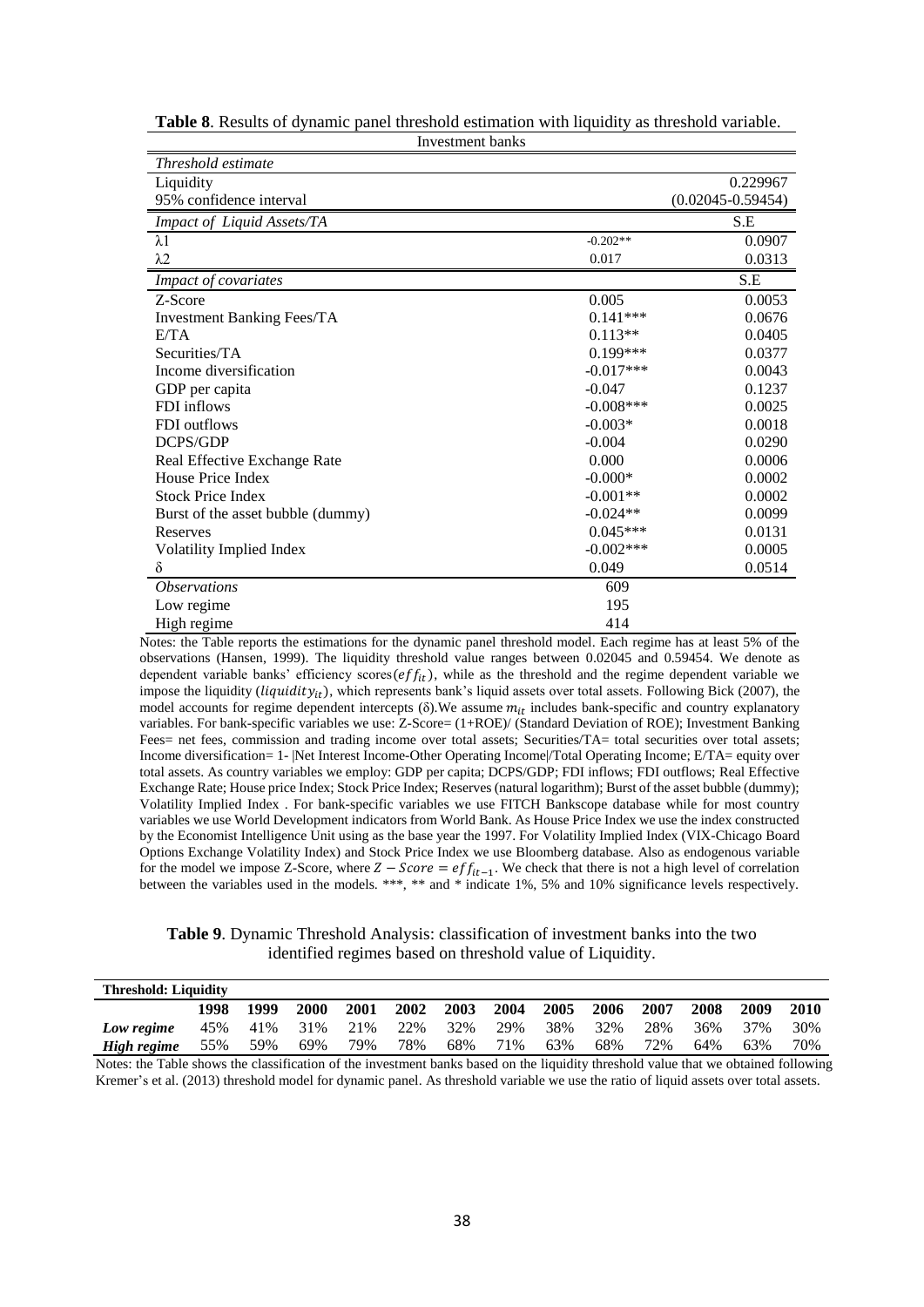**Table 8**. Results of dynamic panel threshold estimation with liquidity as threshold variable.

| Investment banks | | |
|---|---|---|
| *Threshold estimate* | | |
| Liquidity | | 0.229967 |
| 95% confidence interval | | (0.02045-0.59454) |
| *Impact of Liquid Assets/TA* | | S.E |
| λ1 | -0.202** | 0.0907 |
| λ2 | 0.017 | 0.0313 |
| *Impact of covariates* | | S.E |
| Z-Score | 0.005 | 0.0053 |
| Investment Banking Fees/TA | 0.141*** | 0.0676 |
| E/TA | 0.113** | 0.0405 |
| Securities/TA | 0.199*** | 0.0377 |
| Income diversification | -0.017*** | 0.0043 |
| GDP per capita | -0.047 | 0.1237 |
| FDI inflows | -0.008*** | 0.0025 |
| FDI outflows | -0.003* | 0.0018 |
| DCPS/GDP | -0.004 | 0.0290 |
| Real Effective Exchange Rate | 0.000 | 0.0006 |
| House Price Index | -0.000* | 0.0002 |
| Stock Price Index | -0.001** | 0.0002 |
| Burst of the asset bubble (dummy) | -0.024** | 0.0099 |
| Reserves | 0.045*** | 0.0131 |
| Volatility Implied Index | -0.002*** | 0.0005 |
| δ | 0.049 | 0.0514 |
| *Observations* | 609 | |
| Low regime | 195 | |
| High regime | 414 | |

Notes: the Table reports the estimations for the dynamic panel threshold model. Each regime has at least 5% of the observations (Hansen, 1999). The liquidity threshold value ranges between 0.02045 and 0.59454. We denote as dependent variable banks' efficiency scores($eff_{it}$), while as the threshold and the regime dependent variable we impose the liquidity ($liquidity_{it}$), which represents bank's liquid assets over total assets. Following Bick (2007), the model accounts for regime dependent intercepts (δ).We assume $m_{it}$ includes bank-specific and country explanatory variables. For bank-specific variables we use: Z-Score= (1+ROE)/ (Standard Deviation of ROE); Investment Banking Fees= net fees, commission and trading income over total assets; Securities/TA= total securities over total assets; Income diversification= 1- |Net Interest Income-Other Operating Income|/Total Operating Income; E/TA= equity over total assets. As country variables we employ: GDP per capita; DCPS/GDP; FDI inflows; FDI outflows; Real Effective Exchange Rate; House price Index; Stock Price Index; Reserves (natural logarithm); Burst of the asset bubble (dummy); Volatility Implied Index . For bank-specific variables we use FITCH Bankscope database while for most country variables we use World Development indicators from World Bank. As House Price Index we use the index constructed by the Economist Intelligence Unit using as the base year the 1997. For Volatility Implied Index (VIX-Chicago Board Options Exchange Volatility Index) and Stock Price Index we use Bloomberg database. Also as endogenous variable for the model we impose Z-Score, where $Z - Score = eff_{it-1}$. We check that there is not a high level of correlation between the variables used in the models. ***, ** and * indicate 1%, 5% and 10% significance levels respectively.

**Table 9**. Dynamic Threshold Analysis: classification of investment banks into the two identified regimes based on threshold value of Liquidity.

| **Threshold: Liquidity** | | | | | | | | | | | | | |
|---|---|---|---|---|---|---|---|---|---|---|---|---|---|
| | **1998** | **1999** | **2000** | **2001** | **2002** | **2003** | **2004** | **2005** | **2006** | **2007** | **2008** | **2009** | **2010** |
| ***Low regime*** | 45% | 41% | 31% | 21% | 22% | 32% | 29% | 38% | 32% | 28% | 36% | 37% | 30% |
| ***High regime*** | 55% | 59% | 69% | 79% | 78% | 68% | 71% | 63% | 68% | 72% | 64% | 63% | 70% |

Notes: the Table shows the classification of the investment banks based on the liquidity threshold value that we obtained following Kremer's et al. (2013) threshold model for dynamic panel. As threshold variable we use the ratio of liquid assets over total assets.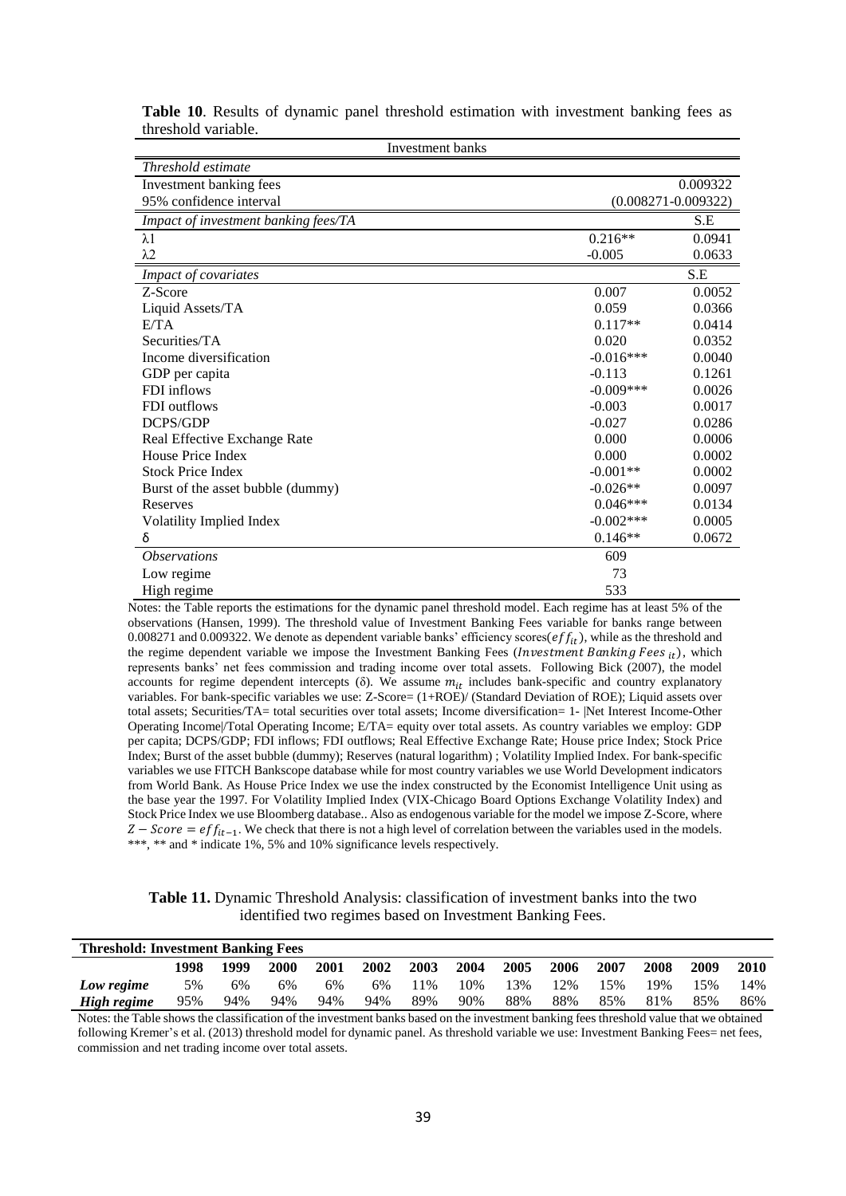**Table 10**. Results of dynamic panel threshold estimation with investment banking fees as threshold variable.

| Investment banks | | |
|---|---|---|
| *Threshold estimate* | | |
| Investment banking fees | | 0.009322 |
| 95% confidence interval | | (0.008271-0.009322) |
| *Impact of investment banking fees/TA* | | S.E |
| λ1 | 0.216** | 0.0941 |
| λ2 | -0.005 | 0.0633 |
| *Impact of covariates* | | S.E |
| Z-Score | 0.007 | 0.0052 |
| Liquid Assets/TA | 0.059 | 0.0366 |
| E/TA | 0.117** | 0.0414 |
| Securities/TA | 0.020 | 0.0352 |
| Income diversification | -0.016*** | 0.0040 |
| GDP per capita | -0.113 | 0.1261 |
| FDI inflows | -0.009*** | 0.0026 |
| FDI outflows | -0.003 | 0.0017 |
| DCPS/GDP | -0.027 | 0.0286 |
| Real Effective Exchange Rate | 0.000 | 0.0006 |
| House Price Index | 0.000 | 0.0002 |
| Stock Price Index | -0.001** | 0.0002 |
| Burst of the asset bubble (dummy) | -0.026** | 0.0097 |
| Reserves | 0.046*** | 0.0134 |
| Volatility Implied Index | -0.002*** | 0.0005 |
| δ | 0.146** | 0.0672 |
| *Observations* | 609 | |
| Low regime | 73 | |
| High regime | 533 | |

Notes: the Table reports the estimations for the dynamic panel threshold model. Each regime has at least 5% of the observations (Hansen, 1999). The threshold value of Investment Banking Fees variable for banks range between 0.008271 and 0.009322. We denote as dependent variable banks' efficiency scores($eff_{it}$), while as the threshold and the regime dependent variable we impose the Investment Banking Fees ($Investment\ Banking\ Fees_{\,it}$), which represents banks' net fees commission and trading income over total assets. Following Bick (2007), the model accounts for regime dependent intercepts (δ). We assume $m_{it}$ includes bank-specific and country explanatory variables. For bank-specific variables we use: Z-Score= (1+ROE)/ (Standard Deviation of ROE); Liquid assets over total assets; Securities/TA= total securities over total assets; Income diversification= 1- |Net Interest Income-Other Operating Income|/Total Operating Income; E/TA= equity over total assets. As country variables we employ: GDP per capita; DCPS/GDP; FDI inflows; FDI outflows; Real Effective Exchange Rate; House price Index; Stock Price Index; Burst of the asset bubble (dummy); Reserves (natural logarithm) ; Volatility Implied Index. For bank-specific variables we use FITCH Bankscope database while for most country variables we use World Development indicators from World Bank. As House Price Index we use the index constructed by the Economist Intelligence Unit using as the base year the 1997. For Volatility Implied Index (VIX-Chicago Board Options Exchange Volatility Index) and Stock Price Index we use Bloomberg database.. Also as endogenous variable for the model we impose Z-Score, where $Z-Score = eff_{it-1}$. We check that there is not a high level of correlation between the variables used in the models. ***, ** and * indicate 1%, 5% and 10% significance levels respectively.

**Table 11.** Dynamic Threshold Analysis: classification of investment banks into the two identified two regimes based on Investment Banking Fees.

| **Threshold: Investment Banking Fees** | | | | | | | | | | | | | |
|---|---|---|---|---|---|---|---|---|---|---|---|---|---|
| | **1998** | **1999** | **2000** | **2001** | **2002** | **2003** | **2004** | **2005** | **2006** | **2007** | **2008** | **2009** | **2010** |
| ***Low regime*** | 5% | 6% | 6% | 6% | 6% | 11% | 10% | 13% | 12% | 15% | 19% | 15% | 14% |
| ***High regime*** | 95% | 94% | 94% | 94% | 94% | 89% | 90% | 88% | 88% | 85% | 81% | 85% | 86% |

Notes: the Table shows the classification of the investment banks based on the investment banking fees threshold value that we obtained following Kremer's et al. (2013) threshold model for dynamic panel. As threshold variable we use: Investment Banking Fees= net fees, commission and net trading income over total assets.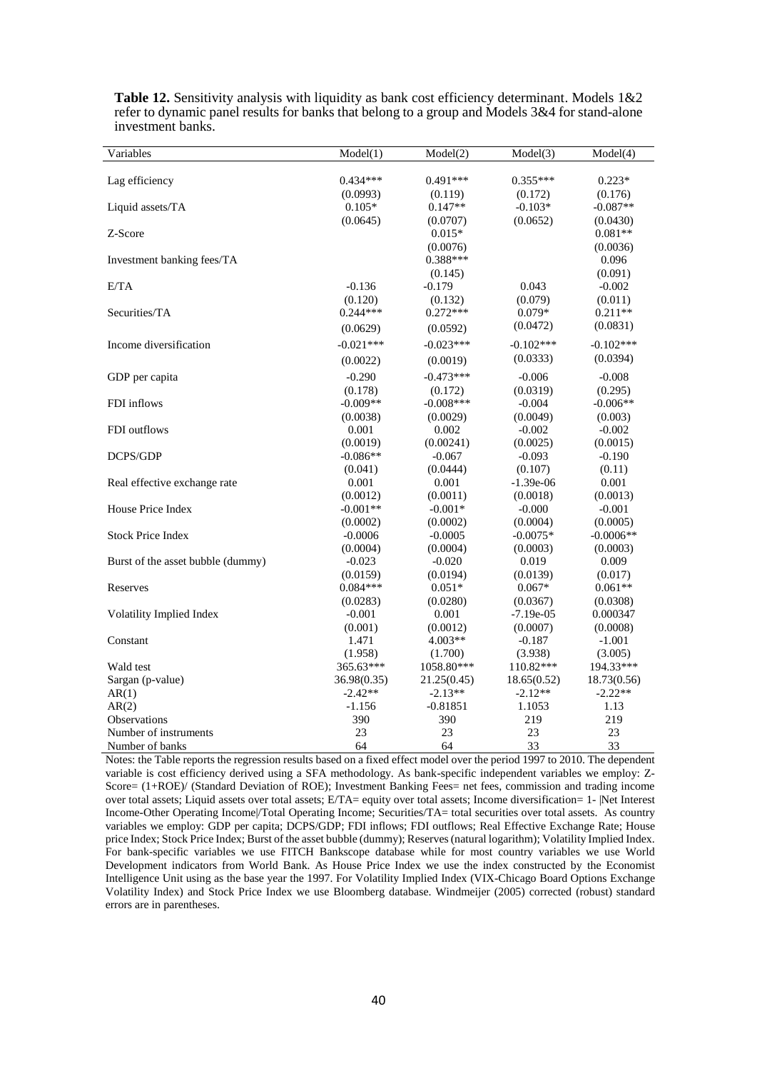**Table 12.** Sensitivity analysis with liquidity as bank cost efficiency determinant. Models 1&2 refer to dynamic panel results for banks that belong to a group and Models 3&4 for stand-alone investment banks.

| Variables | Model(1) | Model(2) | Model(3) | Model(4) |
|---|---|---|---|---|
| Lag efficiency | 0.434*** | 0.491*** | 0.355*** | 0.223* |
| | (0.0993) | (0.119) | (0.172) | (0.176) |
| Liquid assets/TA | 0.105* | 0.147** | -0.103* | -0.087** |
| | (0.0645) | (0.0707) | (0.0652) | (0.0430) |
| Z-Score | | 0.015* | | 0.081** |
| | | (0.0076) | | (0.0036) |
| Investment banking fees/TA | | 0.388*** | | 0.096 |
| | | (0.145) | | (0.091) |
| E/TA | -0.136 | -0.179 | 0.043 | -0.002 |
| | (0.120) | (0.132) | (0.079) | (0.011) |
| Securities/TA | 0.244*** | 0.272*** | 0.079* | 0.211** |
| | (0.0629) | (0.0592) | (0.0472) | (0.0831) |
| Income diversification | -0.021*** | -0.023*** | -0.102*** | -0.102*** |
| | (0.0022) | (0.0019) | (0.0333) | (0.0394) |
| GDP per capita | -0.290 | -0.473*** | -0.006 | -0.008 |
| | (0.178) | (0.172) | (0.0319) | (0.295) |
| FDI inflows | -0.009** | -0.008*** | -0.004 | -0.006** |
| | (0.0038) | (0.0029) | (0.0049) | (0.003) |
| FDI outflows | 0.001 | 0.002 | -0.002 | -0.002 |
| | (0.0019) | (0.00241) | (0.0025) | (0.0015) |
| DCPS/GDP | -0.086** | -0.067 | -0.093 | -0.190 |
| | (0.041) | (0.0444) | (0.107) | (0.11) |
| Real effective exchange rate | 0.001 | 0.001 | -1.39e-06 | 0.001 |
| | (0.0012) | (0.0011) | (0.0018) | (0.0013) |
| House Price Index | -0.001** | -0.001* | -0.000 | -0.001 |
| | (0.0002) | (0.0002) | (0.0004) | (0.0005) |
| Stock Price Index | -0.0006 | -0.0005 | -0.0075* | -0.0006** |
| | (0.0004) | (0.0004) | (0.0003) | (0.0003) |
| Burst of the asset bubble (dummy) | -0.023 | -0.020 | 0.019 | 0.009 |
| | (0.0159) | (0.0194) | (0.0139) | (0.017) |
| Reserves | 0.084*** | 0.051* | 0.067* | 0.061** |
| | (0.0283) | (0.0280) | (0.0367) | (0.0308) |
| Volatility Implied Index | -0.001 | 0.001 | -7.19e-05 | 0.000347 |
| | (0.001) | (0.0012) | (0.0007) | (0.0008) |
| Constant | 1.471 | 4.003** | -0.187 | -1.001 |
| | (1.958) | (1.700) | (3.938) | (3.005) |
| Wald test | 365.63*** | 1058.80*** | 110.82*** | 194.33*** |
| Sargan (p-value) | 36.98(0.35) | 21.25(0.45) | 18.65(0.52) | 18.73(0.56) |
| AR(1) | -2.42** | -2.13** | -2.12** | -2.22** |
| AR(2) | -1.156 | -0.81851 | 1.1053 | 1.13 |
| Observations | 390 | 390 | 219 | 219 |
| Number of instruments | 23 | 23 | 23 | 23 |
| Number of banks | 64 | 64 | 33 | 33 |

Notes: the Table reports the regression results based on a fixed effect model over the period 1997 to 2010. The dependent variable is cost efficiency derived using a SFA methodology. As bank-specific independent variables we employ: Z-Score= (1+ROE)/ (Standard Deviation of ROE); Investment Banking Fees= net fees, commission and trading income over total assets; Liquid assets over total assets; E/TA= equity over total assets; Income diversification= 1- |Net Interest Income-Other Operating Income|/Total Operating Income; Securities/TA= total securities over total assets. As country variables we employ: GDP per capita; DCPS/GDP; FDI inflows; FDI outflows; Real Effective Exchange Rate; House price Index; Stock Price Index; Burst of the asset bubble (dummy); Reserves (natural logarithm); Volatility Implied Index. For bank-specific variables we use FITCH Bankscope database while for most country variables we use World Development indicators from World Bank. As House Price Index we use the index constructed by the Economist Intelligence Unit using as the base year the 1997. For Volatility Implied Index (VIX-Chicago Board Options Exchange Volatility Index) and Stock Price Index we use Bloomberg database. Windmeijer (2005) corrected (robust) standard errors are in parentheses.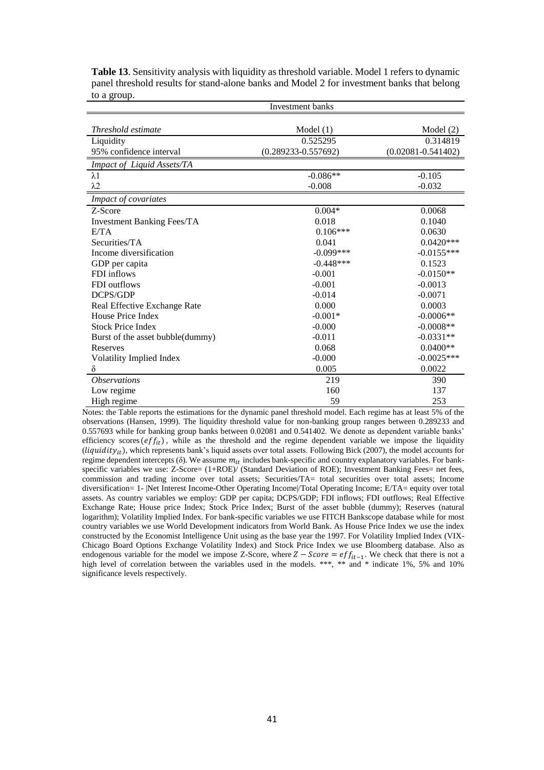**Table 13**. Sensitivity analysis with liquidity as threshold variable. Model 1 refers to dynamic panel threshold results for stand-alone banks and Model 2 for investment banks that belong to a group.

| Investment banks | | |
|---|---|---|
| *Threshold estimate* | Model (1) | Model (2) |
| Liquidity | 0.525295 | 0.314819 |
| 95% confidence interval | (0.289233-0.557692) | (0.02081-0.541402) |
| *Impact of Liquid Assets/TA* | | |
| λ1 | -0.086** | -0.105 |
| λ2 | -0.008 | -0.032 |
| *Impact of covariates* | | |
| Z-Score | 0.004* | 0.0068 |
| Investment Banking Fees/TA | 0.018 | 0.1040 |
| E/TA | 0.106*** | 0.0630 |
| Securities/TA | 0.041 | 0.0420*** |
| Income diversification | -0.099*** | -0.0155*** |
| GDP per capita | -0.448*** | 0.1523 |
| FDI inflows | -0.001 | -0.0150** |
| FDI outflows | -0.001 | -0.0013 |
| DCPS/GDP | -0.014 | -0.0071 |
| Real Effective Exchange Rate | 0.000 | 0.0003 |
| House Price Index | -0.001* | -0.0006** |
| Stock Price Index | -0.000 | -0.0008** |
| Burst of the asset bubble(dummy) | -0.011 | -0.0331** |
| Reserves | 0.068 | 0.0400** |
| Volatility Implied Index | -0.000 | -0.0025*** |
| δ | 0.005 | 0.0022 |
| *Observations* | 219 | 390 |
| Low regime | 160 | 137 |
| High regime | 59 | 253 |

Notes: the Table reports the estimations for the dynamic panel threshold model. Each regime has at least 5% of the observations (Hansen, 1999). The liquidity threshold value for non-banking group ranges between 0.289233 and 0.557693 while for banking group banks between 0.02081 and 0.541402. We denote as dependent variable banks' efficiency scores ($eff_{it}$), while as the threshold and the regime dependent variable we impose the liquidity ($liquidity_{it}$), which represents bank's liquid assets over total assets. Following Bick (2007), the model accounts for regime dependent intercepts (δ). We assume $m_{it}$ includes bank-specific and country explanatory variables. For bank-specific variables we use: Z-Score= (1+ROE)/ (Standard Deviation of ROE); Investment Banking Fees= net fees, commission and trading income over total assets; Securities/TA= total securities over total assets; Income diversification= 1- |Net Interest Income-Other Operating Income|/Total Operating Income; E/TA= equity over total assets. As country variables we employ: GDP per capita; DCPS/GDP; FDI inflows; FDI outflows; Real Effective Exchange Rate; House price Index; Stock Price Index; Burst of the asset bubble (dummy); Reserves (natural logarithm); Volatility Implied Index. For bank-specific variables we use FITCH Bankscope database while for most country variables we use World Development indicators from World Bank. As House Price Index we use the index constructed by the Economist Intelligence Unit using as the base year the 1997. For Volatility Implied Index (VIX-Chicago Board Options Exchange Volatility Index) and Stock Price Index we use Bloomberg database. Also as endogenous variable for the model we impose Z-Score, where $Z-Score = eff_{it-1}$. We check that there is not a high level of correlation between the variables used in the models. ***, ** and * indicate 1%, 5% and 10% significance levels respectively.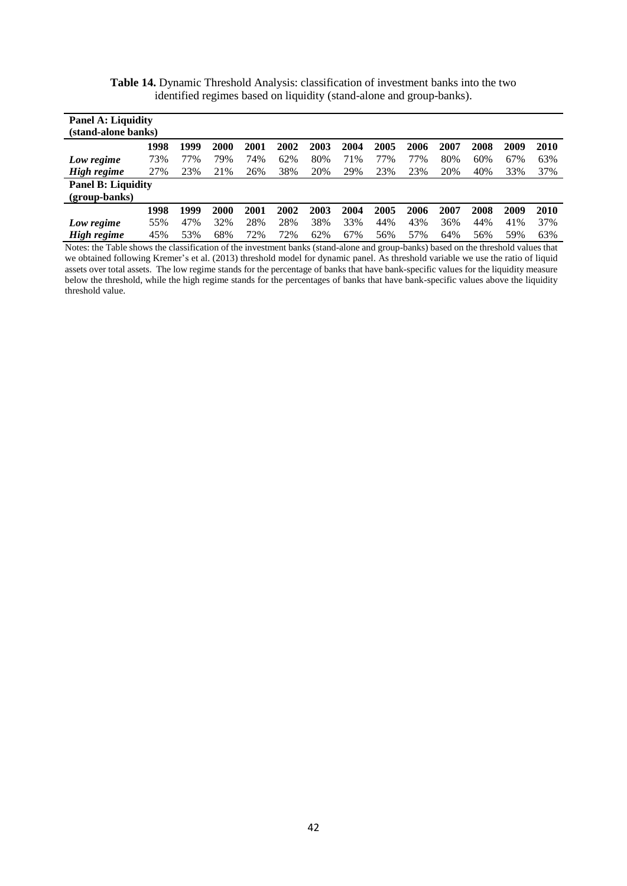**Table 14.** Dynamic Threshold Analysis: classification of investment banks into the two identified regimes based on liquidity (stand-alone and group-banks).

| **Panel A: Liquidity (stand-alone banks)** | | | | | | | | | | | | | |
|---|---|---|---|---|---|---|---|---|---|---|---|---|---|
| | **1998** | **1999** | **2000** | **2001** | **2002** | **2003** | **2004** | **2005** | **2006** | **2007** | **2008** | **2009** | **2010** |
| ***Low regime*** | 73% | 77% | 79% | 74% | 62% | 80% | 71% | 77% | 77% | 80% | 60% | 67% | 63% |
| ***High regime*** | 27% | 23% | 21% | 26% | 38% | 20% | 29% | 23% | 23% | 20% | 40% | 33% | 37% |
| **Panel B: Liquidity (group-banks)** | | | | | | | | | | | | | |
| | **1998** | **1999** | **2000** | **2001** | **2002** | **2003** | **2004** | **2005** | **2006** | **2007** | **2008** | **2009** | **2010** |
| ***Low regime*** | 55% | 47% | 32% | 28% | 28% | 38% | 33% | 44% | 43% | 36% | 44% | 41% | 37% |
| ***High regime*** | 45% | 53% | 68% | 72% | 72% | 62% | 67% | 56% | 57% | 64% | 56% | 59% | 63% |

Notes: the Table shows the classification of the investment banks (stand-alone and group-banks) based on the threshold values that we obtained following Kremer's et al. (2013) threshold model for dynamic panel. As threshold variable we use the ratio of liquid assets over total assets. The low regime stands for the percentage of banks that have bank-specific values for the liquidity measure below the threshold, while the high regime stands for the percentages of banks that have bank-specific values above the liquidity threshold value.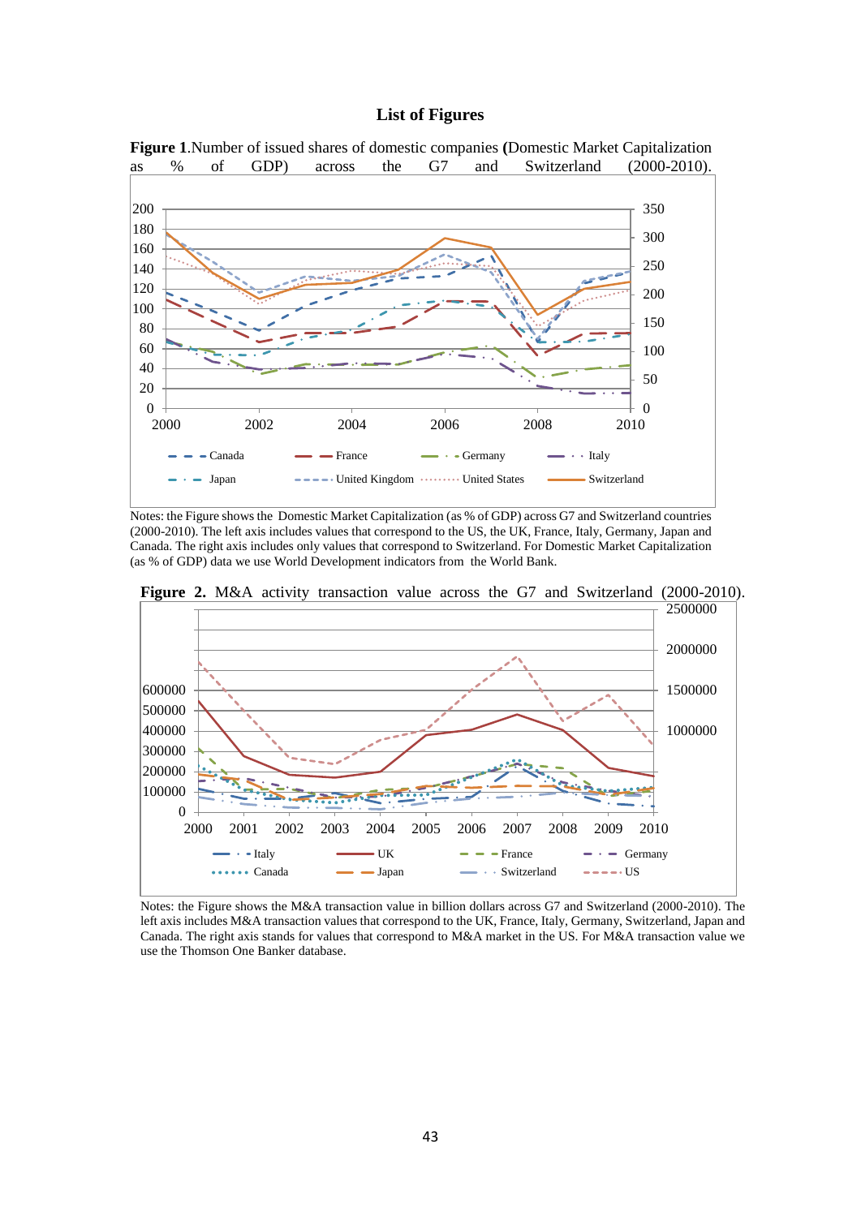# List of Figures

**Figure 1**.Number of issued shares of domestic companies **(**Domestic Market Capitalization as % of GDP) across the G7 and Switzerland (2000-2010).

Notes: the Figure shows the Domestic Market Capitalization (as % of GDP) across G7 and Switzerland countries (2000-2010). The left axis includes values that correspond to the US, the UK, France, Italy, Germany, Japan and Canada. The right axis includes only values that correspond to Switzerland. For Domestic Market Capitalization (as % of GDP) data we use World Development indicators from the World Bank.

**Figure 2.** M&A activity transaction value across the G7 and Switzerland (2000-2010).

Notes: the Figure shows the M&A transaction value in billion dollars across G7 and Switzerland (2000-2010). The left axis includes M&A transaction values that correspond to the UK, France, Italy, Germany, Switzerland, Japan and Canada. The right axis stands for values that correspond to M&A market in the US. For M&A transaction value we use the Thomson One Banker database.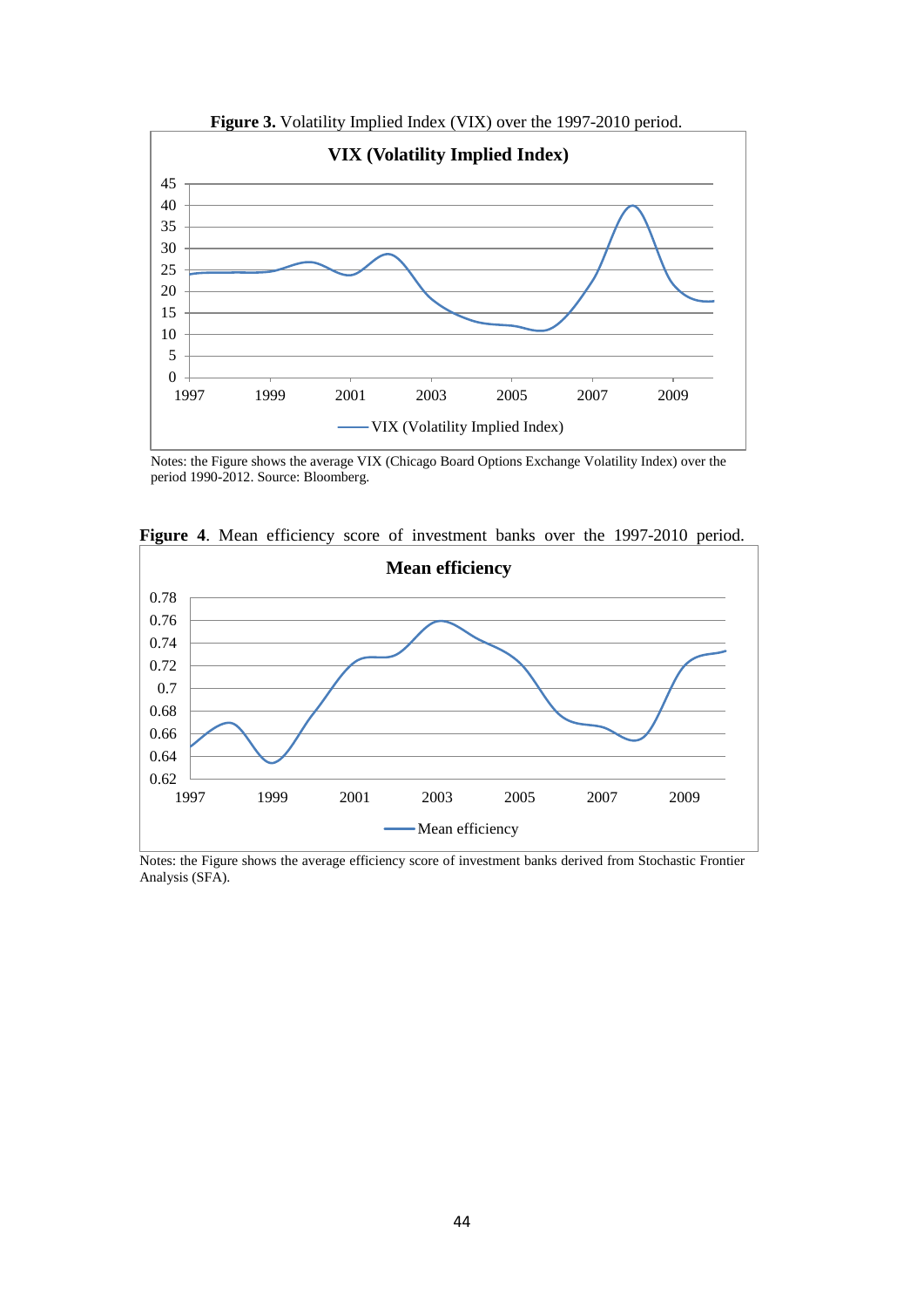**Figure 3.** Volatility Implied Index (VIX) over the 1997-2010 period.

VIX (Volatility Implied Index)

45
40
35
30
25
20
15
10
5
0

1997 1999 2001 2003 2005 2007 2009

VIX (Volatility Implied Index)

Notes: the Figure shows the average VIX (Chicago Board Options Exchange Volatility Index) over the period 1990-2012. Source: Bloomberg.

**Figure 4**. Mean efficiency score of investment banks over the 1997-2010 period.

Mean efficiency

0.78
0.76
0.74
0.72
0.7
0.68
0.66
0.64
0.62

1997 1999 2001 2003 2005 2007 2009

Mean efficiency

Notes: the Figure shows the average efficiency score of investment banks derived from Stochastic Frontier Analysis (SFA).